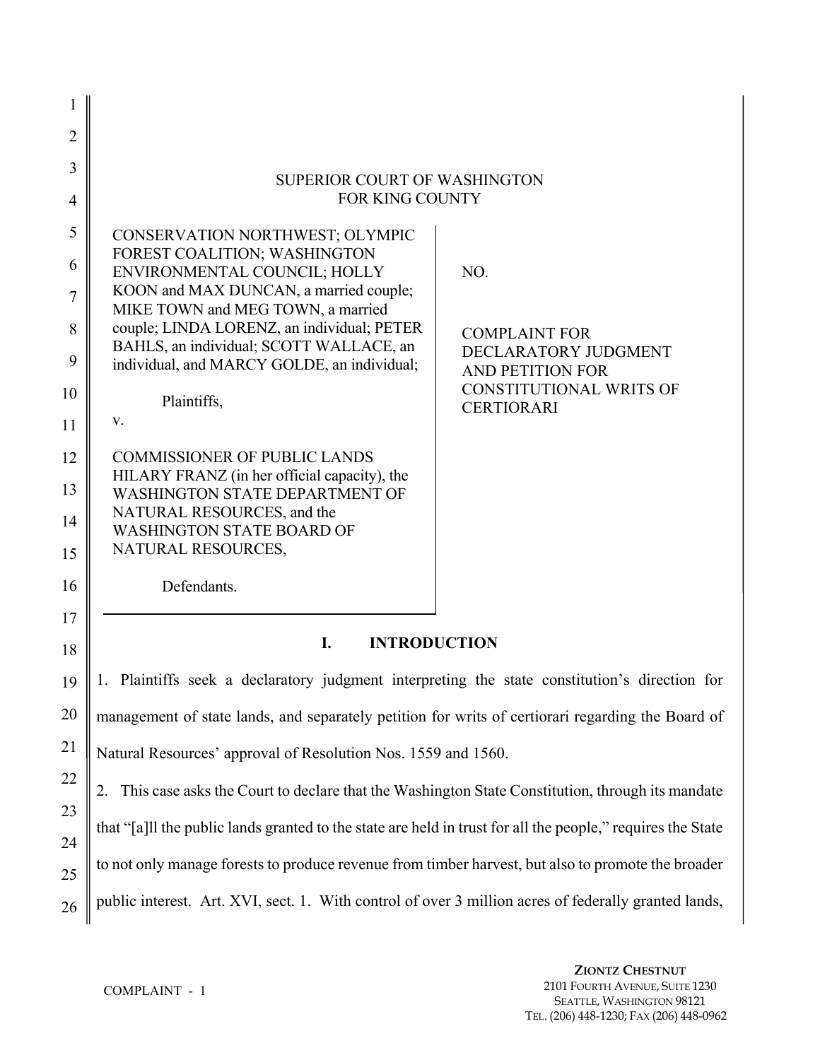SUPERIOR COURT OF WASHINGTON
FOR KING COUNTY

| | |
|---|---|
| CONSERVATION NORTHWEST; OLYMPIC FOREST COALITION; WASHINGTON ENVIRONMENTAL COUNCIL; HOLLY KOON and MAX DUNCAN, a married couple; MIKE TOWN and MEG TOWN, a married couple; LINDA LORENZ, an individual; PETER BAHLS, an individual; SCOTT WALLACE, an individual, and MARCY GOLDE, an individual;<br><br>Plaintiffs,<br><br>v.<br><br>COMMISSIONER OF PUBLIC LANDS HILARY FRANZ (in her official capacity), the WASHINGTON STATE DEPARTMENT OF NATURAL RESOURCES, and the WASHINGTON STATE BOARD OF NATURAL RESOURCES,<br><br>Defendants. | NO.<br><br>COMPLAINT FOR DECLARATORY JUDGMENT AND PETITION FOR CONSTITUTIONAL WRITS OF CERTIORARI |

## I. INTRODUCTION

1. Plaintiffs seek a declaratory judgment interpreting the state constitution's direction for management of state lands, and separately petition for writs of certiorari regarding the Board of Natural Resources' approval of Resolution Nos. 1559 and 1560.

2. This case asks the Court to declare that the Washington State Constitution, through its mandate that "[a]ll the public lands granted to the state are held in trust for all the people," requires the State to not only manage forests to produce revenue from timber harvest, but also to promote the broader public interest. Art. XVI, sect. 1. With control of over 3 million acres of federally granted lands,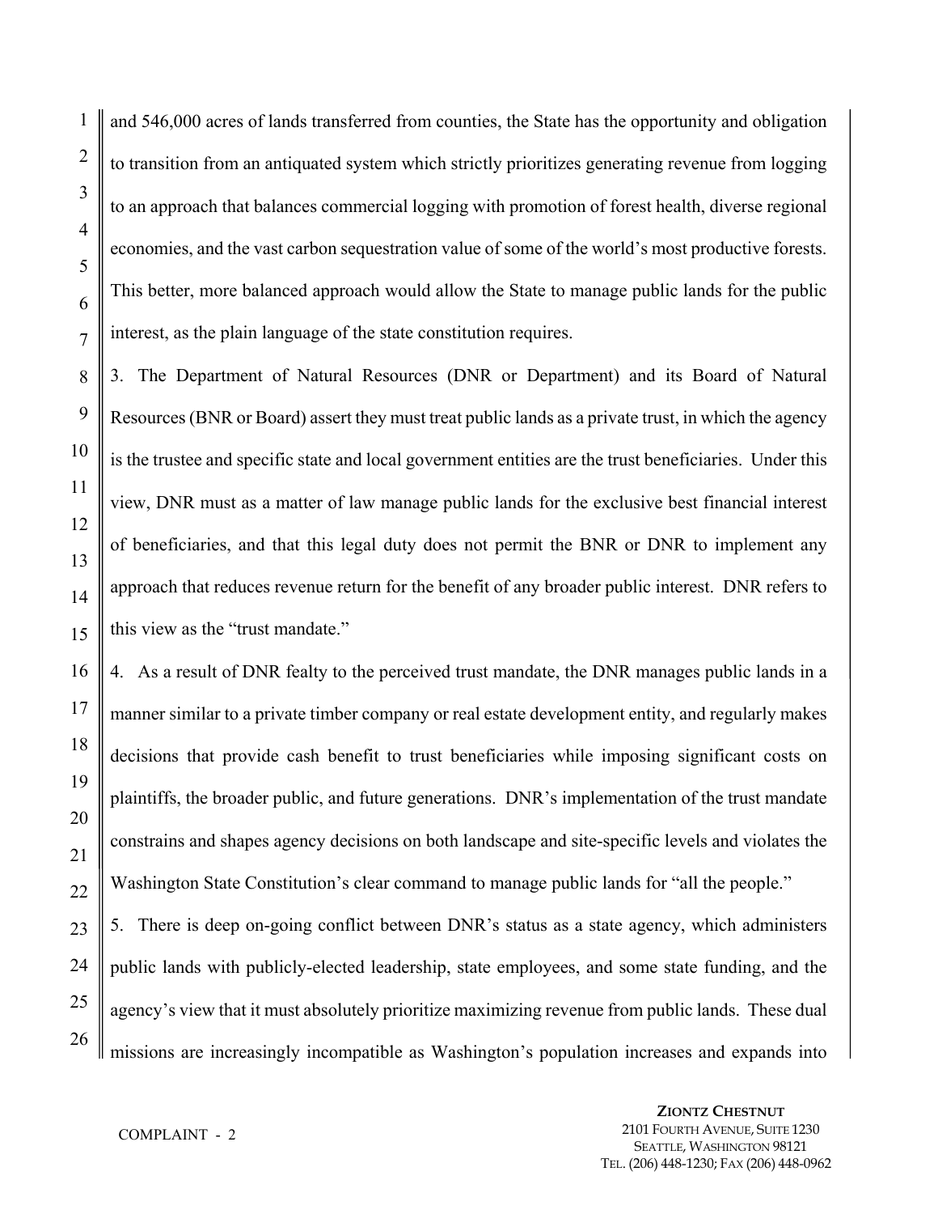and 546,000 acres of lands transferred from counties, the State has the opportunity and obligation to transition from an antiquated system which strictly prioritizes generating revenue from logging to an approach that balances commercial logging with promotion of forest health, diverse regional economies, and the vast carbon sequestration value of some of the world's most productive forests. This better, more balanced approach would allow the State to manage public lands for the public interest, as the plain language of the state constitution requires.

3. The Department of Natural Resources (DNR or Department) and its Board of Natural Resources (BNR or Board) assert they must treat public lands as a private trust, in which the agency is the trustee and specific state and local government entities are the trust beneficiaries. Under this view, DNR must as a matter of law manage public lands for the exclusive best financial interest of beneficiaries, and that this legal duty does not permit the BNR or DNR to implement any approach that reduces revenue return for the benefit of any broader public interest. DNR refers to this view as the "trust mandate."

4. As a result of DNR fealty to the perceived trust mandate, the DNR manages public lands in a manner similar to a private timber company or real estate development entity, and regularly makes decisions that provide cash benefit to trust beneficiaries while imposing significant costs on plaintiffs, the broader public, and future generations. DNR's implementation of the trust mandate constrains and shapes agency decisions on both landscape and site-specific levels and violates the Washington State Constitution's clear command to manage public lands for "all the people."

5. There is deep on-going conflict between DNR's status as a state agency, which administers public lands with publicly-elected leadership, state employees, and some state funding, and the agency's view that it must absolutely prioritize maximizing revenue from public lands. These dual missions are increasingly incompatible as Washington's population increases and expands into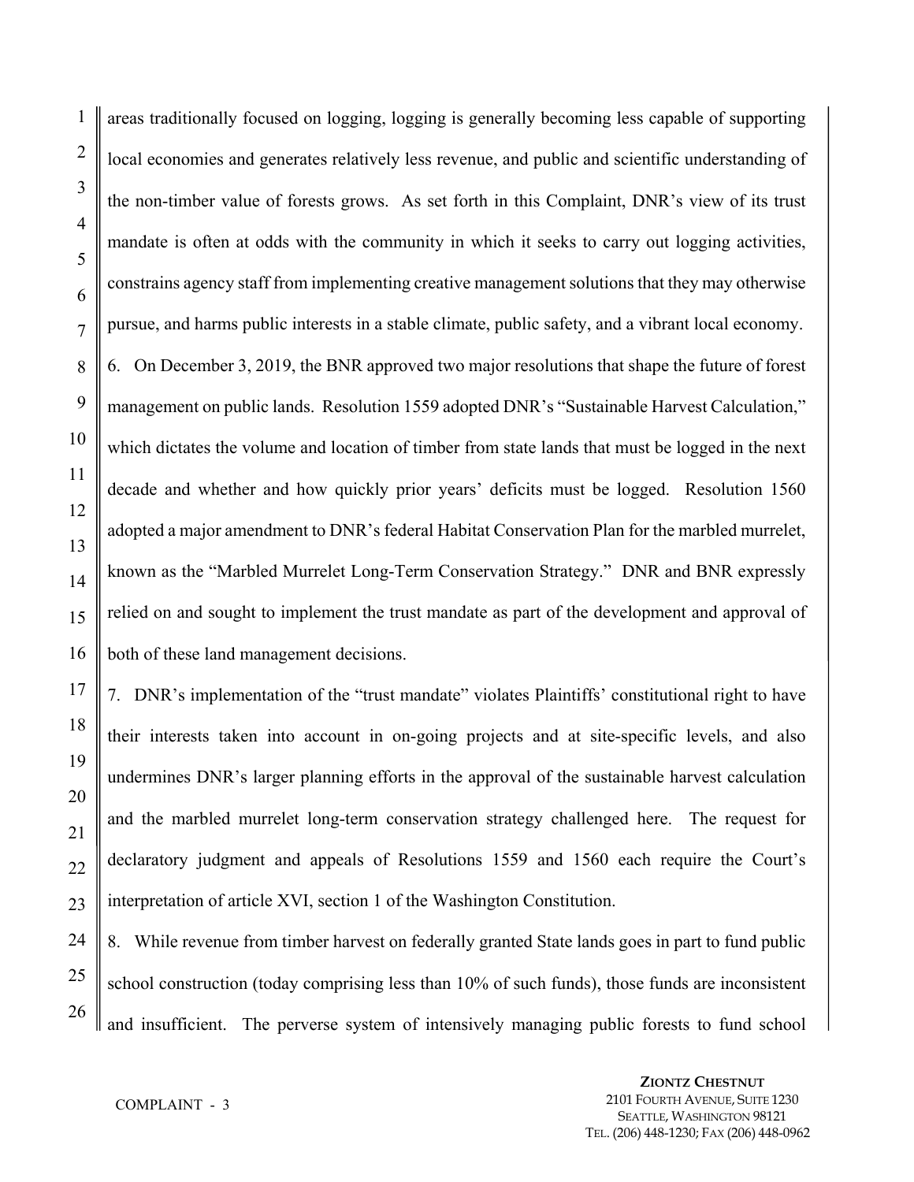areas traditionally focused on logging, logging is generally becoming less capable of supporting local economies and generates relatively less revenue, and public and scientific understanding of the non-timber value of forests grows. As set forth in this Complaint, DNR's view of its trust mandate is often at odds with the community in which it seeks to carry out logging activities, constrains agency staff from implementing creative management solutions that they may otherwise pursue, and harms public interests in a stable climate, public safety, and a vibrant local economy.

6. On December 3, 2019, the BNR approved two major resolutions that shape the future of forest management on public lands. Resolution 1559 adopted DNR's "Sustainable Harvest Calculation," which dictates the volume and location of timber from state lands that must be logged in the next decade and whether and how quickly prior years' deficits must be logged. Resolution 1560 adopted a major amendment to DNR's federal Habitat Conservation Plan for the marbled murrelet, known as the "Marbled Murrelet Long-Term Conservation Strategy." DNR and BNR expressly relied on and sought to implement the trust mandate as part of the development and approval of both of these land management decisions.

7. DNR's implementation of the "trust mandate" violates Plaintiffs' constitutional right to have their interests taken into account in on-going projects and at site-specific levels, and also undermines DNR's larger planning efforts in the approval of the sustainable harvest calculation and the marbled murrelet long-term conservation strategy challenged here. The request for declaratory judgment and appeals of Resolutions 1559 and 1560 each require the Court's interpretation of article XVI, section 1 of the Washington Constitution.

8. While revenue from timber harvest on federally granted State lands goes in part to fund public school construction (today comprising less than 10% of such funds), those funds are inconsistent and insufficient. The perverse system of intensively managing public forests to fund school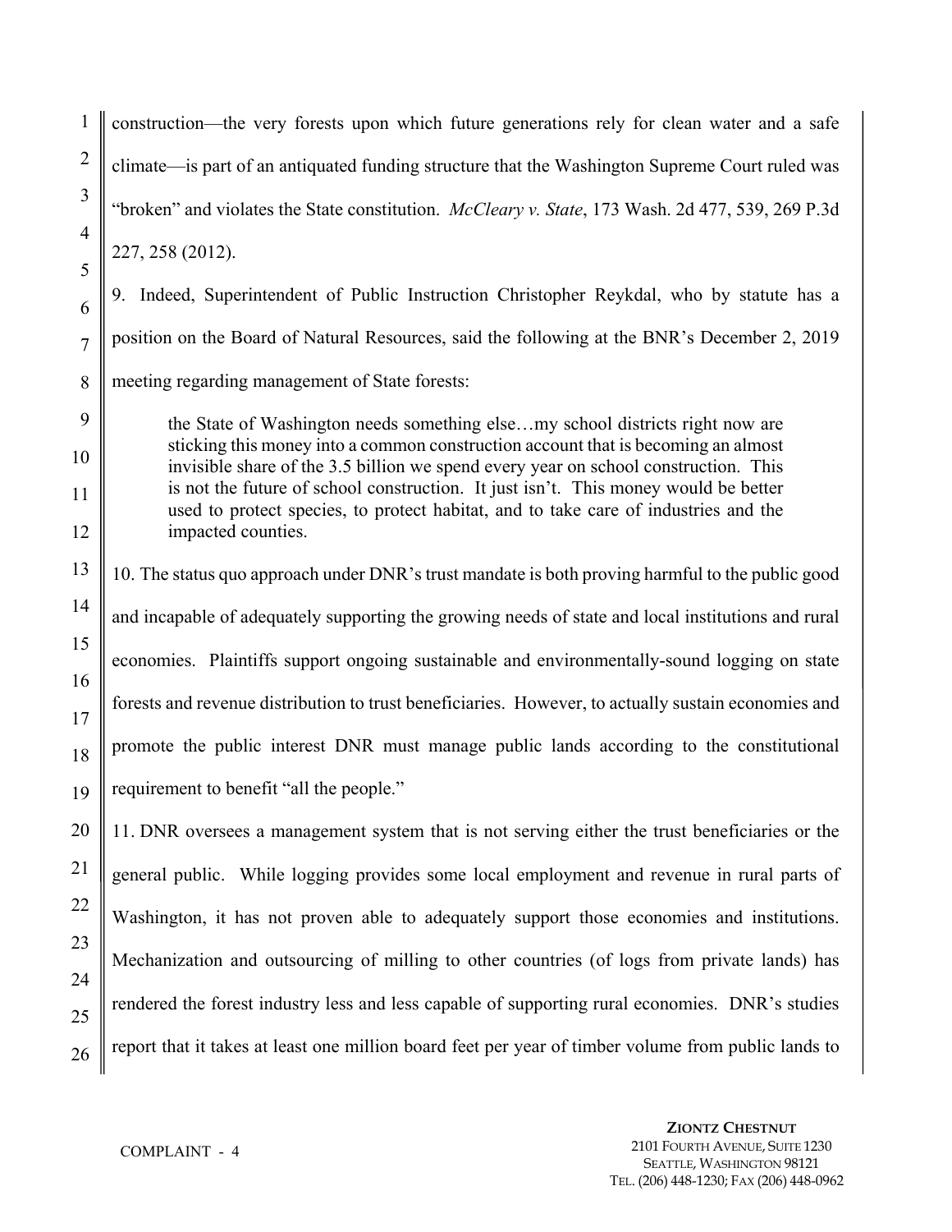construction—the very forests upon which future generations rely for clean water and a safe climate—is part of an antiquated funding structure that the Washington Supreme Court ruled was "broken" and violates the State constitution. *McCleary v. State*, 173 Wash. 2d 477, 539, 269 P.3d 227, 258 (2012).

9. Indeed, Superintendent of Public Instruction Christopher Reykdal, who by statute has a position on the Board of Natural Resources, said the following at the BNR's December 2, 2019 meeting regarding management of State forests:

> the State of Washington needs something else…my school districts right now are sticking this money into a common construction account that is becoming an almost invisible share of the 3.5 billion we spend every year on school construction. This is not the future of school construction. It just isn't. This money would be better used to protect species, to protect habitat, and to take care of industries and the impacted counties.

10. The status quo approach under DNR's trust mandate is both proving harmful to the public good and incapable of adequately supporting the growing needs of state and local institutions and rural economies. Plaintiffs support ongoing sustainable and environmentally-sound logging on state forests and revenue distribution to trust beneficiaries. However, to actually sustain economies and promote the public interest DNR must manage public lands according to the constitutional requirement to benefit "all the people."

11. DNR oversees a management system that is not serving either the trust beneficiaries or the general public. While logging provides some local employment and revenue in rural parts of Washington, it has not proven able to adequately support those economies and institutions. Mechanization and outsourcing of milling to other countries (of logs from private lands) has rendered the forest industry less and less capable of supporting rural economies. DNR's studies report that it takes at least one million board feet per year of timber volume from public lands to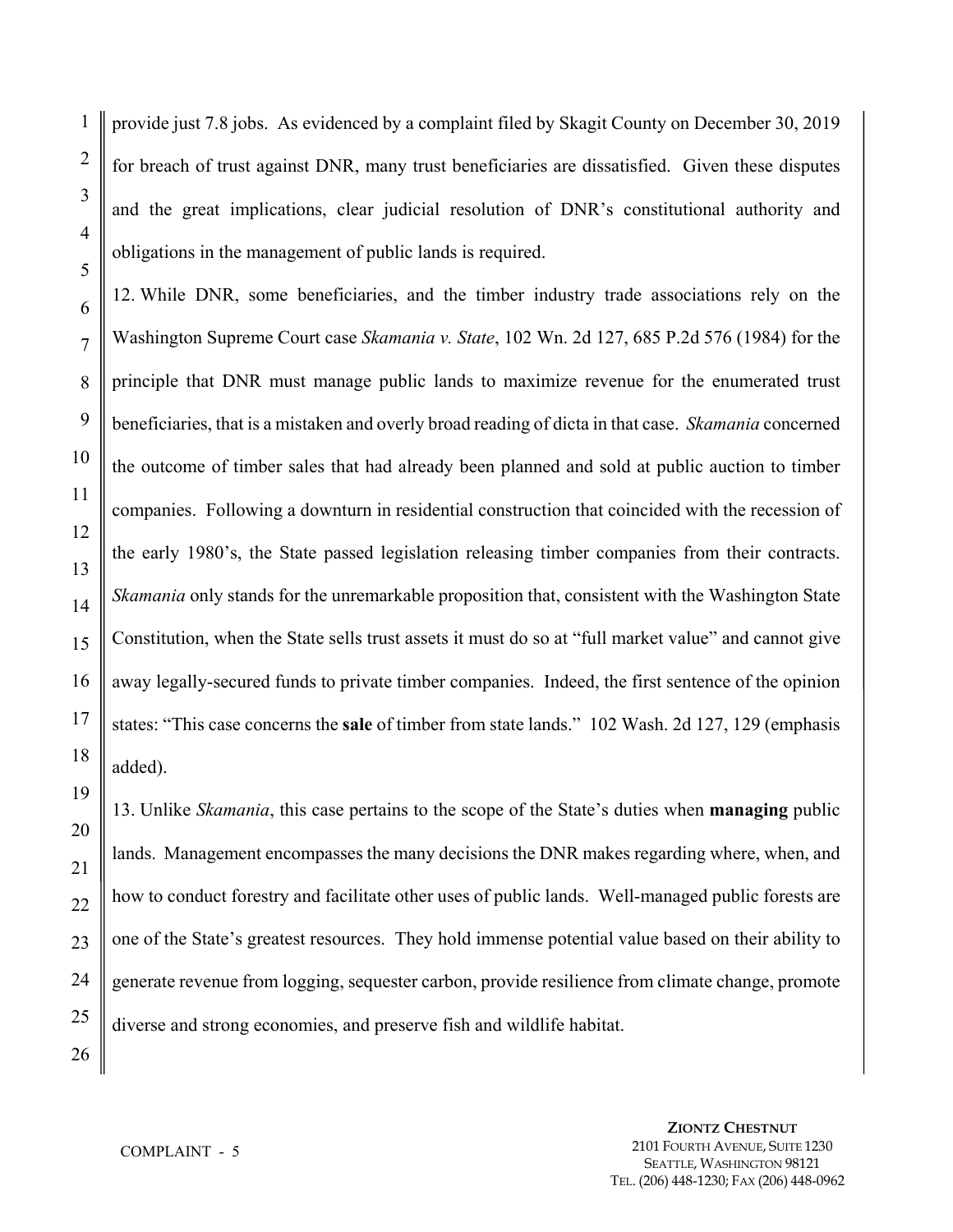provide just 7.8 jobs. As evidenced by a complaint filed by Skagit County on December 30, 2019 for breach of trust against DNR, many trust beneficiaries are dissatisfied. Given these disputes and the great implications, clear judicial resolution of DNR's constitutional authority and obligations in the management of public lands is required.

12. While DNR, some beneficiaries, and the timber industry trade associations rely on the Washington Supreme Court case *Skamania v. State*, 102 Wn. 2d 127, 685 P.2d 576 (1984) for the principle that DNR must manage public lands to maximize revenue for the enumerated trust beneficiaries, that is a mistaken and overly broad reading of dicta in that case. *Skamania* concerned the outcome of timber sales that had already been planned and sold at public auction to timber companies. Following a downturn in residential construction that coincided with the recession of the early 1980's, the State passed legislation releasing timber companies from their contracts. *Skamania* only stands for the unremarkable proposition that, consistent with the Washington State Constitution, when the State sells trust assets it must do so at "full market value" and cannot give away legally-secured funds to private timber companies. Indeed, the first sentence of the opinion states: "This case concerns the **sale** of timber from state lands." 102 Wash. 2d 127, 129 (emphasis added).

13. Unlike *Skamania*, this case pertains to the scope of the State's duties when **managing** public lands. Management encompasses the many decisions the DNR makes regarding where, when, and how to conduct forestry and facilitate other uses of public lands. Well-managed public forests are one of the State's greatest resources. They hold immense potential value based on their ability to generate revenue from logging, sequester carbon, provide resilience from climate change, promote diverse and strong economies, and preserve fish and wildlife habitat.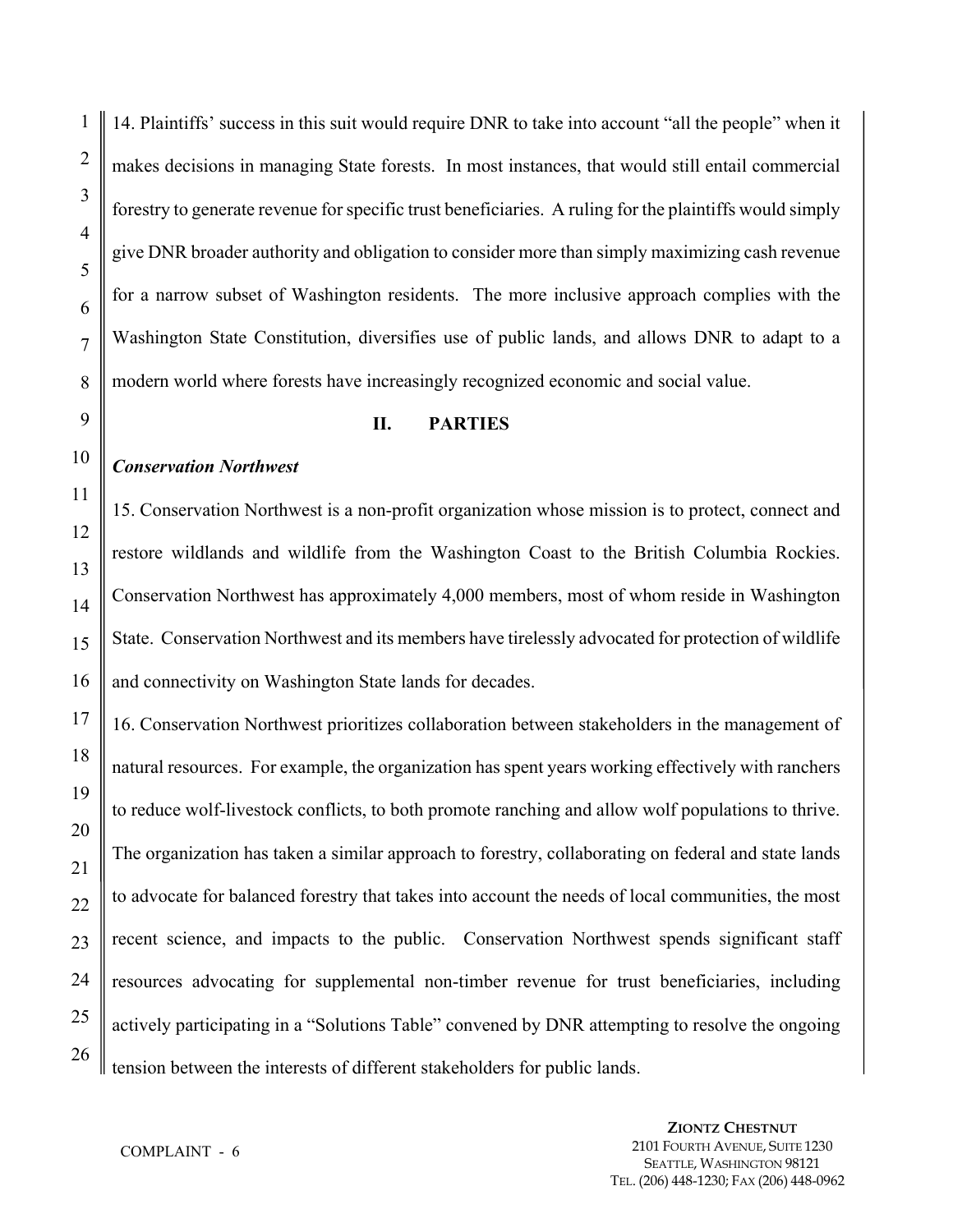14. Plaintiffs' success in this suit would require DNR to take into account "all the people" when it makes decisions in managing State forests. In most instances, that would still entail commercial forestry to generate revenue for specific trust beneficiaries. A ruling for the plaintiffs would simply give DNR broader authority and obligation to consider more than simply maximizing cash revenue for a narrow subset of Washington residents. The more inclusive approach complies with the Washington State Constitution, diversifies use of public lands, and allows DNR to adapt to a modern world where forests have increasingly recognized economic and social value.

## II. PARTIES

***Conservation Northwest***

15. Conservation Northwest is a non-profit organization whose mission is to protect, connect and restore wildlands and wildlife from the Washington Coast to the British Columbia Rockies. Conservation Northwest has approximately 4,000 members, most of whom reside in Washington State. Conservation Northwest and its members have tirelessly advocated for protection of wildlife and connectivity on Washington State lands for decades.

16. Conservation Northwest prioritizes collaboration between stakeholders in the management of natural resources. For example, the organization has spent years working effectively with ranchers to reduce wolf-livestock conflicts, to both promote ranching and allow wolf populations to thrive. The organization has taken a similar approach to forestry, collaborating on federal and state lands to advocate for balanced forestry that takes into account the needs of local communities, the most recent science, and impacts to the public. Conservation Northwest spends significant staff resources advocating for supplemental non-timber revenue for trust beneficiaries, including actively participating in a "Solutions Table" convened by DNR attempting to resolve the ongoing tension between the interests of different stakeholders for public lands.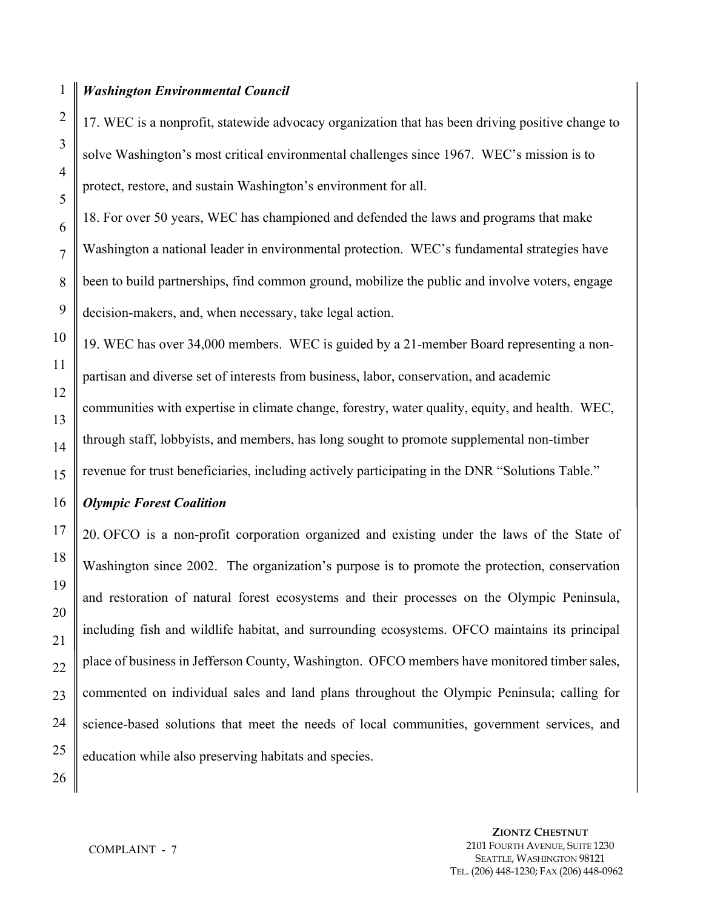***Washington Environmental Council***

17. WEC is a nonprofit, statewide advocacy organization that has been driving positive change to solve Washington's most critical environmental challenges since 1967. WEC's mission is to protect, restore, and sustain Washington's environment for all.

18. For over 50 years, WEC has championed and defended the laws and programs that make Washington a national leader in environmental protection. WEC's fundamental strategies have been to build partnerships, find common ground, mobilize the public and involve voters, engage decision-makers, and, when necessary, take legal action.

19. WEC has over 34,000 members. WEC is guided by a 21-member Board representing a non-partisan and diverse set of interests from business, labor, conservation, and academic communities with expertise in climate change, forestry, water quality, equity, and health. WEC, through staff, lobbyists, and members, has long sought to promote supplemental non-timber revenue for trust beneficiaries, including actively participating in the DNR "Solutions Table."

***Olympic Forest Coalition***

20. OFCO is a non-profit corporation organized and existing under the laws of the State of Washington since 2002. The organization's purpose is to promote the protection, conservation and restoration of natural forest ecosystems and their processes on the Olympic Peninsula, including fish and wildlife habitat, and surrounding ecosystems. OFCO maintains its principal place of business in Jefferson County, Washington. OFCO members have monitored timber sales, commented on individual sales and land plans throughout the Olympic Peninsula; calling for science-based solutions that meet the needs of local communities, government services, and education while also preserving habitats and species.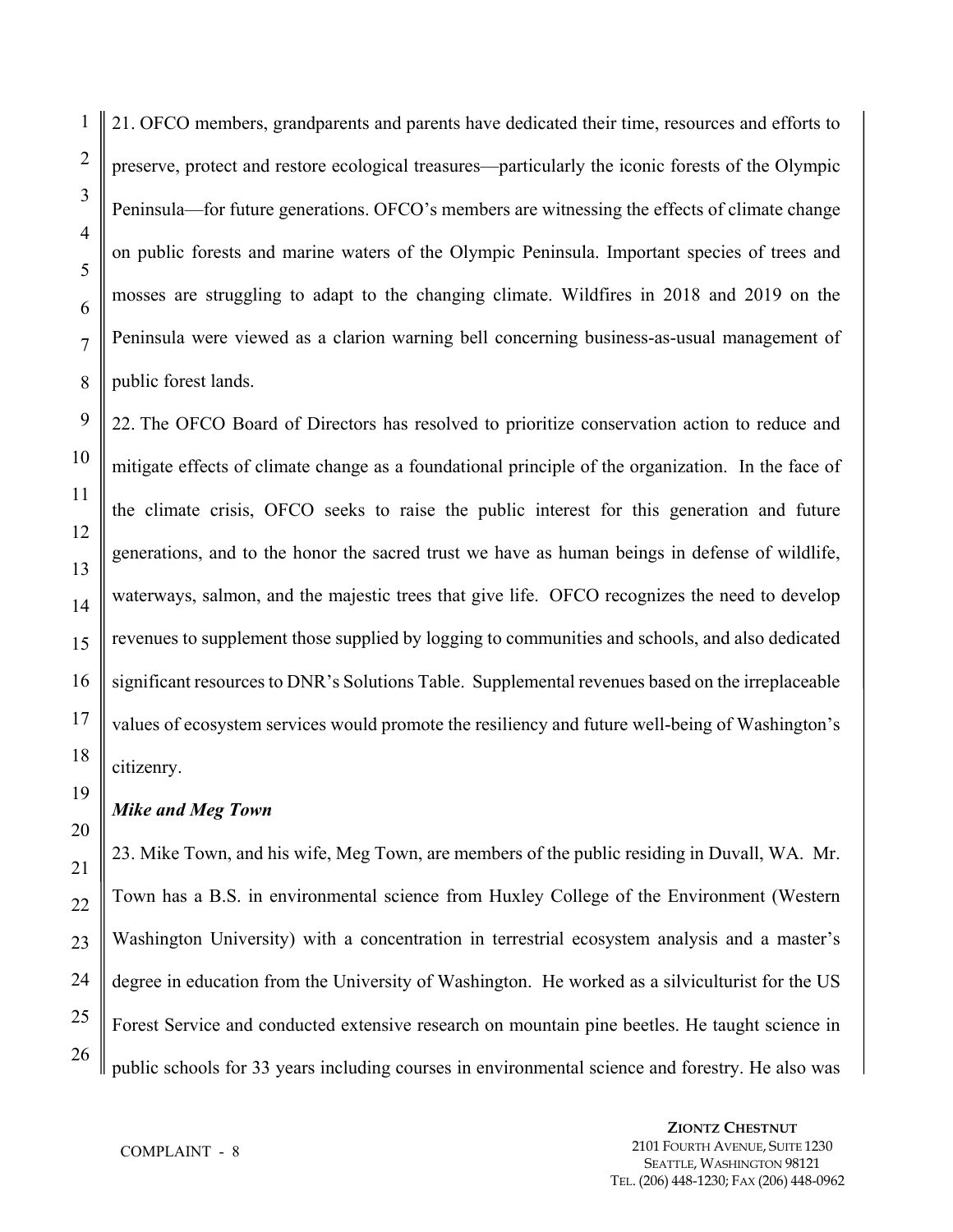21. OFCO members, grandparents and parents have dedicated their time, resources and efforts to preserve, protect and restore ecological treasures—particularly the iconic forests of the Olympic Peninsula—for future generations. OFCO's members are witnessing the effects of climate change on public forests and marine waters of the Olympic Peninsula. Important species of trees and mosses are struggling to adapt to the changing climate. Wildfires in 2018 and 2019 on the Peninsula were viewed as a clarion warning bell concerning business-as-usual management of public forest lands.

22. The OFCO Board of Directors has resolved to prioritize conservation action to reduce and mitigate effects of climate change as a foundational principle of the organization. In the face of the climate crisis, OFCO seeks to raise the public interest for this generation and future generations, and to the honor the sacred trust we have as human beings in defense of wildlife, waterways, salmon, and the majestic trees that give life. OFCO recognizes the need to develop revenues to supplement those supplied by logging to communities and schools, and also dedicated significant resources to DNR's Solutions Table. Supplemental revenues based on the irreplaceable values of ecosystem services would promote the resiliency and future well-being of Washington's citizenry.

***Mike and Meg Town***

23. Mike Town, and his wife, Meg Town, are members of the public residing in Duvall, WA. Mr. Town has a B.S. in environmental science from Huxley College of the Environment (Western Washington University) with a concentration in terrestrial ecosystem analysis and a master's degree in education from the University of Washington. He worked as a silviculturist for the US Forest Service and conducted extensive research on mountain pine beetles. He taught science in public schools for 33 years including courses in environmental science and forestry. He also was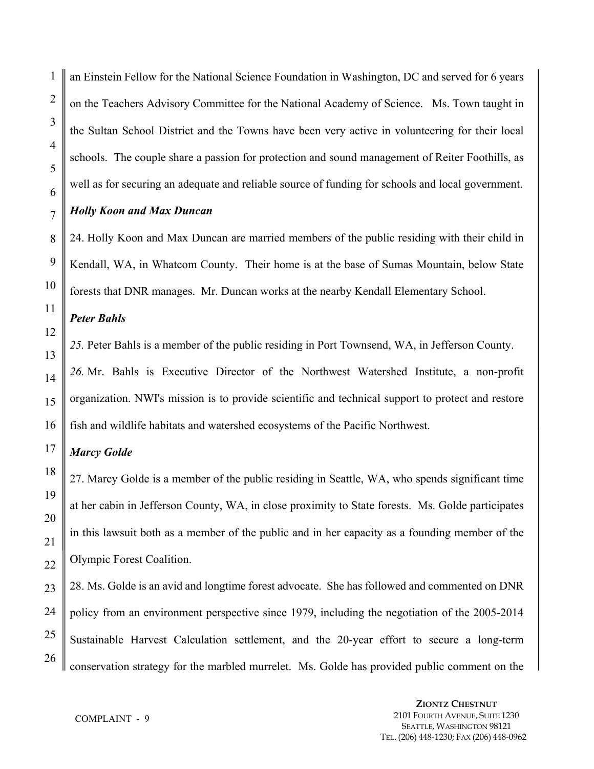an Einstein Fellow for the National Science Foundation in Washington, DC and served for 6 years on the Teachers Advisory Committee for the National Academy of Science. Ms. Town taught in the Sultan School District and the Towns have been very active in volunteering for their local schools. The couple share a passion for protection and sound management of Reiter Foothills, as well as for securing an adequate and reliable source of funding for schools and local government.

***Holly Koon and Max Duncan***

24. Holly Koon and Max Duncan are married members of the public residing with their child in Kendall, WA, in Whatcom County. Their home is at the base of Sumas Mountain, below State forests that DNR manages. Mr. Duncan works at the nearby Kendall Elementary School.

***Peter Bahls***

*25.* Peter Bahls is a member of the public residing in Port Townsend, WA, in Jefferson County.

*26.* Mr. Bahls is Executive Director of the Northwest Watershed Institute, a non-profit organization. NWI's mission is to provide scientific and technical support to protect and restore fish and wildlife habitats and watershed ecosystems of the Pacific Northwest.

***Marcy Golde***

27. Marcy Golde is a member of the public residing in Seattle, WA, who spends significant time at her cabin in Jefferson County, WA, in close proximity to State forests. Ms. Golde participates in this lawsuit both as a member of the public and in her capacity as a founding member of the Olympic Forest Coalition.

28. Ms. Golde is an avid and longtime forest advocate. She has followed and commented on DNR policy from an environment perspective since 1979, including the negotiation of the 2005-2014 Sustainable Harvest Calculation settlement, and the 20-year effort to secure a long-term conservation strategy for the marbled murrelet. Ms. Golde has provided public comment on the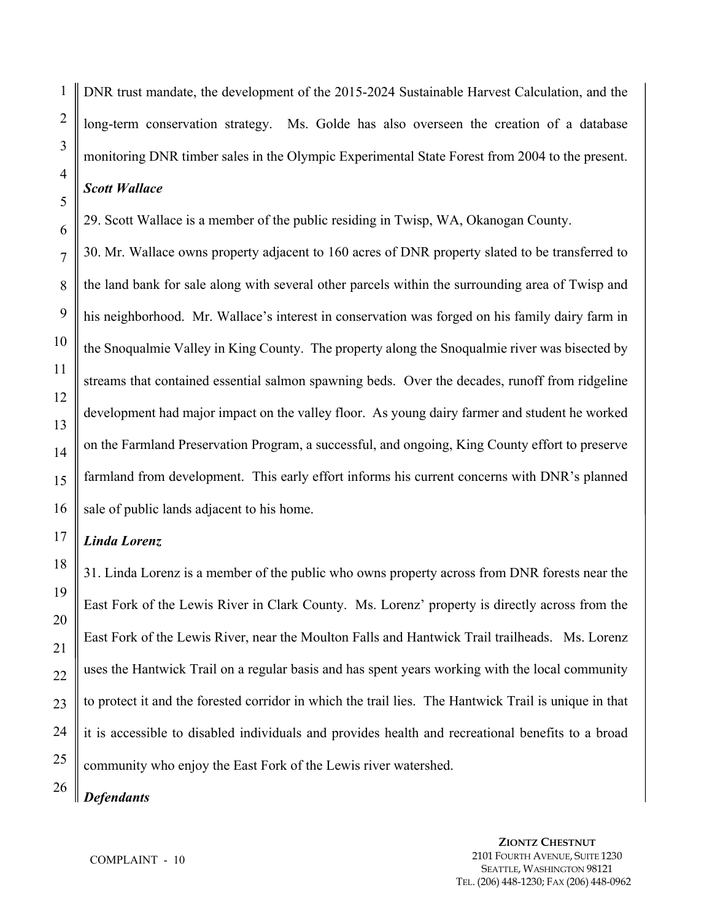DNR trust mandate, the development of the 2015-2024 Sustainable Harvest Calculation, and the long-term conservation strategy. Ms. Golde has also overseen the creation of a database monitoring DNR timber sales in the Olympic Experimental State Forest from 2004 to the present.

***Scott Wallace***

29. Scott Wallace is a member of the public residing in Twisp, WA, Okanogan County.

30. Mr. Wallace owns property adjacent to 160 acres of DNR property slated to be transferred to the land bank for sale along with several other parcels within the surrounding area of Twisp and his neighborhood. Mr. Wallace's interest in conservation was forged on his family dairy farm in the Snoqualmie Valley in King County. The property along the Snoqualmie river was bisected by streams that contained essential salmon spawning beds. Over the decades, runoff from ridgeline development had major impact on the valley floor. As young dairy farmer and student he worked on the Farmland Preservation Program, a successful, and ongoing, King County effort to preserve farmland from development. This early effort informs his current concerns with DNR's planned sale of public lands adjacent to his home.

***Linda Lorenz***

31. Linda Lorenz is a member of the public who owns property across from DNR forests near the East Fork of the Lewis River in Clark County. Ms. Lorenz' property is directly across from the East Fork of the Lewis River, near the Moulton Falls and Hantwick Trail trailheads. Ms. Lorenz uses the Hantwick Trail on a regular basis and has spent years working with the local community to protect it and the forested corridor in which the trail lies. The Hantwick Trail is unique in that it is accessible to disabled individuals and provides health and recreational benefits to a broad community who enjoy the East Fork of the Lewis river watershed.

***Defendants***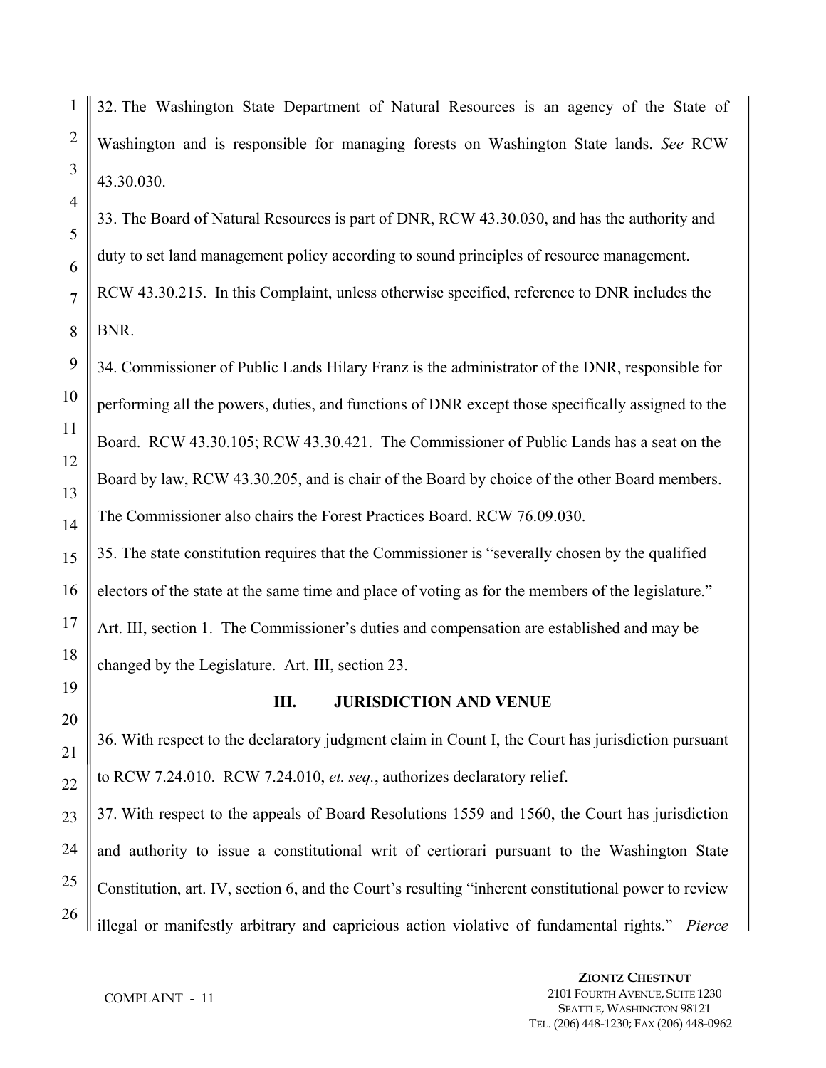32. The Washington State Department of Natural Resources is an agency of the State of Washington and is responsible for managing forests on Washington State lands. *See* RCW 43.30.030.

33. The Board of Natural Resources is part of DNR, RCW 43.30.030, and has the authority and duty to set land management policy according to sound principles of resource management. RCW 43.30.215. In this Complaint, unless otherwise specified, reference to DNR includes the BNR.

34. Commissioner of Public Lands Hilary Franz is the administrator of the DNR, responsible for performing all the powers, duties, and functions of DNR except those specifically assigned to the Board. RCW 43.30.105; RCW 43.30.421. The Commissioner of Public Lands has a seat on the Board by law, RCW 43.30.205, and is chair of the Board by choice of the other Board members. The Commissioner also chairs the Forest Practices Board. RCW 76.09.030.

35. The state constitution requires that the Commissioner is "severally chosen by the qualified electors of the state at the same time and place of voting as for the members of the legislature." Art. III, section 1. The Commissioner's duties and compensation are established and may be changed by the Legislature. Art. III, section 23.

## III. JURISDICTION AND VENUE

36. With respect to the declaratory judgment claim in Count I, the Court has jurisdiction pursuant to RCW 7.24.010. RCW 7.24.010, *et. seq.*, authorizes declaratory relief.

37. With respect to the appeals of Board Resolutions 1559 and 1560, the Court has jurisdiction and authority to issue a constitutional writ of certiorari pursuant to the Washington State Constitution, art. IV, section 6, and the Court's resulting "inherent constitutional power to review illegal or manifestly arbitrary and capricious action violative of fundamental rights." *Pierce*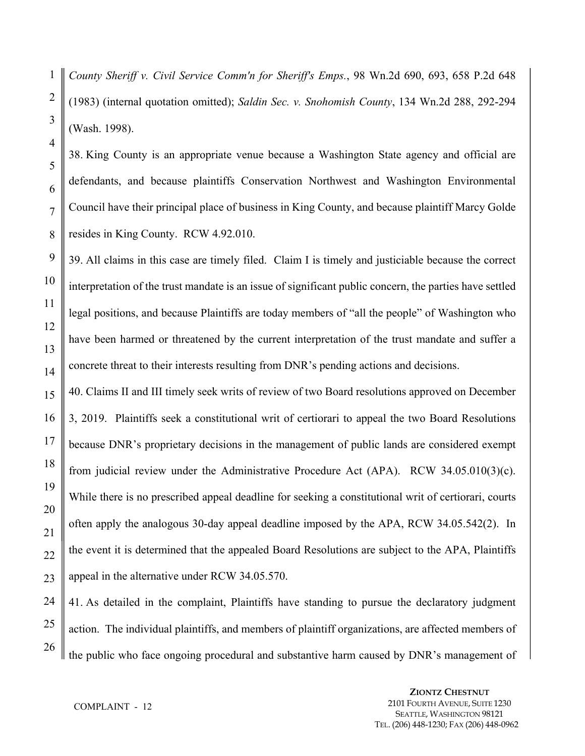*County Sheriff v. Civil Service Comm'n for Sheriff's Emps.*, 98 Wn.2d 690, 693, 658 P.2d 648 (1983) (internal quotation omitted); *Saldin Sec. v. Snohomish County*, 134 Wn.2d 288, 292-294 (Wash. 1998).

38. King County is an appropriate venue because a Washington State agency and official are defendants, and because plaintiffs Conservation Northwest and Washington Environmental Council have their principal place of business in King County, and because plaintiff Marcy Golde resides in King County. RCW 4.92.010.

39. All claims in this case are timely filed. Claim I is timely and justiciable because the correct interpretation of the trust mandate is an issue of significant public concern, the parties have settled legal positions, and because Plaintiffs are today members of "all the people" of Washington who have been harmed or threatened by the current interpretation of the trust mandate and suffer a concrete threat to their interests resulting from DNR's pending actions and decisions.

40. Claims II and III timely seek writs of review of two Board resolutions approved on December 3, 2019. Plaintiffs seek a constitutional writ of certiorari to appeal the two Board Resolutions because DNR's proprietary decisions in the management of public lands are considered exempt from judicial review under the Administrative Procedure Act (APA). RCW 34.05.010(3)(c). While there is no prescribed appeal deadline for seeking a constitutional writ of certiorari, courts often apply the analogous 30-day appeal deadline imposed by the APA, RCW 34.05.542(2). In the event it is determined that the appealed Board Resolutions are subject to the APA, Plaintiffs appeal in the alternative under RCW 34.05.570.

41. As detailed in the complaint, Plaintiffs have standing to pursue the declaratory judgment action. The individual plaintiffs, and members of plaintiff organizations, are affected members of the public who face ongoing procedural and substantive harm caused by DNR's management of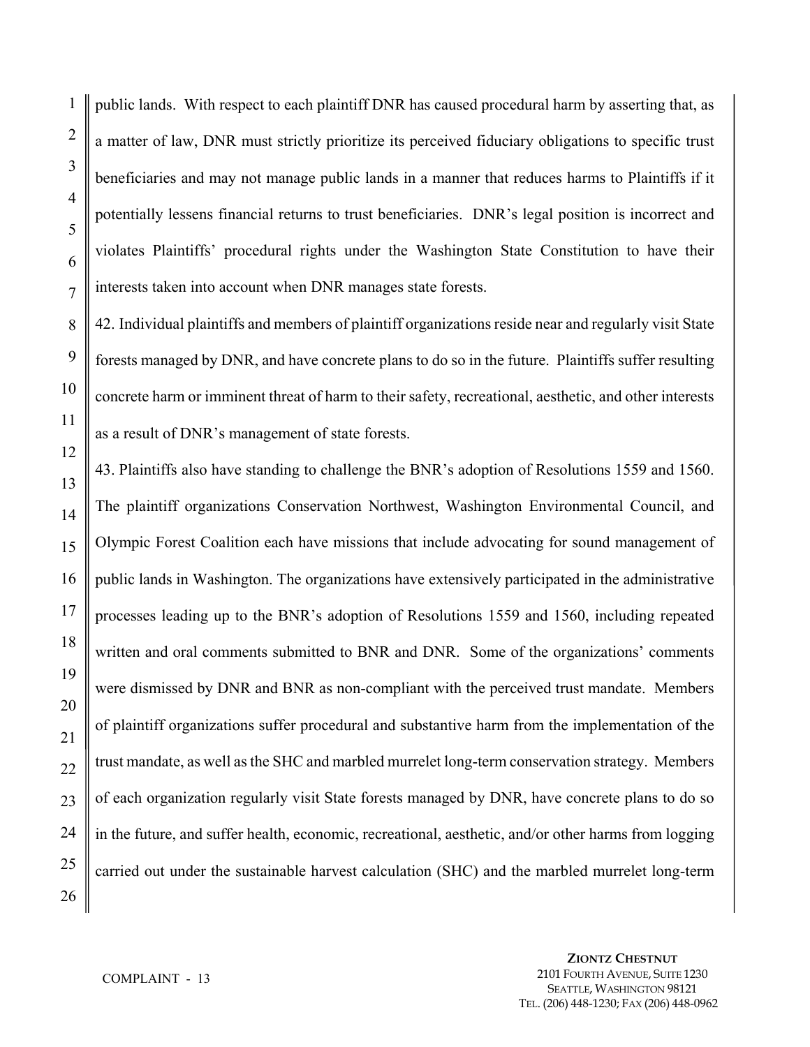public lands. With respect to each plaintiff DNR has caused procedural harm by asserting that, as a matter of law, DNR must strictly prioritize its perceived fiduciary obligations to specific trust beneficiaries and may not manage public lands in a manner that reduces harms to Plaintiffs if it potentially lessens financial returns to trust beneficiaries. DNR's legal position is incorrect and violates Plaintiffs' procedural rights under the Washington State Constitution to have their interests taken into account when DNR manages state forests.

42. Individual plaintiffs and members of plaintiff organizations reside near and regularly visit State forests managed by DNR, and have concrete plans to do so in the future. Plaintiffs suffer resulting concrete harm or imminent threat of harm to their safety, recreational, aesthetic, and other interests as a result of DNR's management of state forests.

43. Plaintiffs also have standing to challenge the BNR's adoption of Resolutions 1559 and 1560. The plaintiff organizations Conservation Northwest, Washington Environmental Council, and Olympic Forest Coalition each have missions that include advocating for sound management of public lands in Washington. The organizations have extensively participated in the administrative processes leading up to the BNR's adoption of Resolutions 1559 and 1560, including repeated written and oral comments submitted to BNR and DNR. Some of the organizations' comments were dismissed by DNR and BNR as non-compliant with the perceived trust mandate. Members of plaintiff organizations suffer procedural and substantive harm from the implementation of the trust mandate, as well as the SHC and marbled murrelet long-term conservation strategy. Members of each organization regularly visit State forests managed by DNR, have concrete plans to do so in the future, and suffer health, economic, recreational, aesthetic, and/or other harms from logging carried out under the sustainable harvest calculation (SHC) and the marbled murrelet long-term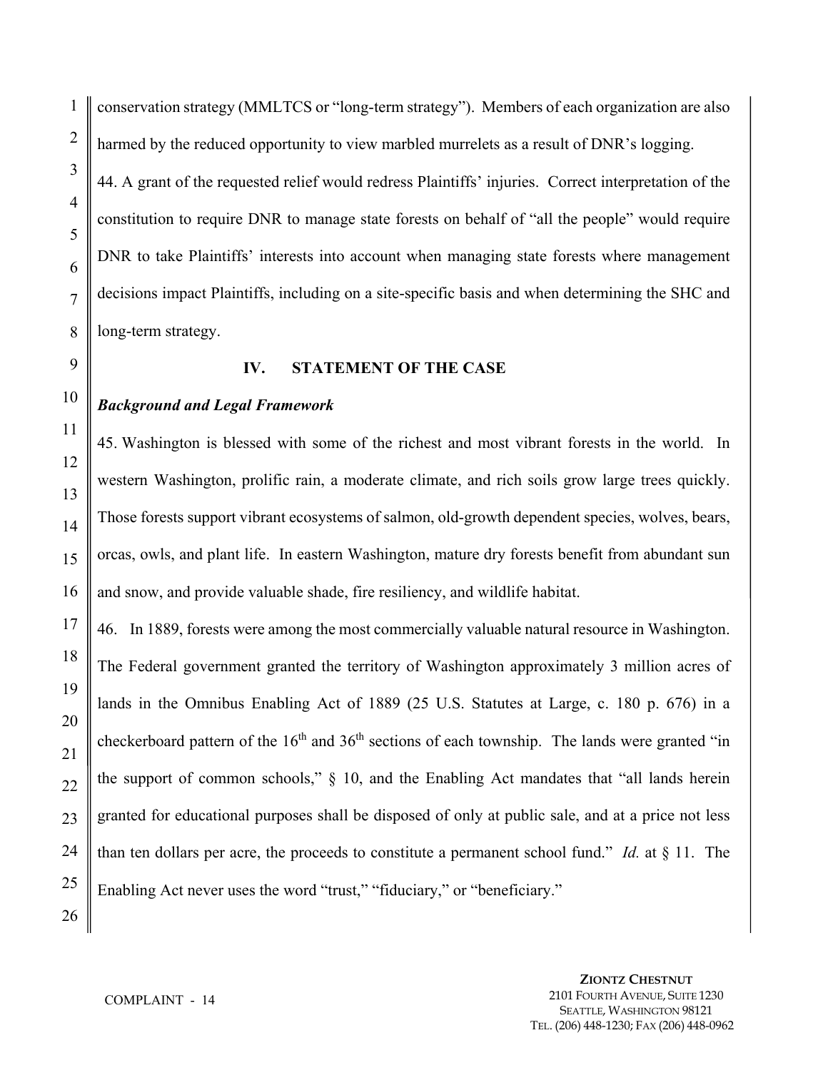conservation strategy (MMLTCS or "long-term strategy"). Members of each organization are also harmed by the reduced opportunity to view marbled murrelets as a result of DNR's logging.

44. A grant of the requested relief would redress Plaintiffs' injuries. Correct interpretation of the constitution to require DNR to manage state forests on behalf of "all the people" would require DNR to take Plaintiffs' interests into account when managing state forests where management decisions impact Plaintiffs, including on a site-specific basis and when determining the SHC and long-term strategy.

## IV. STATEMENT OF THE CASE

***Background and Legal Framework***

45. Washington is blessed with some of the richest and most vibrant forests in the world. In western Washington, prolific rain, a moderate climate, and rich soils grow large trees quickly. Those forests support vibrant ecosystems of salmon, old-growth dependent species, wolves, bears, orcas, owls, and plant life. In eastern Washington, mature dry forests benefit from abundant sun and snow, and provide valuable shade, fire resiliency, and wildlife habitat.

46. In 1889, forests were among the most commercially valuable natural resource in Washington. The Federal government granted the territory of Washington approximately 3 million acres of lands in the Omnibus Enabling Act of 1889 (25 U.S. Statutes at Large, c. 180 p. 676) in a checkerboard pattern of the 16th and 36th sections of each township. The lands were granted "in the support of common schools," § 10, and the Enabling Act mandates that "all lands herein granted for educational purposes shall be disposed of only at public sale, and at a price not less than ten dollars per acre, the proceeds to constitute a permanent school fund." *Id.* at § 11. The Enabling Act never uses the word "trust," "fiduciary," or "beneficiary."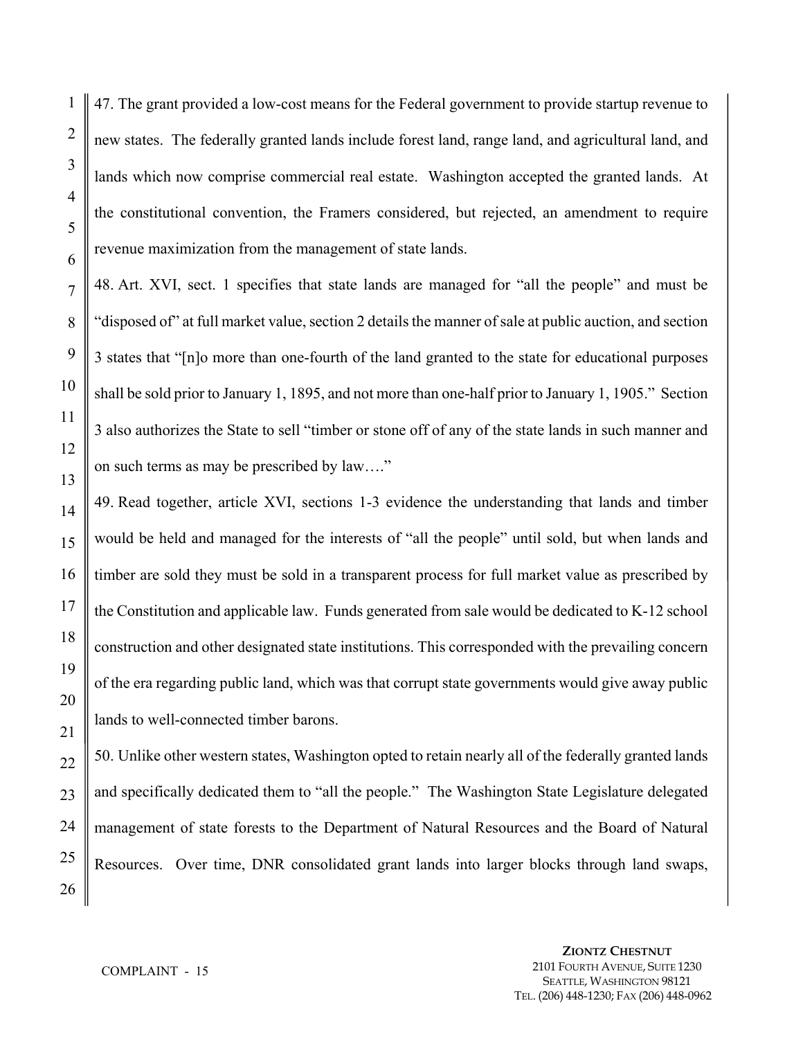47. The grant provided a low-cost means for the Federal government to provide startup revenue to new states. The federally granted lands include forest land, range land, and agricultural land, and lands which now comprise commercial real estate. Washington accepted the granted lands. At the constitutional convention, the Framers considered, but rejected, an amendment to require revenue maximization from the management of state lands.

48. Art. XVI, sect. 1 specifies that state lands are managed for "all the people" and must be "disposed of" at full market value, section 2 details the manner of sale at public auction, and section 3 states that "[n]o more than one-fourth of the land granted to the state for educational purposes shall be sold prior to January 1, 1895, and not more than one-half prior to January 1, 1905." Section 3 also authorizes the State to sell "timber or stone off of any of the state lands in such manner and on such terms as may be prescribed by law…."

49. Read together, article XVI, sections 1-3 evidence the understanding that lands and timber would be held and managed for the interests of "all the people" until sold, but when lands and timber are sold they must be sold in a transparent process for full market value as prescribed by the Constitution and applicable law. Funds generated from sale would be dedicated to K-12 school construction and other designated state institutions. This corresponded with the prevailing concern of the era regarding public land, which was that corrupt state governments would give away public lands to well-connected timber barons.

50. Unlike other western states, Washington opted to retain nearly all of the federally granted lands and specifically dedicated them to "all the people." The Washington State Legislature delegated management of state forests to the Department of Natural Resources and the Board of Natural Resources. Over time, DNR consolidated grant lands into larger blocks through land swaps,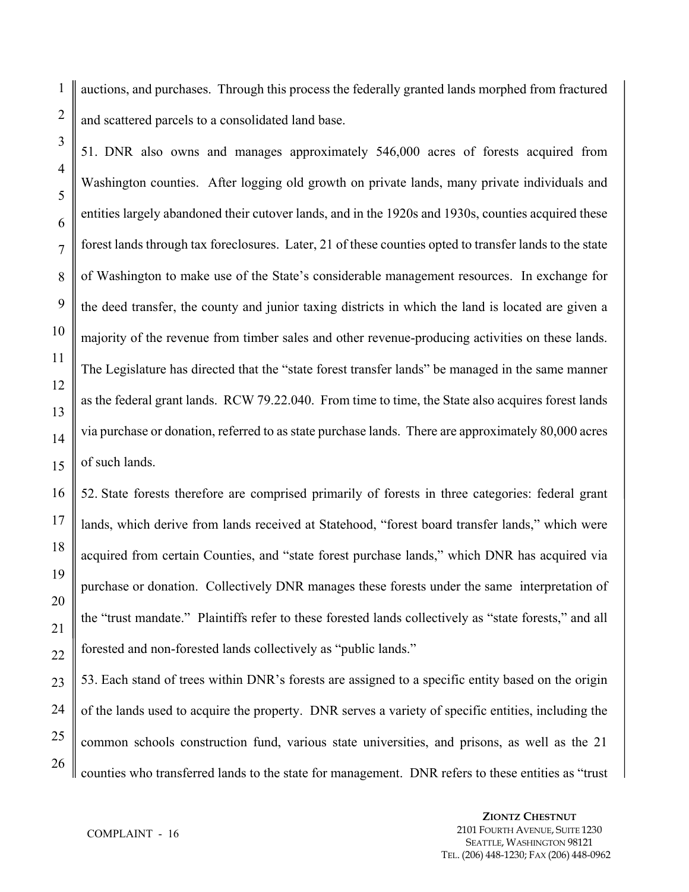auctions, and purchases. Through this process the federally granted lands morphed from fractured and scattered parcels to a consolidated land base.

51. DNR also owns and manages approximately 546,000 acres of forests acquired from Washington counties. After logging old growth on private lands, many private individuals and entities largely abandoned their cutover lands, and in the 1920s and 1930s, counties acquired these forest lands through tax foreclosures. Later, 21 of these counties opted to transfer lands to the state of Washington to make use of the State's considerable management resources. In exchange for the deed transfer, the county and junior taxing districts in which the land is located are given a majority of the revenue from timber sales and other revenue-producing activities on these lands. The Legislature has directed that the "state forest transfer lands" be managed in the same manner as the federal grant lands. RCW 79.22.040. From time to time, the State also acquires forest lands via purchase or donation, referred to as state purchase lands. There are approximately 80,000 acres of such lands.

52. State forests therefore are comprised primarily of forests in three categories: federal grant lands, which derive from lands received at Statehood, "forest board transfer lands," which were acquired from certain Counties, and "state forest purchase lands," which DNR has acquired via purchase or donation. Collectively DNR manages these forests under the same interpretation of the "trust mandate." Plaintiffs refer to these forested lands collectively as "state forests," and all forested and non-forested lands collectively as "public lands."

53. Each stand of trees within DNR's forests are assigned to a specific entity based on the origin of the lands used to acquire the property. DNR serves a variety of specific entities, including the common schools construction fund, various state universities, and prisons, as well as the 21 counties who transferred lands to the state for management. DNR refers to these entities as "trust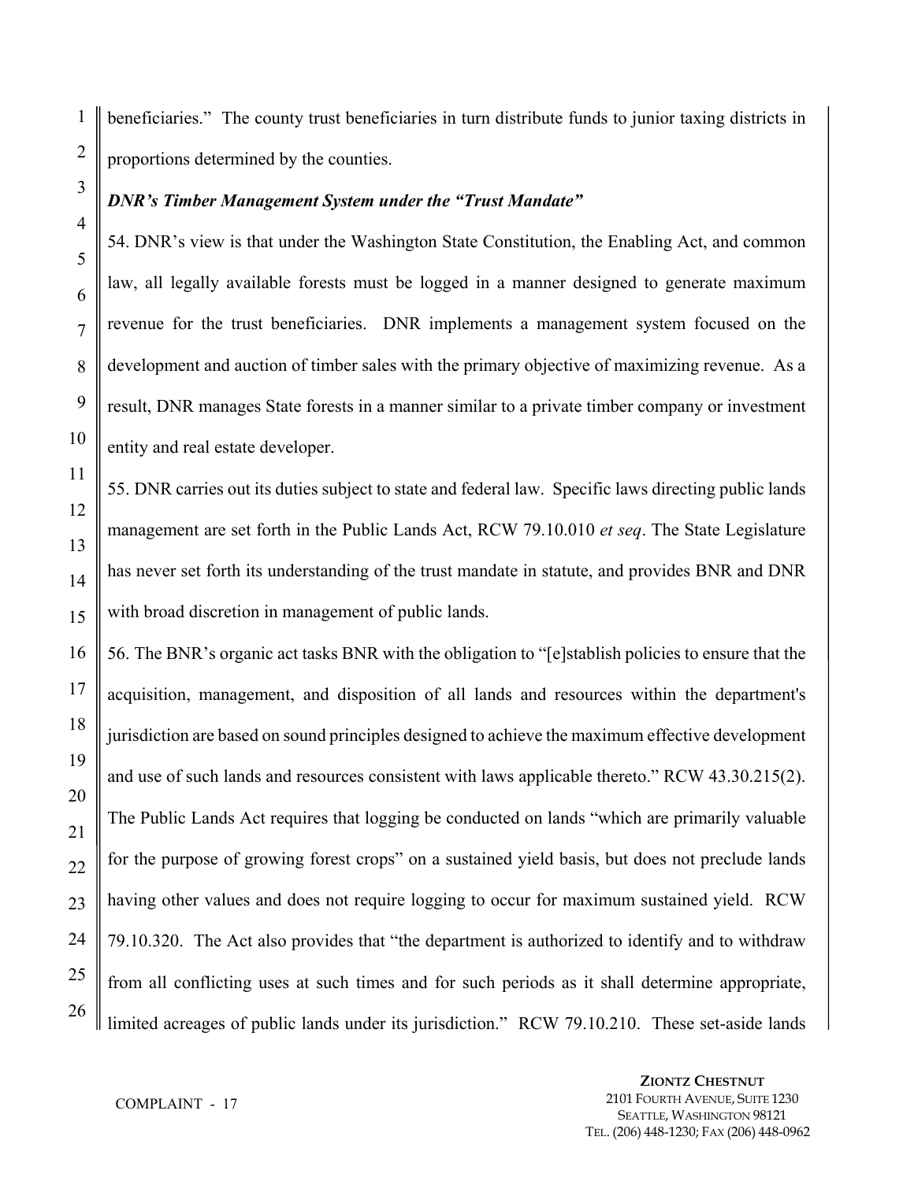beneficiaries." The county trust beneficiaries in turn distribute funds to junior taxing districts in proportions determined by the counties.

***DNR's Timber Management System under the "Trust Mandate"***

54. DNR's view is that under the Washington State Constitution, the Enabling Act, and common law, all legally available forests must be logged in a manner designed to generate maximum revenue for the trust beneficiaries. DNR implements a management system focused on the development and auction of timber sales with the primary objective of maximizing revenue. As a result, DNR manages State forests in a manner similar to a private timber company or investment entity and real estate developer.

55. DNR carries out its duties subject to state and federal law. Specific laws directing public lands management are set forth in the Public Lands Act, RCW 79.10.010 *et seq*. The State Legislature has never set forth its understanding of the trust mandate in statute, and provides BNR and DNR with broad discretion in management of public lands.

56. The BNR's organic act tasks BNR with the obligation to "[e]stablish policies to ensure that the acquisition, management, and disposition of all lands and resources within the department's jurisdiction are based on sound principles designed to achieve the maximum effective development and use of such lands and resources consistent with laws applicable thereto." RCW 43.30.215(2). The Public Lands Act requires that logging be conducted on lands "which are primarily valuable for the purpose of growing forest crops" on a sustained yield basis, but does not preclude lands having other values and does not require logging to occur for maximum sustained yield. RCW 79.10.320. The Act also provides that "the department is authorized to identify and to withdraw from all conflicting uses at such times and for such periods as it shall determine appropriate, limited acreages of public lands under its jurisdiction." RCW 79.10.210. These set-aside lands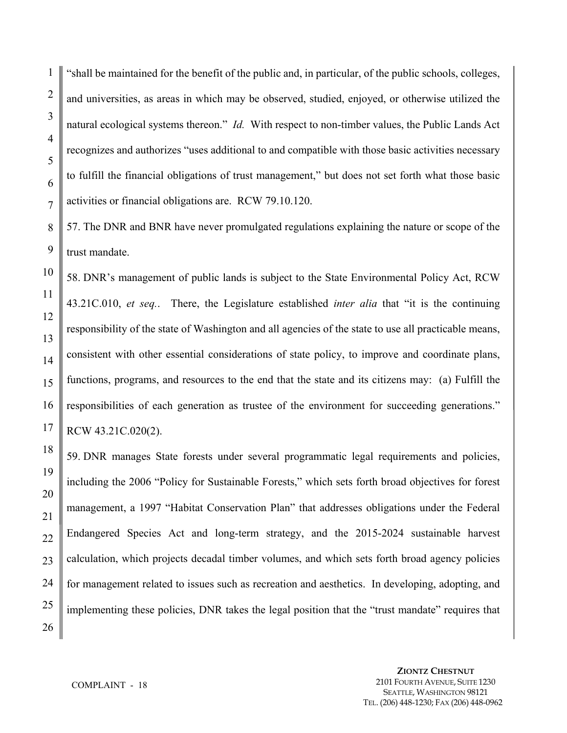"shall be maintained for the benefit of the public and, in particular, of the public schools, colleges, and universities, as areas in which may be observed, studied, enjoyed, or otherwise utilized the natural ecological systems thereon." *Id.* With respect to non-timber values, the Public Lands Act recognizes and authorizes "uses additional to and compatible with those basic activities necessary to fulfill the financial obligations of trust management," but does not set forth what those basic activities or financial obligations are. RCW 79.10.120.

57. The DNR and BNR have never promulgated regulations explaining the nature or scope of the trust mandate.

58. DNR's management of public lands is subject to the State Environmental Policy Act, RCW 43.21C.010, *et seq.*. There, the Legislature established *inter alia* that "it is the continuing responsibility of the state of Washington and all agencies of the state to use all practicable means, consistent with other essential considerations of state policy, to improve and coordinate plans, functions, programs, and resources to the end that the state and its citizens may: (a) Fulfill the responsibilities of each generation as trustee of the environment for succeeding generations." RCW 43.21C.020(2).

59. DNR manages State forests under several programmatic legal requirements and policies, including the 2006 "Policy for Sustainable Forests," which sets forth broad objectives for forest management, a 1997 "Habitat Conservation Plan" that addresses obligations under the Federal Endangered Species Act and long-term strategy, and the 2015-2024 sustainable harvest calculation, which projects decadal timber volumes, and which sets forth broad agency policies for management related to issues such as recreation and aesthetics. In developing, adopting, and implementing these policies, DNR takes the legal position that the "trust mandate" requires that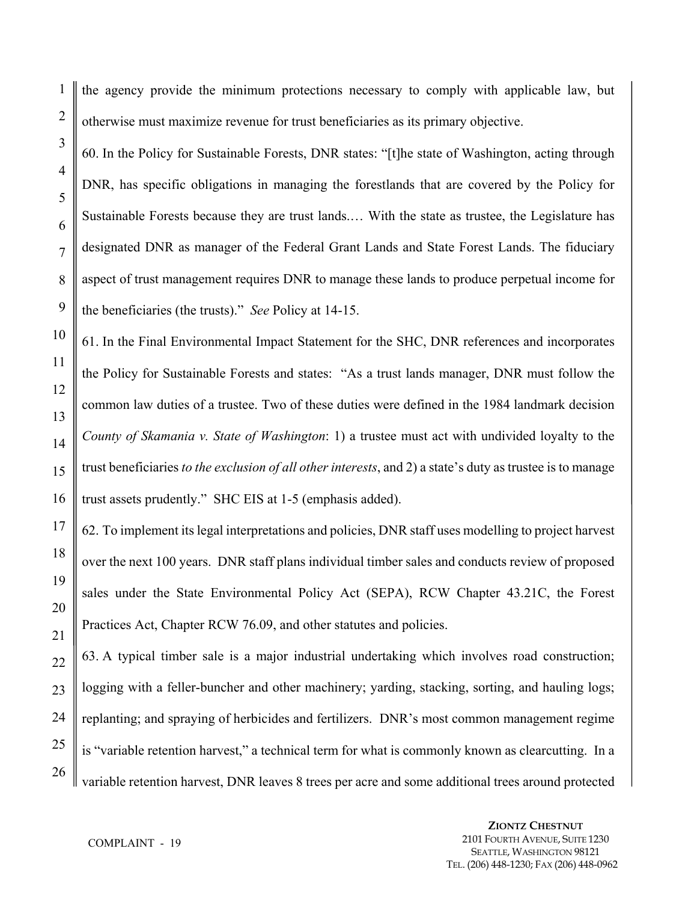the agency provide the minimum protections necessary to comply with applicable law, but otherwise must maximize revenue for trust beneficiaries as its primary objective.

60. In the Policy for Sustainable Forests, DNR states: "[t]he state of Washington, acting through DNR, has specific obligations in managing the forestlands that are covered by the Policy for Sustainable Forests because they are trust lands.… With the state as trustee, the Legislature has designated DNR as manager of the Federal Grant Lands and State Forest Lands. The fiduciary aspect of trust management requires DNR to manage these lands to produce perpetual income for the beneficiaries (the trusts)." *See* Policy at 14-15.

61. In the Final Environmental Impact Statement for the SHC, DNR references and incorporates the Policy for Sustainable Forests and states: "As a trust lands manager, DNR must follow the common law duties of a trustee. Two of these duties were defined in the 1984 landmark decision *County of Skamania v. State of Washington*: 1) a trustee must act with undivided loyalty to the trust beneficiaries *to the exclusion of all other interests*, and 2) a state's duty as trustee is to manage trust assets prudently." SHC EIS at 1-5 (emphasis added).

62. To implement its legal interpretations and policies, DNR staff uses modelling to project harvest over the next 100 years. DNR staff plans individual timber sales and conducts review of proposed sales under the State Environmental Policy Act (SEPA), RCW Chapter 43.21C, the Forest Practices Act, Chapter RCW 76.09, and other statutes and policies.

63. A typical timber sale is a major industrial undertaking which involves road construction; logging with a feller-buncher and other machinery; yarding, stacking, sorting, and hauling logs; replanting; and spraying of herbicides and fertilizers. DNR's most common management regime is "variable retention harvest," a technical term for what is commonly known as clearcutting. In a variable retention harvest, DNR leaves 8 trees per acre and some additional trees around protected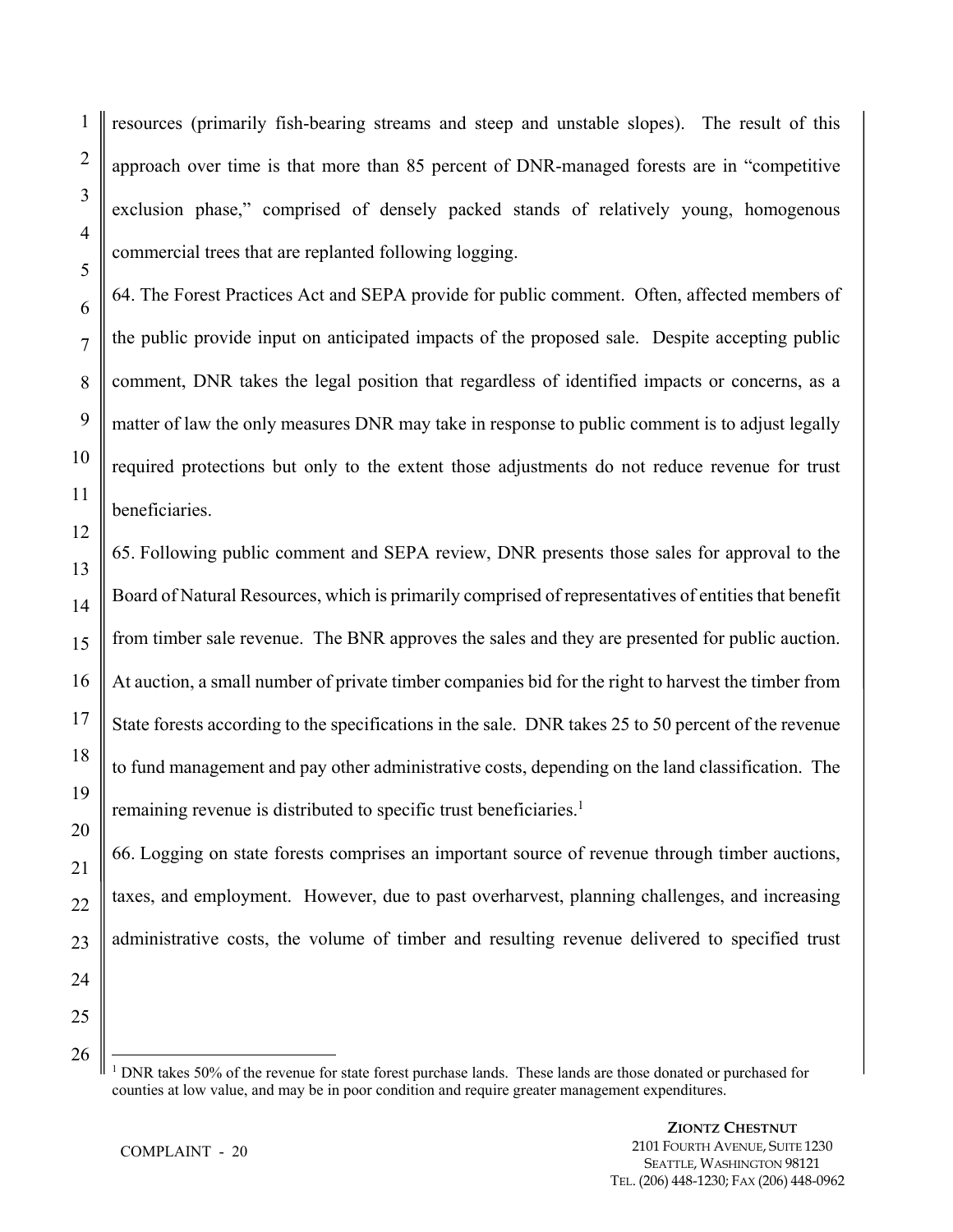resources (primarily fish-bearing streams and steep and unstable slopes). The result of this approach over time is that more than 85 percent of DNR-managed forests are in "competitive exclusion phase," comprised of densely packed stands of relatively young, homogenous commercial trees that are replanted following logging.

64. The Forest Practices Act and SEPA provide for public comment. Often, affected members of the public provide input on anticipated impacts of the proposed sale. Despite accepting public comment, DNR takes the legal position that regardless of identified impacts or concerns, as a matter of law the only measures DNR may take in response to public comment is to adjust legally required protections but only to the extent those adjustments do not reduce revenue for trust beneficiaries.

65. Following public comment and SEPA review, DNR presents those sales for approval to the Board of Natural Resources, which is primarily comprised of representatives of entities that benefit from timber sale revenue. The BNR approves the sales and they are presented for public auction. At auction, a small number of private timber companies bid for the right to harvest the timber from State forests according to the specifications in the sale. DNR takes 25 to 50 percent of the revenue to fund management and pay other administrative costs, depending on the land classification. The remaining revenue is distributed to specific trust beneficiaries.[1]

66. Logging on state forests comprises an important source of revenue through timber auctions, taxes, and employment. However, due to past overharvest, planning challenges, and increasing administrative costs, the volume of timber and resulting revenue delivered to specified trust

---

[1] DNR takes 50% of the revenue for state forest purchase lands. These lands are those donated or purchased for counties at low value, and may be in poor condition and require greater management expenditures.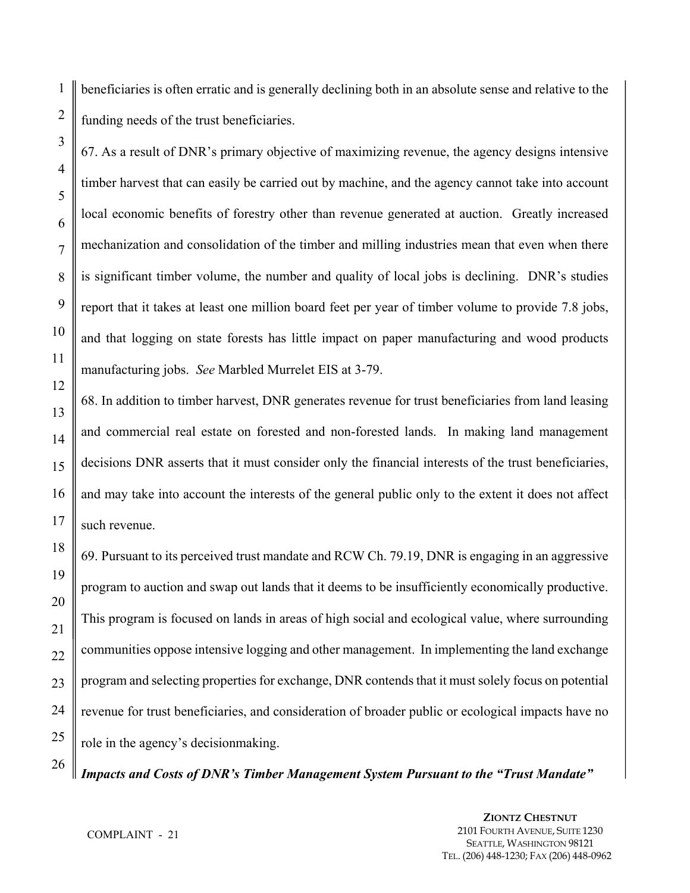beneficiaries is often erratic and is generally declining both in an absolute sense and relative to the funding needs of the trust beneficiaries.

67. As a result of DNR's primary objective of maximizing revenue, the agency designs intensive timber harvest that can easily be carried out by machine, and the agency cannot take into account local economic benefits of forestry other than revenue generated at auction. Greatly increased mechanization and consolidation of the timber and milling industries mean that even when there is significant timber volume, the number and quality of local jobs is declining. DNR's studies report that it takes at least one million board feet per year of timber volume to provide 7.8 jobs, and that logging on state forests has little impact on paper manufacturing and wood products manufacturing jobs. *See* Marbled Murrelet EIS at 3-79.

68. In addition to timber harvest, DNR generates revenue for trust beneficiaries from land leasing and commercial real estate on forested and non-forested lands. In making land management decisions DNR asserts that it must consider only the financial interests of the trust beneficiaries, and may take into account the interests of the general public only to the extent it does not affect such revenue.

69. Pursuant to its perceived trust mandate and RCW Ch. 79.19, DNR is engaging in an aggressive program to auction and swap out lands that it deems to be insufficiently economically productive. This program is focused on lands in areas of high social and ecological value, where surrounding communities oppose intensive logging and other management. In implementing the land exchange program and selecting properties for exchange, DNR contends that it must solely focus on potential revenue for trust beneficiaries, and consideration of broader public or ecological impacts have no role in the agency's decisionmaking.

***Impacts and Costs of DNR's Timber Management System Pursuant to the "Trust Mandate"***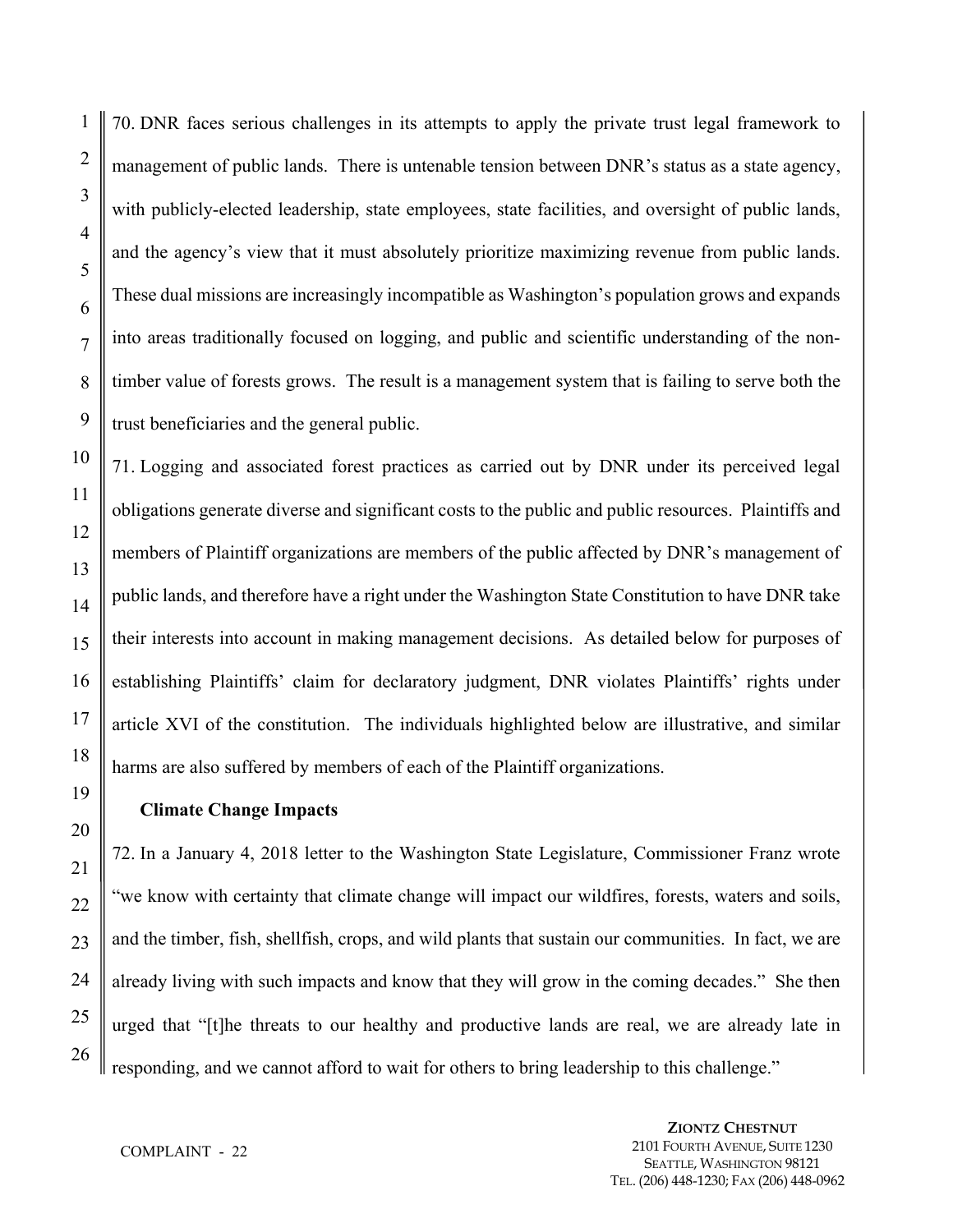70. DNR faces serious challenges in its attempts to apply the private trust legal framework to management of public lands. There is untenable tension between DNR's status as a state agency, with publicly-elected leadership, state employees, state facilities, and oversight of public lands, and the agency's view that it must absolutely prioritize maximizing revenue from public lands. These dual missions are increasingly incompatible as Washington's population grows and expands into areas traditionally focused on logging, and public and scientific understanding of the non-timber value of forests grows. The result is a management system that is failing to serve both the trust beneficiaries and the general public.

71. Logging and associated forest practices as carried out by DNR under its perceived legal obligations generate diverse and significant costs to the public and public resources. Plaintiffs and members of Plaintiff organizations are members of the public affected by DNR's management of public lands, and therefore have a right under the Washington State Constitution to have DNR take their interests into account in making management decisions. As detailed below for purposes of establishing Plaintiffs' claim for declaratory judgment, DNR violates Plaintiffs' rights under article XVI of the constitution. The individuals highlighted below are illustrative, and similar harms are also suffered by members of each of the Plaintiff organizations.

**Climate Change Impacts**

72. In a January 4, 2018 letter to the Washington State Legislature, Commissioner Franz wrote "we know with certainty that climate change will impact our wildfires, forests, waters and soils, and the timber, fish, shellfish, crops, and wild plants that sustain our communities. In fact, we are already living with such impacts and know that they will grow in the coming decades." She then urged that "[t]he threats to our healthy and productive lands are real, we are already late in responding, and we cannot afford to wait for others to bring leadership to this challenge."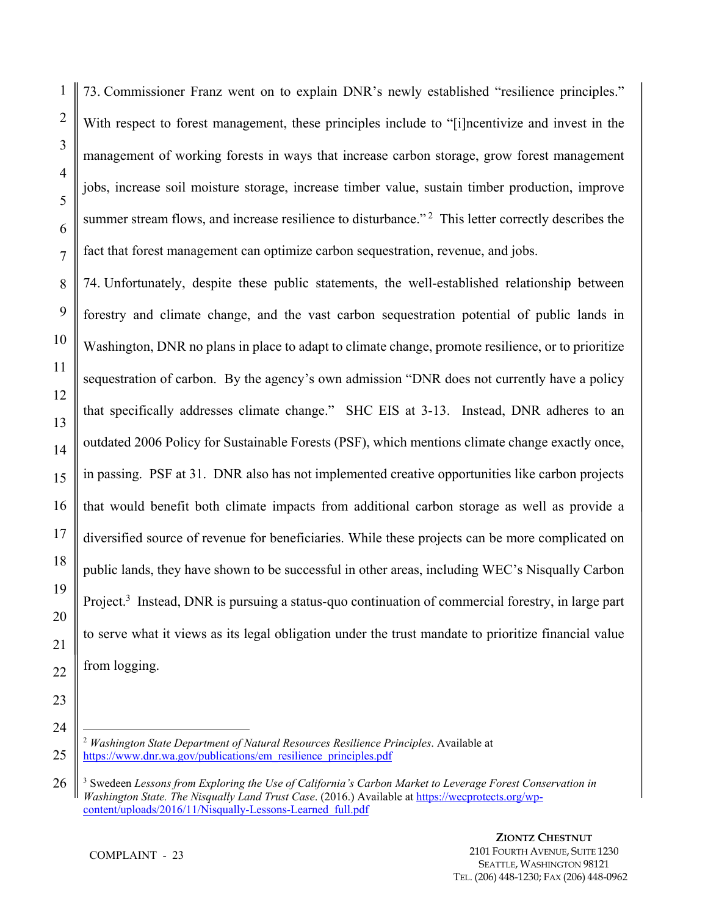73. Commissioner Franz went on to explain DNR's newly established "resilience principles." With respect to forest management, these principles include to "[i]ncentivize and invest in the management of working forests in ways that increase carbon storage, grow forest management jobs, increase soil moisture storage, increase timber value, sustain timber production, improve summer stream flows, and increase resilience to disturbance."[2] This letter correctly describes the fact that forest management can optimize carbon sequestration, revenue, and jobs.

74. Unfortunately, despite these public statements, the well-established relationship between forestry and climate change, and the vast carbon sequestration potential of public lands in Washington, DNR no plans in place to adapt to climate change, promote resilience, or to prioritize sequestration of carbon. By the agency's own admission "DNR does not currently have a policy that specifically addresses climate change." SHC EIS at 3-13. Instead, DNR adheres to an outdated 2006 Policy for Sustainable Forests (PSF), which mentions climate change exactly once, in passing. PSF at 31. DNR also has not implemented creative opportunities like carbon projects that would benefit both climate impacts from additional carbon storage as well as provide a diversified source of revenue for beneficiaries. While these projects can be more complicated on public lands, they have shown to be successful in other areas, including WEC's Nisqually Carbon Project.[3] Instead, DNR is pursuing a status-quo continuation of commercial forestry, in large part to serve what it views as its legal obligation under the trust mandate to prioritize financial value from logging.

---

[2] *Washington State Department of Natural Resources Resilience Principles*. Available at https://www.dnr.wa.gov/publications/em_resilience_principles.pdf

[3] Swedeen *Lessons from Exploring the Use of California's Carbon Market to Leverage Forest Conservation in Washington State. The Nisqually Land Trust Case*. (2016.) Available at https://wecprotects.org/wp-content/uploads/2016/11/Nisqually-Lessons-Learned_full.pdf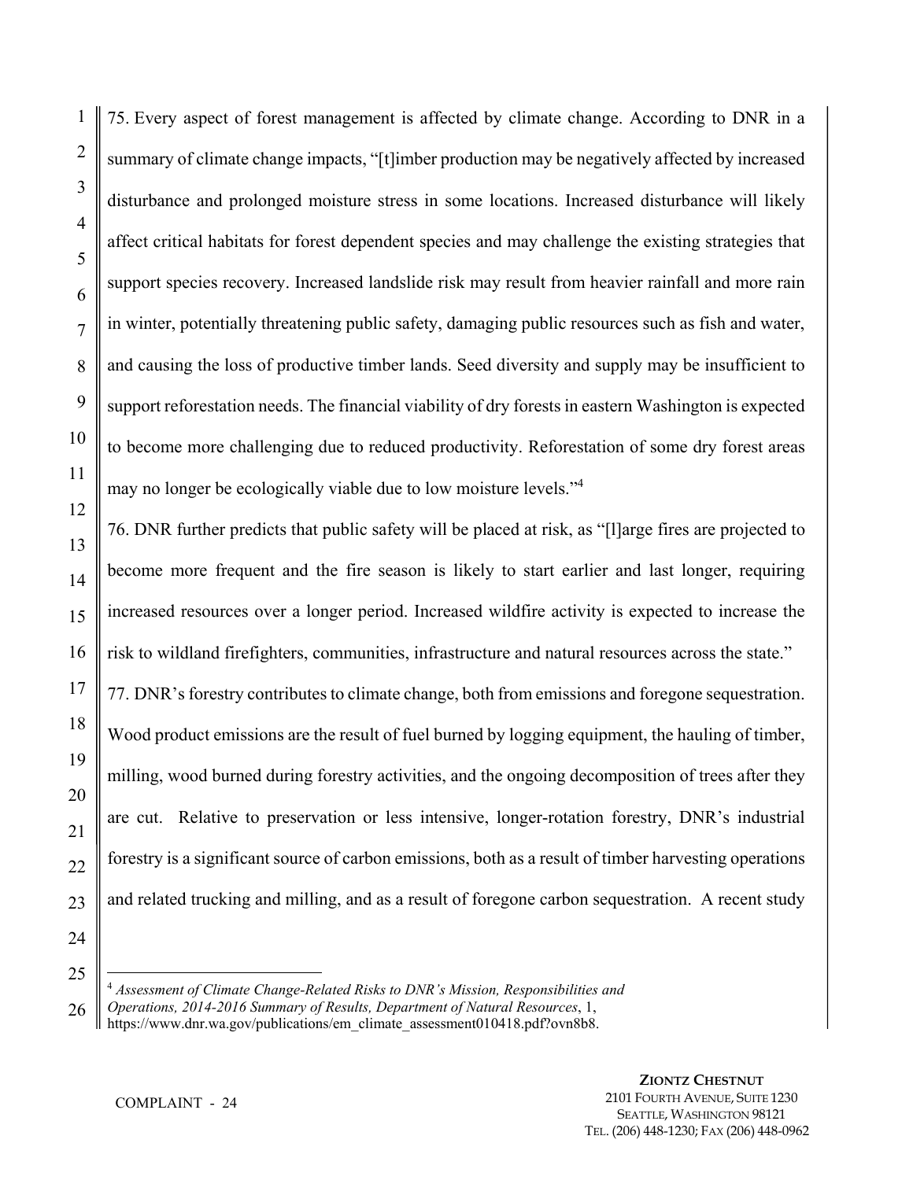75. Every aspect of forest management is affected by climate change. According to DNR in a summary of climate change impacts, "[t]imber production may be negatively affected by increased disturbance and prolonged moisture stress in some locations. Increased disturbance will likely affect critical habitats for forest dependent species and may challenge the existing strategies that support species recovery. Increased landslide risk may result from heavier rainfall and more rain in winter, potentially threatening public safety, damaging public resources such as fish and water, and causing the loss of productive timber lands. Seed diversity and supply may be insufficient to support reforestation needs. The financial viability of dry forests in eastern Washington is expected to become more challenging due to reduced productivity. Reforestation of some dry forest areas may no longer be ecologically viable due to low moisture levels."[4]

76. DNR further predicts that public safety will be placed at risk, as "[l]arge fires are projected to become more frequent and the fire season is likely to start earlier and last longer, requiring increased resources over a longer period. Increased wildfire activity is expected to increase the risk to wildland firefighters, communities, infrastructure and natural resources across the state."

77. DNR's forestry contributes to climate change, both from emissions and foregone sequestration. Wood product emissions are the result of fuel burned by logging equipment, the hauling of timber, milling, wood burned during forestry activities, and the ongoing decomposition of trees after they are cut. Relative to preservation or less intensive, longer-rotation forestry, DNR's industrial forestry is a significant source of carbon emissions, both as a result of timber harvesting operations and related trucking and milling, and as a result of foregone carbon sequestration. A recent study

---

[4] *Assessment of Climate Change-Related Risks to DNR's Mission, Responsibilities and Operations, 2014-2016 Summary of Results, Department of Natural Resources*, 1, https://www.dnr.wa.gov/publications/em_climate_assessment010418.pdf?ovn8b8.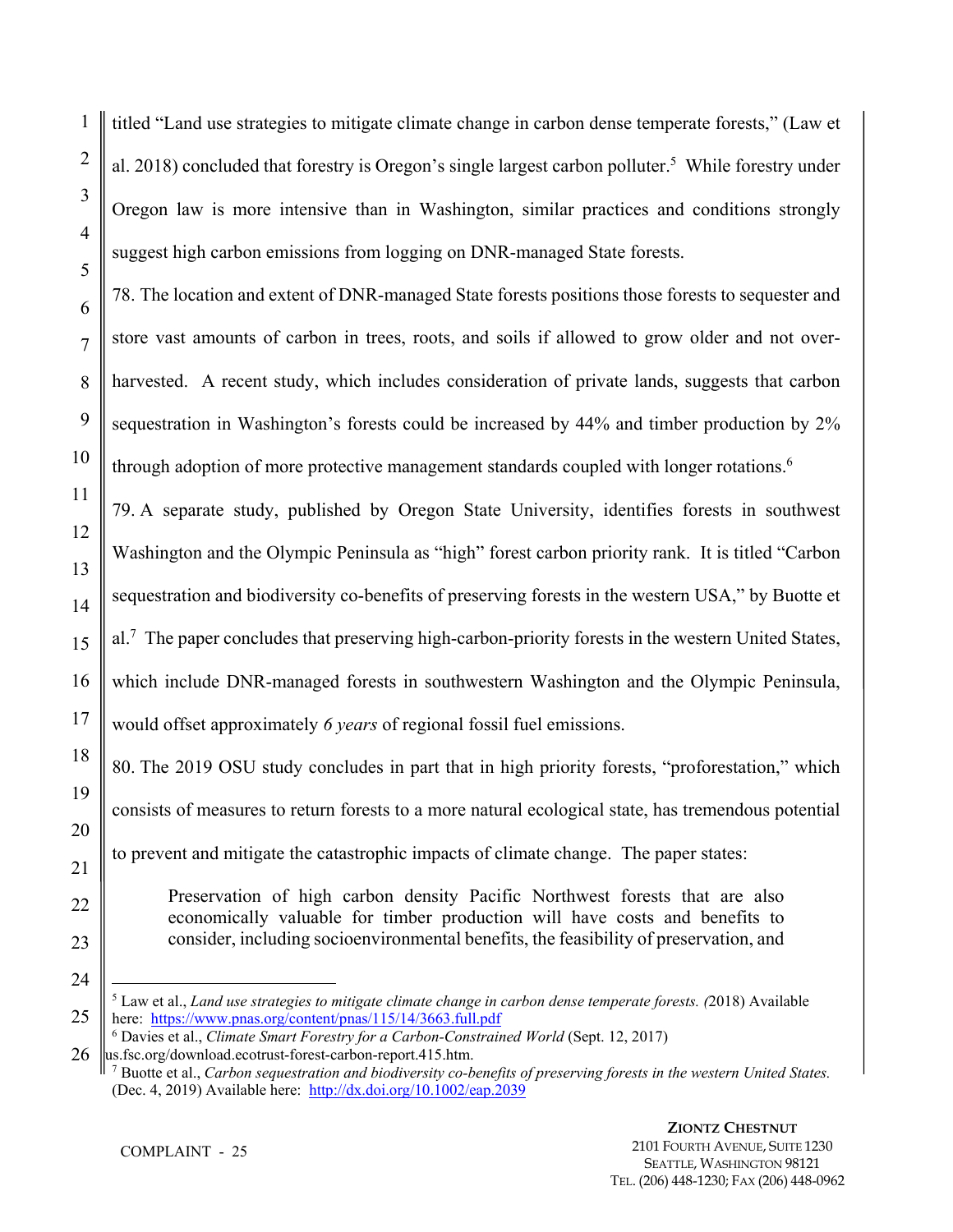titled "Land use strategies to mitigate climate change in carbon dense temperate forests," (Law et al. 2018) concluded that forestry is Oregon's single largest carbon polluter.[5] While forestry under Oregon law is more intensive than in Washington, similar practices and conditions strongly suggest high carbon emissions from logging on DNR-managed State forests.

78. The location and extent of DNR-managed State forests positions those forests to sequester and store vast amounts of carbon in trees, roots, and soils if allowed to grow older and not over-harvested. A recent study, which includes consideration of private lands, suggests that carbon sequestration in Washington's forests could be increased by 44% and timber production by 2% through adoption of more protective management standards coupled with longer rotations.[6]

79. A separate study, published by Oregon State University, identifies forests in southwest Washington and the Olympic Peninsula as "high" forest carbon priority rank. It is titled "Carbon sequestration and biodiversity co-benefits of preserving forests in the western USA," by Buotte et al.[7] The paper concludes that preserving high-carbon-priority forests in the western United States, which include DNR-managed forests in southwestern Washington and the Olympic Peninsula, would offset approximately *6 years* of regional fossil fuel emissions.

80. The 2019 OSU study concludes in part that in high priority forests, "proforestation," which consists of measures to return forests to a more natural ecological state, has tremendous potential to prevent and mitigate the catastrophic impacts of climate change. The paper states:

> Preservation of high carbon density Pacific Northwest forests that are also economically valuable for timber production will have costs and benefits to consider, including socioenvironmental benefits, the feasibility of preservation, and

---

[5] Law et al., *Land use strategies to mitigate climate change in carbon dense temperate forests. (*2018) Available here: https://www.pnas.org/content/pnas/115/14/3663.full.pdf

[6] Davies et al., *Climate Smart Forestry for a Carbon-Constrained World* (Sept. 12, 2017) us.fsc.org/download.ecotrust-forest-carbon-report.415.htm.

[7] Buotte et al., *Carbon sequestration and biodiversity co-benefits of preserving forests in the western United States.* (Dec. 4, 2019) Available here: http://dx.doi.org/10.1002/eap.2039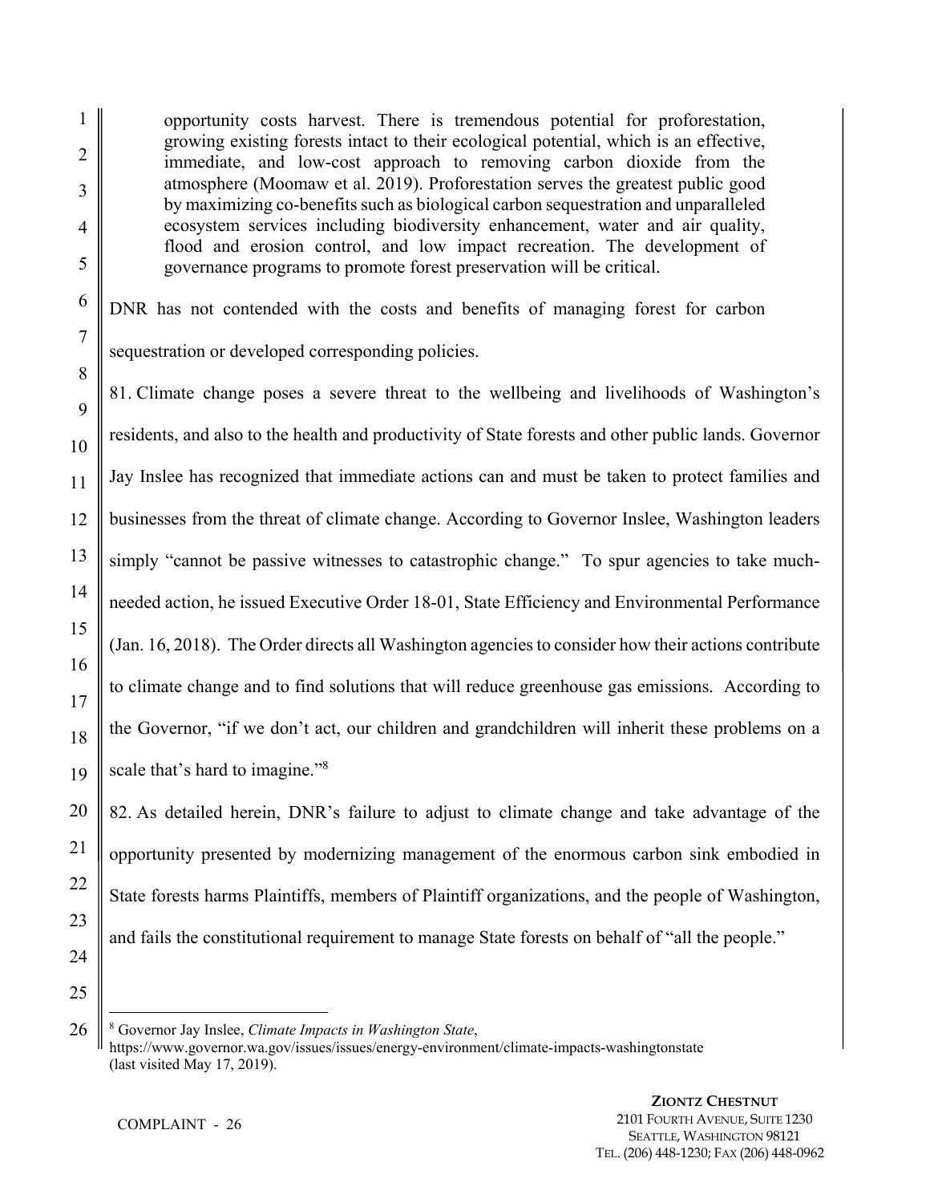> opportunity costs harvest. There is tremendous potential for proforestation, growing existing forests intact to their ecological potential, which is an effective, immediate, and low-cost approach to removing carbon dioxide from the atmosphere (Moomaw et al. 2019). Proforestation serves the greatest public good by maximizing co-benefits such as biological carbon sequestration and unparalleled ecosystem services including biodiversity enhancement, water and air quality, flood and erosion control, and low impact recreation. The development of governance programs to promote forest preservation will be critical.

DNR has not contended with the costs and benefits of managing forest for carbon sequestration or developed corresponding policies.

81. Climate change poses a severe threat to the wellbeing and livelihoods of Washington's residents, and also to the health and productivity of State forests and other public lands. Governor Jay Inslee has recognized that immediate actions can and must be taken to protect families and businesses from the threat of climate change. According to Governor Inslee, Washington leaders simply "cannot be passive witnesses to catastrophic change." To spur agencies to take much-needed action, he issued Executive Order 18-01, State Efficiency and Environmental Performance (Jan. 16, 2018). The Order directs all Washington agencies to consider how their actions contribute to climate change and to find solutions that will reduce greenhouse gas emissions. According to the Governor, "if we don't act, our children and grandchildren will inherit these problems on a scale that's hard to imagine."[8]

82. As detailed herein, DNR's failure to adjust to climate change and take advantage of the opportunity presented by modernizing management of the enormous carbon sink embodied in State forests harms Plaintiffs, members of Plaintiff organizations, and the people of Washington, and fails the constitutional requirement to manage State forests on behalf of "all the people."

---

[8] Governor Jay Inslee, *Climate Impacts in Washington State*, https://www.governor.wa.gov/issues/issues/energy-environment/climate-impacts-washingtonstate (last visited May 17, 2019).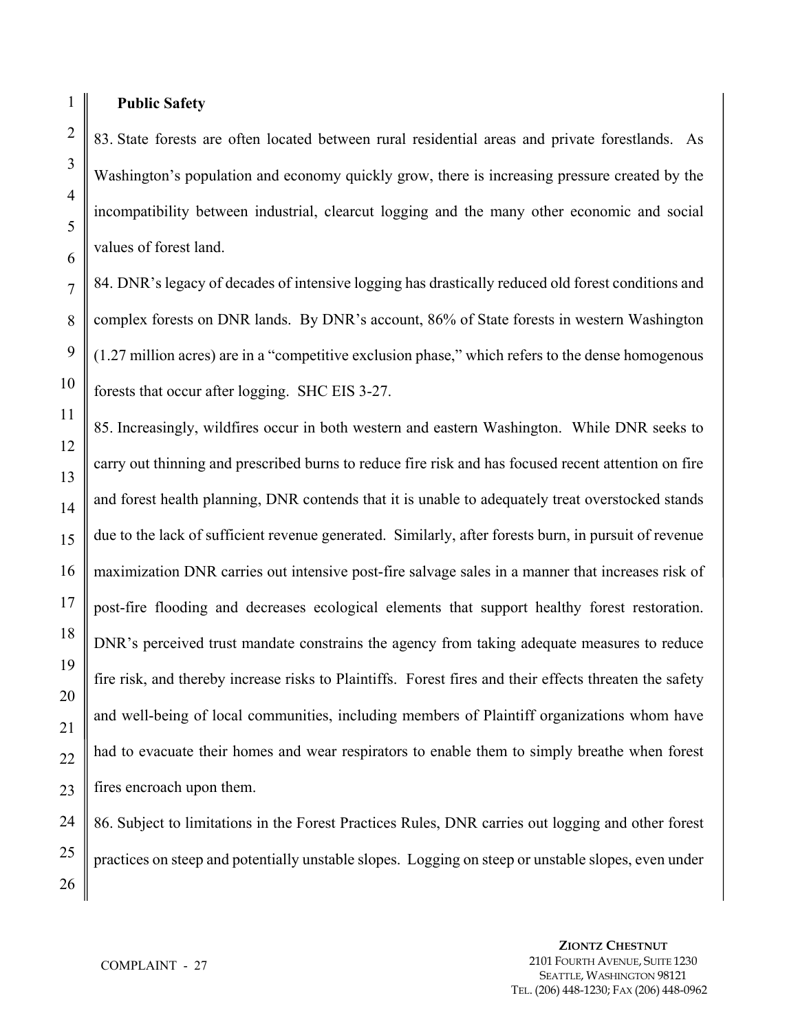**Public Safety**

83. State forests are often located between rural residential areas and private forestlands. As Washington's population and economy quickly grow, there is increasing pressure created by the incompatibility between industrial, clearcut logging and the many other economic and social values of forest land.

84. DNR's legacy of decades of intensive logging has drastically reduced old forest conditions and complex forests on DNR lands. By DNR's account, 86% of State forests in western Washington (1.27 million acres) are in a "competitive exclusion phase," which refers to the dense homogenous forests that occur after logging. SHC EIS 3-27.

85. Increasingly, wildfires occur in both western and eastern Washington. While DNR seeks to carry out thinning and prescribed burns to reduce fire risk and has focused recent attention on fire and forest health planning, DNR contends that it is unable to adequately treat overstocked stands due to the lack of sufficient revenue generated. Similarly, after forests burn, in pursuit of revenue maximization DNR carries out intensive post-fire salvage sales in a manner that increases risk of post-fire flooding and decreases ecological elements that support healthy forest restoration. DNR's perceived trust mandate constrains the agency from taking adequate measures to reduce fire risk, and thereby increase risks to Plaintiffs. Forest fires and their effects threaten the safety and well-being of local communities, including members of Plaintiff organizations whom have had to evacuate their homes and wear respirators to enable them to simply breathe when forest fires encroach upon them.

86. Subject to limitations in the Forest Practices Rules, DNR carries out logging and other forest practices on steep and potentially unstable slopes. Logging on steep or unstable slopes, even under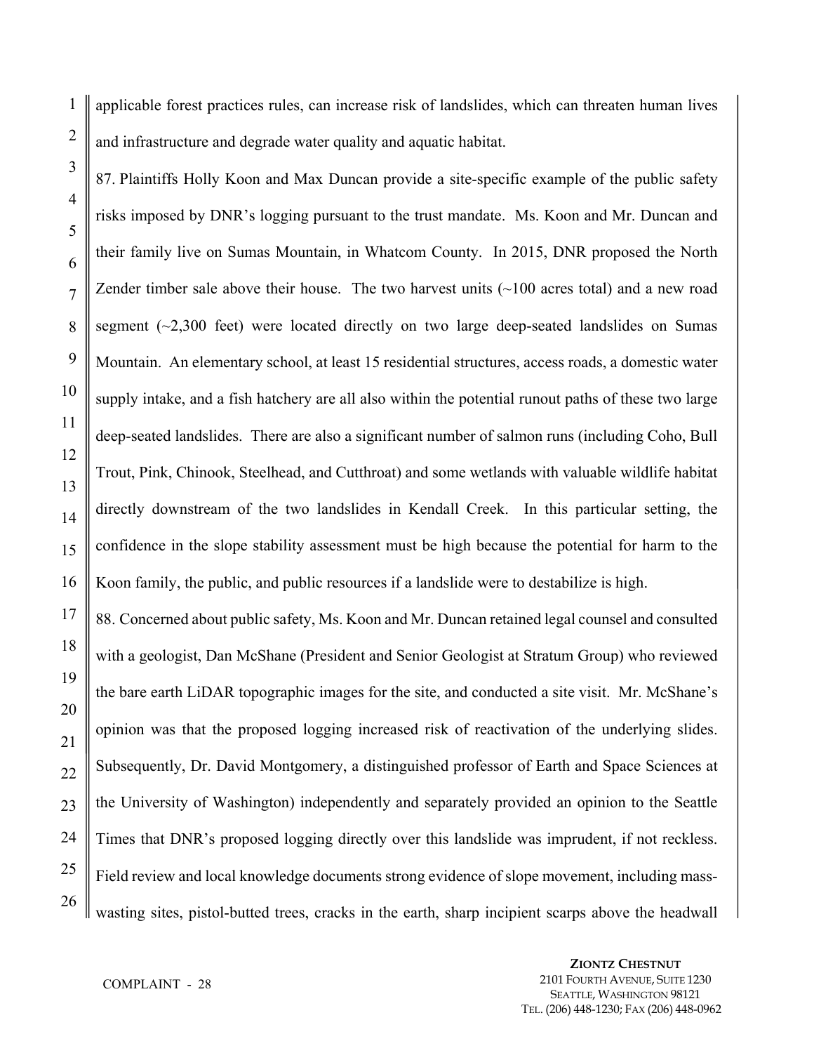applicable forest practices rules, can increase risk of landslides, which can threaten human lives and infrastructure and degrade water quality and aquatic habitat.

87. Plaintiffs Holly Koon and Max Duncan provide a site-specific example of the public safety risks imposed by DNR's logging pursuant to the trust mandate. Ms. Koon and Mr. Duncan and their family live on Sumas Mountain, in Whatcom County. In 2015, DNR proposed the North Zender timber sale above their house. The two harvest units (~100 acres total) and a new road segment (~2,300 feet) were located directly on two large deep-seated landslides on Sumas Mountain. An elementary school, at least 15 residential structures, access roads, a domestic water supply intake, and a fish hatchery are all also within the potential runout paths of these two large deep-seated landslides. There are also a significant number of salmon runs (including Coho, Bull Trout, Pink, Chinook, Steelhead, and Cutthroat) and some wetlands with valuable wildlife habitat directly downstream of the two landslides in Kendall Creek. In this particular setting, the confidence in the slope stability assessment must be high because the potential for harm to the Koon family, the public, and public resources if a landslide were to destabilize is high.

88. Concerned about public safety, Ms. Koon and Mr. Duncan retained legal counsel and consulted with a geologist, Dan McShane (President and Senior Geologist at Stratum Group) who reviewed the bare earth LiDAR topographic images for the site, and conducted a site visit. Mr. McShane's opinion was that the proposed logging increased risk of reactivation of the underlying slides. Subsequently, Dr. David Montgomery, a distinguished professor of Earth and Space Sciences at the University of Washington) independently and separately provided an opinion to the Seattle Times that DNR's proposed logging directly over this landslide was imprudent, if not reckless. Field review and local knowledge documents strong evidence of slope movement, including mass-wasting sites, pistol-butted trees, cracks in the earth, sharp incipient scarps above the headwall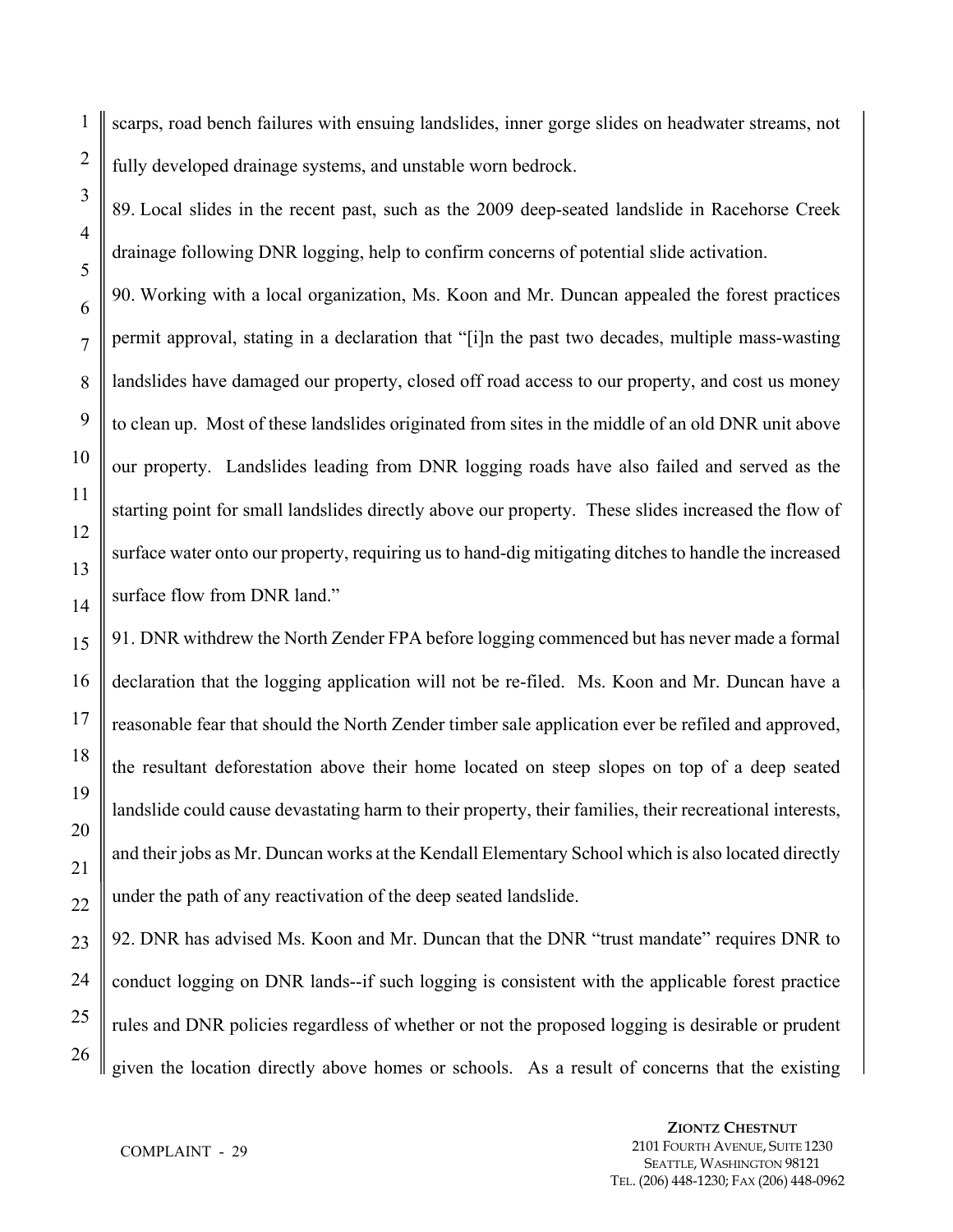scarps, road bench failures with ensuing landslides, inner gorge slides on headwater streams, not fully developed drainage systems, and unstable worn bedrock.

89. Local slides in the recent past, such as the 2009 deep-seated landslide in Racehorse Creek drainage following DNR logging, help to confirm concerns of potential slide activation.

90. Working with a local organization, Ms. Koon and Mr. Duncan appealed the forest practices permit approval, stating in a declaration that "[i]n the past two decades, multiple mass-wasting landslides have damaged our property, closed off road access to our property, and cost us money to clean up. Most of these landslides originated from sites in the middle of an old DNR unit above our property. Landslides leading from DNR logging roads have also failed and served as the starting point for small landslides directly above our property. These slides increased the flow of surface water onto our property, requiring us to hand-dig mitigating ditches to handle the increased surface flow from DNR land."

91. DNR withdrew the North Zender FPA before logging commenced but has never made a formal declaration that the logging application will not be re-filed. Ms. Koon and Mr. Duncan have a reasonable fear that should the North Zender timber sale application ever be refiled and approved, the resultant deforestation above their home located on steep slopes on top of a deep seated landslide could cause devastating harm to their property, their families, their recreational interests, and their jobs as Mr. Duncan works at the Kendall Elementary School which is also located directly under the path of any reactivation of the deep seated landslide.

92. DNR has advised Ms. Koon and Mr. Duncan that the DNR "trust mandate" requires DNR to conduct logging on DNR lands--if such logging is consistent with the applicable forest practice rules and DNR policies regardless of whether or not the proposed logging is desirable or prudent given the location directly above homes or schools. As a result of concerns that the existing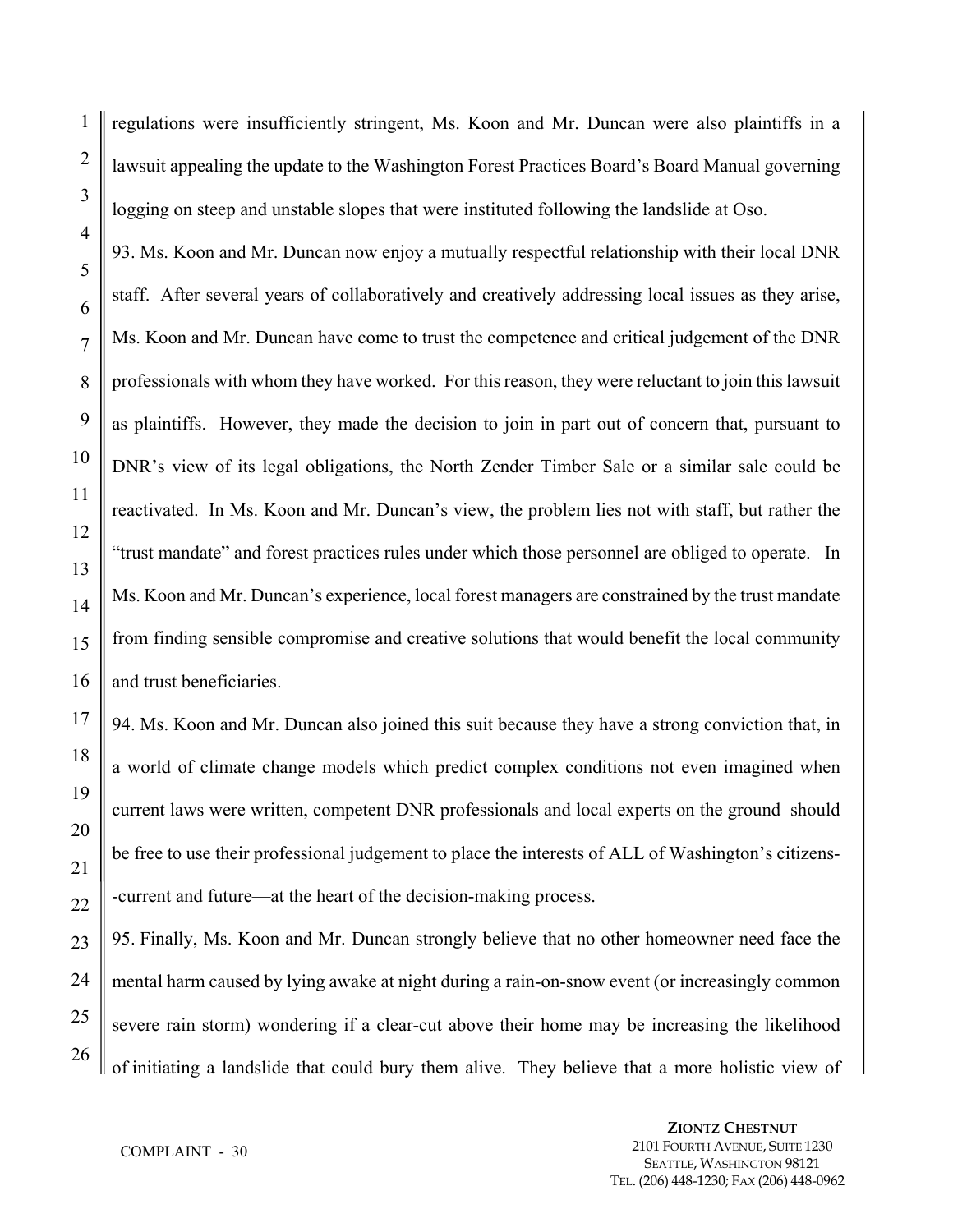regulations were insufficiently stringent, Ms. Koon and Mr. Duncan were also plaintiffs in a lawsuit appealing the update to the Washington Forest Practices Board's Board Manual governing logging on steep and unstable slopes that were instituted following the landslide at Oso.

93. Ms. Koon and Mr. Duncan now enjoy a mutually respectful relationship with their local DNR staff. After several years of collaboratively and creatively addressing local issues as they arise, Ms. Koon and Mr. Duncan have come to trust the competence and critical judgement of the DNR professionals with whom they have worked. For this reason, they were reluctant to join this lawsuit as plaintiffs. However, they made the decision to join in part out of concern that, pursuant to DNR's view of its legal obligations, the North Zender Timber Sale or a similar sale could be reactivated. In Ms. Koon and Mr. Duncan's view, the problem lies not with staff, but rather the "trust mandate" and forest practices rules under which those personnel are obliged to operate. In Ms. Koon and Mr. Duncan's experience, local forest managers are constrained by the trust mandate from finding sensible compromise and creative solutions that would benefit the local community and trust beneficiaries.

94. Ms. Koon and Mr. Duncan also joined this suit because they have a strong conviction that, in a world of climate change models which predict complex conditions not even imagined when current laws were written, competent DNR professionals and local experts on the ground should be free to use their professional judgement to place the interests of ALL of Washington's citizens--current and future—at the heart of the decision-making process.

95. Finally, Ms. Koon and Mr. Duncan strongly believe that no other homeowner need face the mental harm caused by lying awake at night during a rain-on-snow event (or increasingly common severe rain storm) wondering if a clear-cut above their home may be increasing the likelihood of initiating a landslide that could bury them alive. They believe that a more holistic view of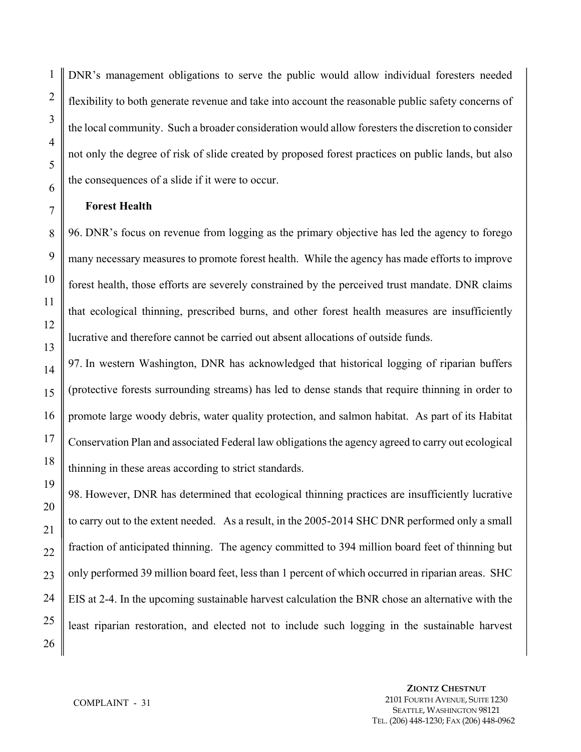DNR's management obligations to serve the public would allow individual foresters needed flexibility to both generate revenue and take into account the reasonable public safety concerns of the local community. Such a broader consideration would allow foresters the discretion to consider not only the degree of risk of slide created by proposed forest practices on public lands, but also the consequences of a slide if it were to occur.

**Forest Health**

96. DNR's focus on revenue from logging as the primary objective has led the agency to forego many necessary measures to promote forest health. While the agency has made efforts to improve forest health, those efforts are severely constrained by the perceived trust mandate. DNR claims that ecological thinning, prescribed burns, and other forest health measures are insufficiently lucrative and therefore cannot be carried out absent allocations of outside funds.

97. In western Washington, DNR has acknowledged that historical logging of riparian buffers (protective forests surrounding streams) has led to dense stands that require thinning in order to promote large woody debris, water quality protection, and salmon habitat. As part of its Habitat Conservation Plan and associated Federal law obligations the agency agreed to carry out ecological thinning in these areas according to strict standards.

98. However, DNR has determined that ecological thinning practices are insufficiently lucrative to carry out to the extent needed. As a result, in the 2005-2014 SHC DNR performed only a small fraction of anticipated thinning. The agency committed to 394 million board feet of thinning but only performed 39 million board feet, less than 1 percent of which occurred in riparian areas. SHC EIS at 2-4. In the upcoming sustainable harvest calculation the BNR chose an alternative with the least riparian restoration, and elected not to include such logging in the sustainable harvest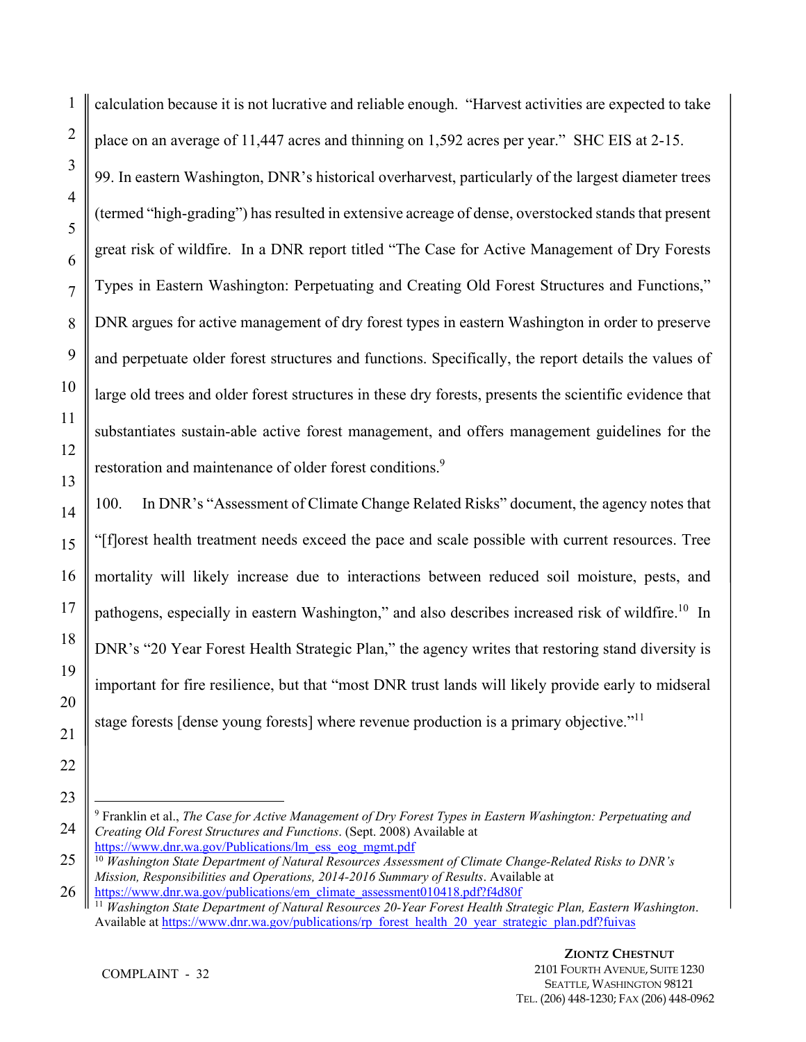calculation because it is not lucrative and reliable enough. "Harvest activities are expected to take place on an average of 11,447 acres and thinning on 1,592 acres per year." SHC EIS at 2-15.

99. In eastern Washington, DNR's historical overharvest, particularly of the largest diameter trees (termed "high-grading") has resulted in extensive acreage of dense, overstocked stands that present great risk of wildfire. In a DNR report titled "The Case for Active Management of Dry Forests Types in Eastern Washington: Perpetuating and Creating Old Forest Structures and Functions," DNR argues for active management of dry forest types in eastern Washington in order to preserve and perpetuate older forest structures and functions. Specifically, the report details the values of large old trees and older forest structures in these dry forests, presents the scientific evidence that substantiates sustain-able active forest management, and offers management guidelines for the restoration and maintenance of older forest conditions.[9]

100. In DNR's "Assessment of Climate Change Related Risks" document, the agency notes that "[f]orest health treatment needs exceed the pace and scale possible with current resources. Tree mortality will likely increase due to interactions between reduced soil moisture, pests, and pathogens, especially in eastern Washington," and also describes increased risk of wildfire.[10] In DNR's "20 Year Forest Health Strategic Plan," the agency writes that restoring stand diversity is important for fire resilience, but that "most DNR trust lands will likely provide early to midseral stage forests [dense young forests] where revenue production is a primary objective."[11]

---

[9] Franklin et al., *The Case for Active Management of Dry Forest Types in Eastern Washington: Perpetuating and Creating Old Forest Structures and Functions*. (Sept. 2008) Available at https://www.dnr.wa.gov/Publications/lm_ess_eog_mgmt.pdf

[10] *Washington State Department of Natural Resources Assessment of Climate Change-Related Risks to DNR's Mission, Responsibilities and Operations, 2014-2016 Summary of Results*. Available at https://www.dnr.wa.gov/publications/em_climate_assessment010418.pdf?f4d80f

[11] *Washington State Department of Natural Resources 20-Year Forest Health Strategic Plan, Eastern Washington*. Available at https://www.dnr.wa.gov/publications/rp_forest_health_20_year_strategic_plan.pdf?fuivas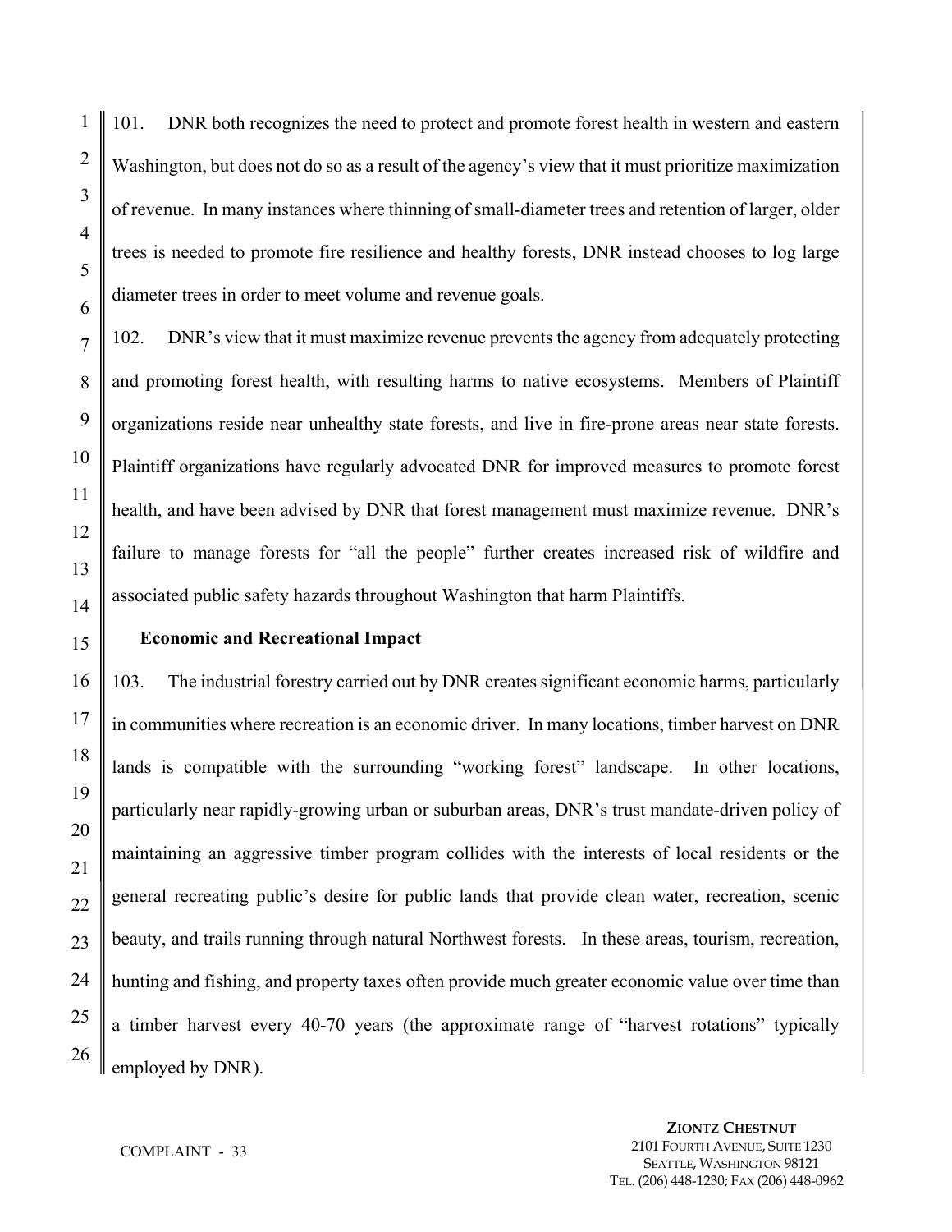101. DNR both recognizes the need to protect and promote forest health in western and eastern Washington, but does not do so as a result of the agency's view that it must prioritize maximization of revenue. In many instances where thinning of small-diameter trees and retention of larger, older trees is needed to promote fire resilience and healthy forests, DNR instead chooses to log large diameter trees in order to meet volume and revenue goals.

102. DNR's view that it must maximize revenue prevents the agency from adequately protecting and promoting forest health, with resulting harms to native ecosystems. Members of Plaintiff organizations reside near unhealthy state forests, and live in fire-prone areas near state forests. Plaintiff organizations have regularly advocated DNR for improved measures to promote forest health, and have been advised by DNR that forest management must maximize revenue. DNR's failure to manage forests for "all the people" further creates increased risk of wildfire and associated public safety hazards throughout Washington that harm Plaintiffs.

**Economic and Recreational Impact**

103. The industrial forestry carried out by DNR creates significant economic harms, particularly in communities where recreation is an economic driver. In many locations, timber harvest on DNR lands is compatible with the surrounding "working forest" landscape. In other locations, particularly near rapidly-growing urban or suburban areas, DNR's trust mandate-driven policy of maintaining an aggressive timber program collides with the interests of local residents or the general recreating public's desire for public lands that provide clean water, recreation, scenic beauty, and trails running through natural Northwest forests. In these areas, tourism, recreation, hunting and fishing, and property taxes often provide much greater economic value over time than a timber harvest every 40-70 years (the approximate range of "harvest rotations" typically employed by DNR).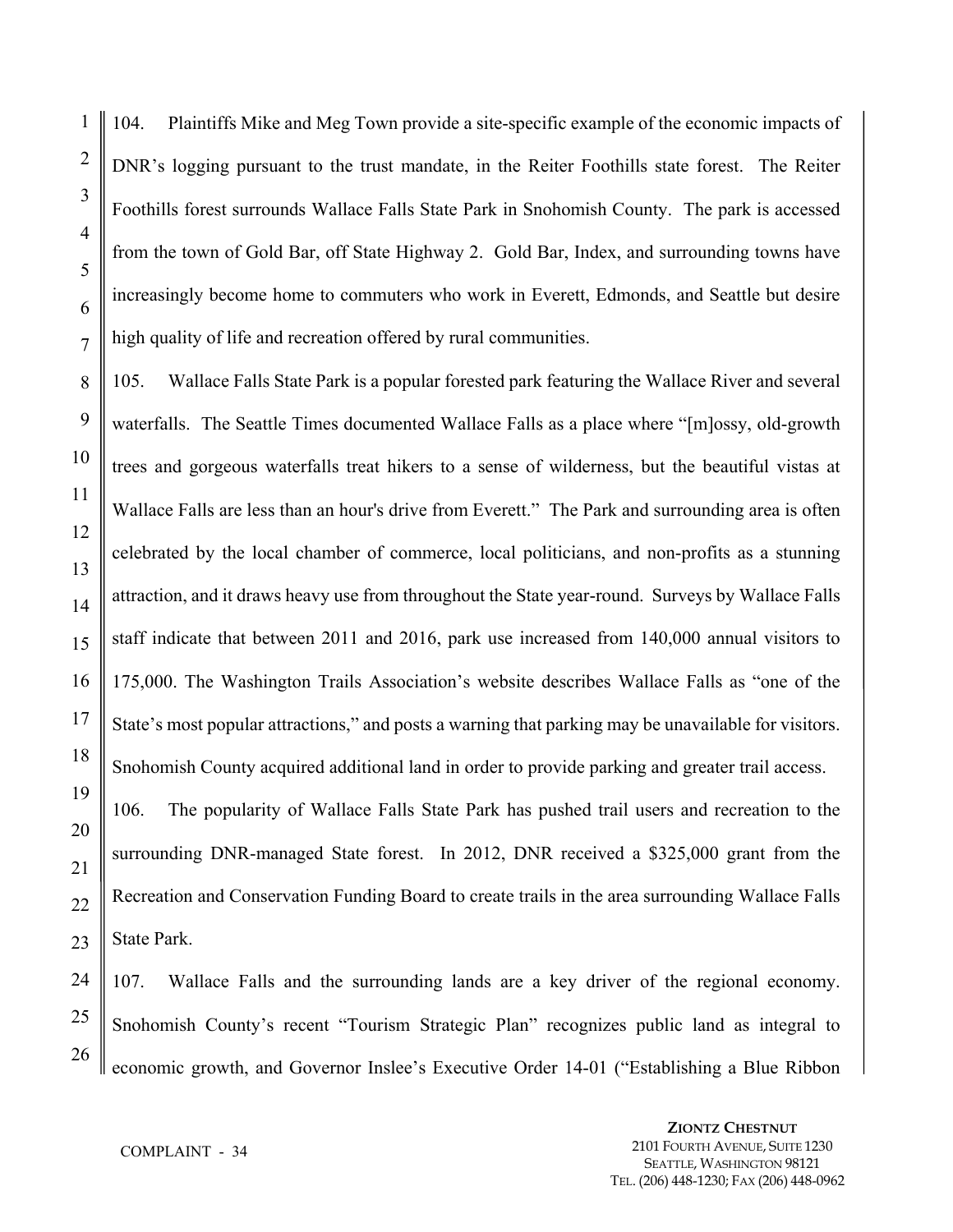104. Plaintiffs Mike and Meg Town provide a site-specific example of the economic impacts of DNR's logging pursuant to the trust mandate, in the Reiter Foothills state forest. The Reiter Foothills forest surrounds Wallace Falls State Park in Snohomish County. The park is accessed from the town of Gold Bar, off State Highway 2. Gold Bar, Index, and surrounding towns have increasingly become home to commuters who work in Everett, Edmonds, and Seattle but desire high quality of life and recreation offered by rural communities.

105. Wallace Falls State Park is a popular forested park featuring the Wallace River and several waterfalls. The Seattle Times documented Wallace Falls as a place where "[m]ossy, old-growth trees and gorgeous waterfalls treat hikers to a sense of wilderness, but the beautiful vistas at Wallace Falls are less than an hour's drive from Everett." The Park and surrounding area is often celebrated by the local chamber of commerce, local politicians, and non-profits as a stunning attraction, and it draws heavy use from throughout the State year-round. Surveys by Wallace Falls staff indicate that between 2011 and 2016, park use increased from 140,000 annual visitors to 175,000. The Washington Trails Association's website describes Wallace Falls as "one of the State's most popular attractions," and posts a warning that parking may be unavailable for visitors. Snohomish County acquired additional land in order to provide parking and greater trail access.

106. The popularity of Wallace Falls State Park has pushed trail users and recreation to the surrounding DNR-managed State forest. In 2012, DNR received a $325,000 grant from the Recreation and Conservation Funding Board to create trails in the area surrounding Wallace Falls State Park.

107. Wallace Falls and the surrounding lands are a key driver of the regional economy. Snohomish County's recent "Tourism Strategic Plan" recognizes public land as integral to economic growth, and Governor Inslee's Executive Order 14-01 ("Establishing a Blue Ribbon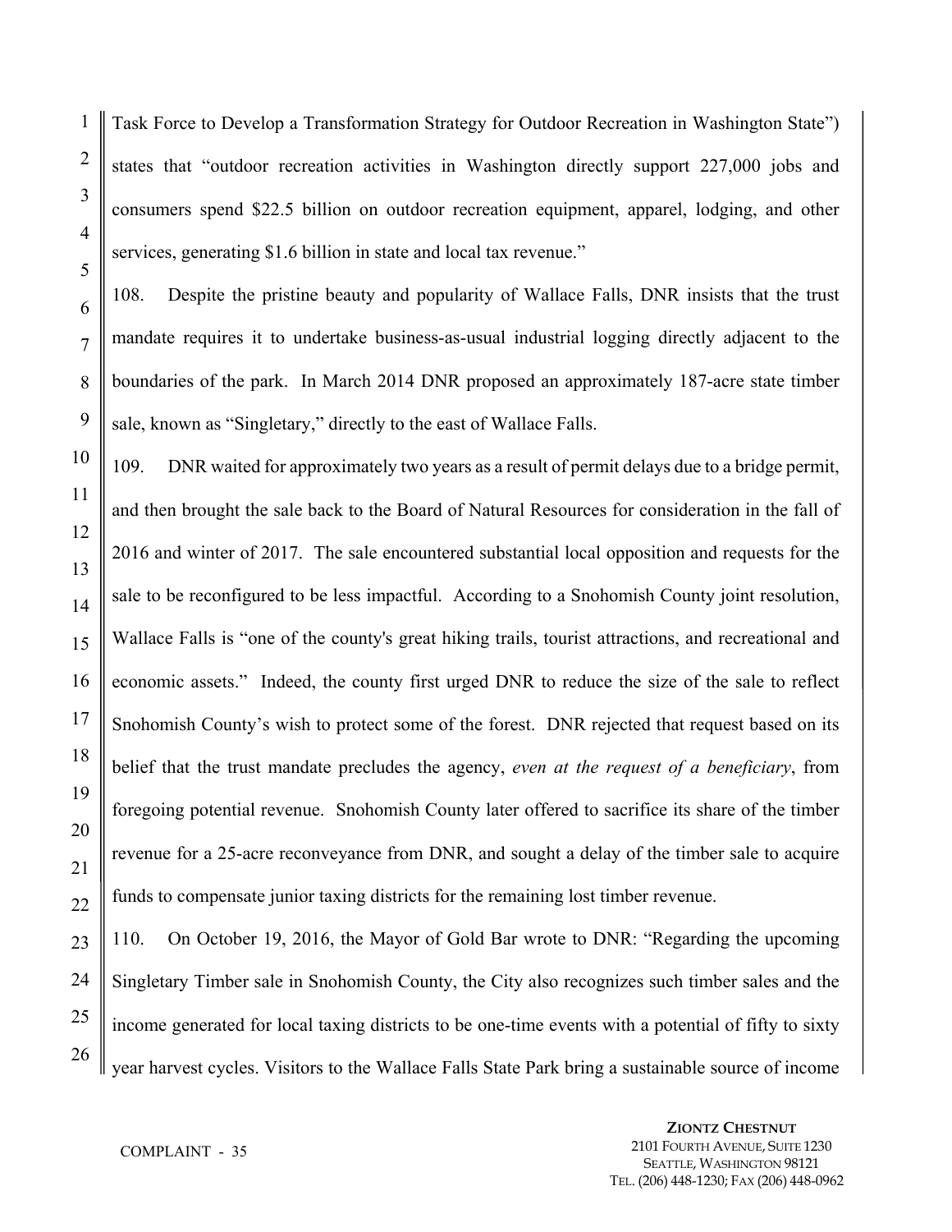Task Force to Develop a Transformation Strategy for Outdoor Recreation in Washington State") states that "outdoor recreation activities in Washington directly support 227,000 jobs and consumers spend $22.5 billion on outdoor recreation equipment, apparel, lodging, and other services, generating $1.6 billion in state and local tax revenue."

108. Despite the pristine beauty and popularity of Wallace Falls, DNR insists that the trust mandate requires it to undertake business-as-usual industrial logging directly adjacent to the boundaries of the park. In March 2014 DNR proposed an approximately 187-acre state timber sale, known as "Singletary," directly to the east of Wallace Falls.

109. DNR waited for approximately two years as a result of permit delays due to a bridge permit, and then brought the sale back to the Board of Natural Resources for consideration in the fall of 2016 and winter of 2017. The sale encountered substantial local opposition and requests for the sale to be reconfigured to be less impactful. According to a Snohomish County joint resolution, Wallace Falls is "one of the county's great hiking trails, tourist attractions, and recreational and economic assets." Indeed, the county first urged DNR to reduce the size of the sale to reflect Snohomish County's wish to protect some of the forest. DNR rejected that request based on its belief that the trust mandate precludes the agency, *even at the request of a beneficiary*, from foregoing potential revenue. Snohomish County later offered to sacrifice its share of the timber revenue for a 25-acre reconveyance from DNR, and sought a delay of the timber sale to acquire funds to compensate junior taxing districts for the remaining lost timber revenue.

110. On October 19, 2016, the Mayor of Gold Bar wrote to DNR: "Regarding the upcoming Singletary Timber sale in Snohomish County, the City also recognizes such timber sales and the income generated for local taxing districts to be one-time events with a potential of fifty to sixty year harvest cycles. Visitors to the Wallace Falls State Park bring a sustainable source of income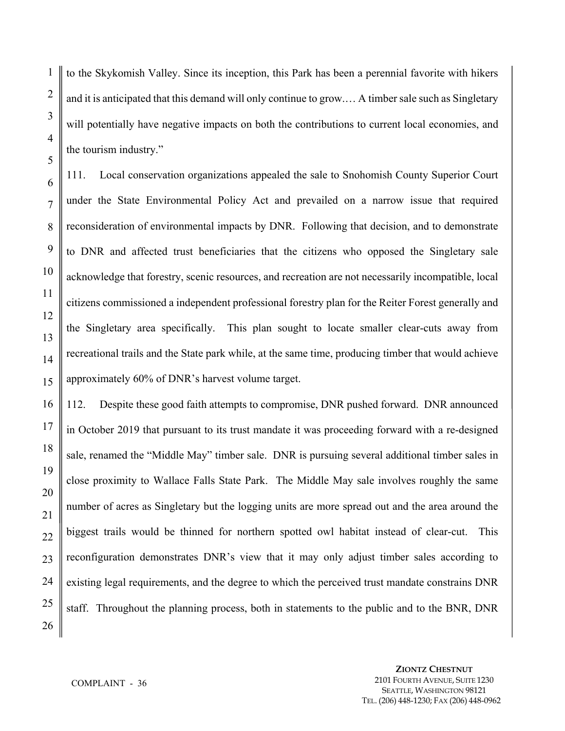to the Skykomish Valley. Since its inception, this Park has been a perennial favorite with hikers and it is anticipated that this demand will only continue to grow.… A timber sale such as Singletary will potentially have negative impacts on both the contributions to current local economies, and the tourism industry."

111. Local conservation organizations appealed the sale to Snohomish County Superior Court under the State Environmental Policy Act and prevailed on a narrow issue that required reconsideration of environmental impacts by DNR. Following that decision, and to demonstrate to DNR and affected trust beneficiaries that the citizens who opposed the Singletary sale acknowledge that forestry, scenic resources, and recreation are not necessarily incompatible, local citizens commissioned a independent professional forestry plan for the Reiter Forest generally and the Singletary area specifically. This plan sought to locate smaller clear-cuts away from recreational trails and the State park while, at the same time, producing timber that would achieve approximately 60% of DNR's harvest volume target.

112. Despite these good faith attempts to compromise, DNR pushed forward. DNR announced in October 2019 that pursuant to its trust mandate it was proceeding forward with a re-designed sale, renamed the "Middle May" timber sale. DNR is pursuing several additional timber sales in close proximity to Wallace Falls State Park. The Middle May sale involves roughly the same number of acres as Singletary but the logging units are more spread out and the area around the biggest trails would be thinned for northern spotted owl habitat instead of clear-cut. This reconfiguration demonstrates DNR's view that it may only adjust timber sales according to existing legal requirements, and the degree to which the perceived trust mandate constrains DNR staff. Throughout the planning process, both in statements to the public and to the BNR, DNR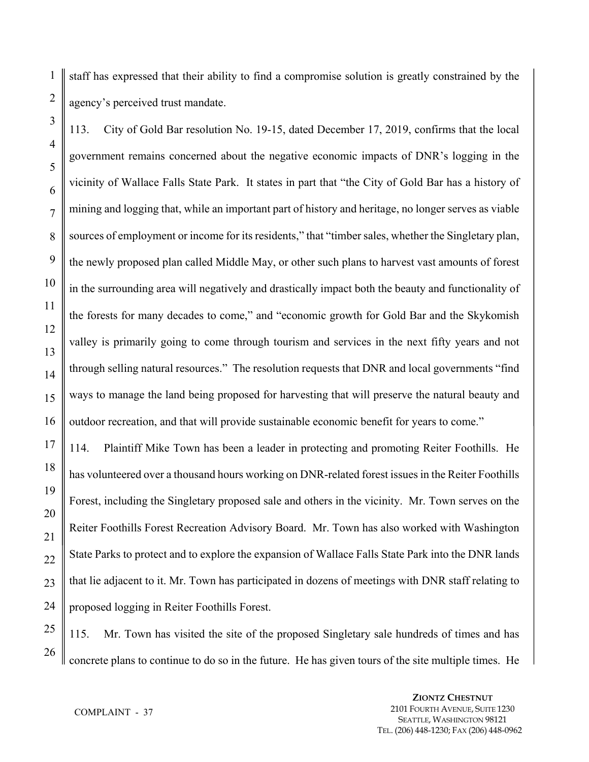staff has expressed that their ability to find a compromise solution is greatly constrained by the agency's perceived trust mandate.

113. City of Gold Bar resolution No. 19-15, dated December 17, 2019, confirms that the local government remains concerned about the negative economic impacts of DNR's logging in the vicinity of Wallace Falls State Park. It states in part that "the City of Gold Bar has a history of mining and logging that, while an important part of history and heritage, no longer serves as viable sources of employment or income for its residents," that "timber sales, whether the Singletary plan, the newly proposed plan called Middle May, or other such plans to harvest vast amounts of forest in the surrounding area will negatively and drastically impact both the beauty and functionality of the forests for many decades to come," and "economic growth for Gold Bar and the Skykomish valley is primarily going to come through tourism and services in the next fifty years and not through selling natural resources." The resolution requests that DNR and local governments "find ways to manage the land being proposed for harvesting that will preserve the natural beauty and outdoor recreation, and that will provide sustainable economic benefit for years to come."

114. Plaintiff Mike Town has been a leader in protecting and promoting Reiter Foothills. He has volunteered over a thousand hours working on DNR-related forest issues in the Reiter Foothills Forest, including the Singletary proposed sale and others in the vicinity. Mr. Town serves on the Reiter Foothills Forest Recreation Advisory Board. Mr. Town has also worked with Washington State Parks to protect and to explore the expansion of Wallace Falls State Park into the DNR lands that lie adjacent to it. Mr. Town has participated in dozens of meetings with DNR staff relating to proposed logging in Reiter Foothills Forest.

115. Mr. Town has visited the site of the proposed Singletary sale hundreds of times and has concrete plans to continue to do so in the future. He has given tours of the site multiple times. He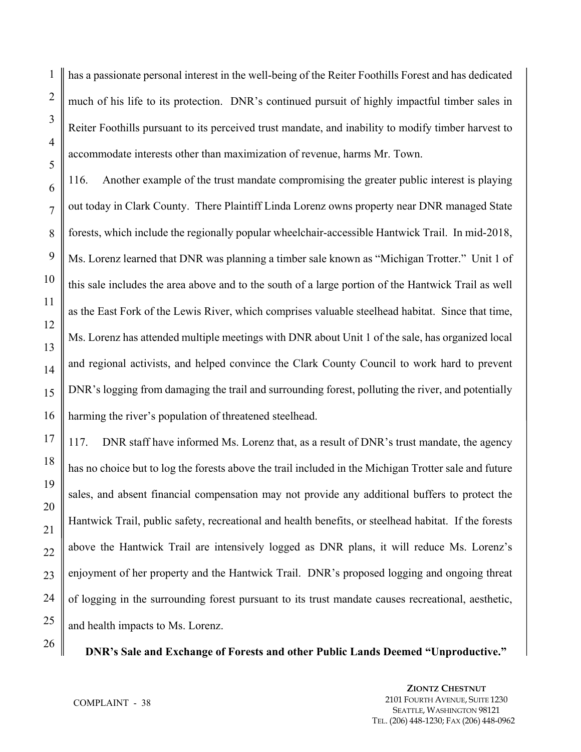has a passionate personal interest in the well-being of the Reiter Foothills Forest and has dedicated much of his life to its protection. DNR's continued pursuit of highly impactful timber sales in Reiter Foothills pursuant to its perceived trust mandate, and inability to modify timber harvest to accommodate interests other than maximization of revenue, harms Mr. Town.

116. Another example of the trust mandate compromising the greater public interest is playing out today in Clark County. There Plaintiff Linda Lorenz owns property near DNR managed State forests, which include the regionally popular wheelchair-accessible Hantwick Trail. In mid-2018, Ms. Lorenz learned that DNR was planning a timber sale known as "Michigan Trotter." Unit 1 of this sale includes the area above and to the south of a large portion of the Hantwick Trail as well as the East Fork of the Lewis River, which comprises valuable steelhead habitat. Since that time, Ms. Lorenz has attended multiple meetings with DNR about Unit 1 of the sale, has organized local and regional activists, and helped convince the Clark County Council to work hard to prevent DNR's logging from damaging the trail and surrounding forest, polluting the river, and potentially harming the river's population of threatened steelhead.

117. DNR staff have informed Ms. Lorenz that, as a result of DNR's trust mandate, the agency has no choice but to log the forests above the trail included in the Michigan Trotter sale and future sales, and absent financial compensation may not provide any additional buffers to protect the Hantwick Trail, public safety, recreational and health benefits, or steelhead habitat. If the forests above the Hantwick Trail are intensively logged as DNR plans, it will reduce Ms. Lorenz's enjoyment of her property and the Hantwick Trail. DNR's proposed logging and ongoing threat of logging in the surrounding forest pursuant to its trust mandate causes recreational, aesthetic, and health impacts to Ms. Lorenz.

**DNR's Sale and Exchange of Forests and other Public Lands Deemed "Unproductive."**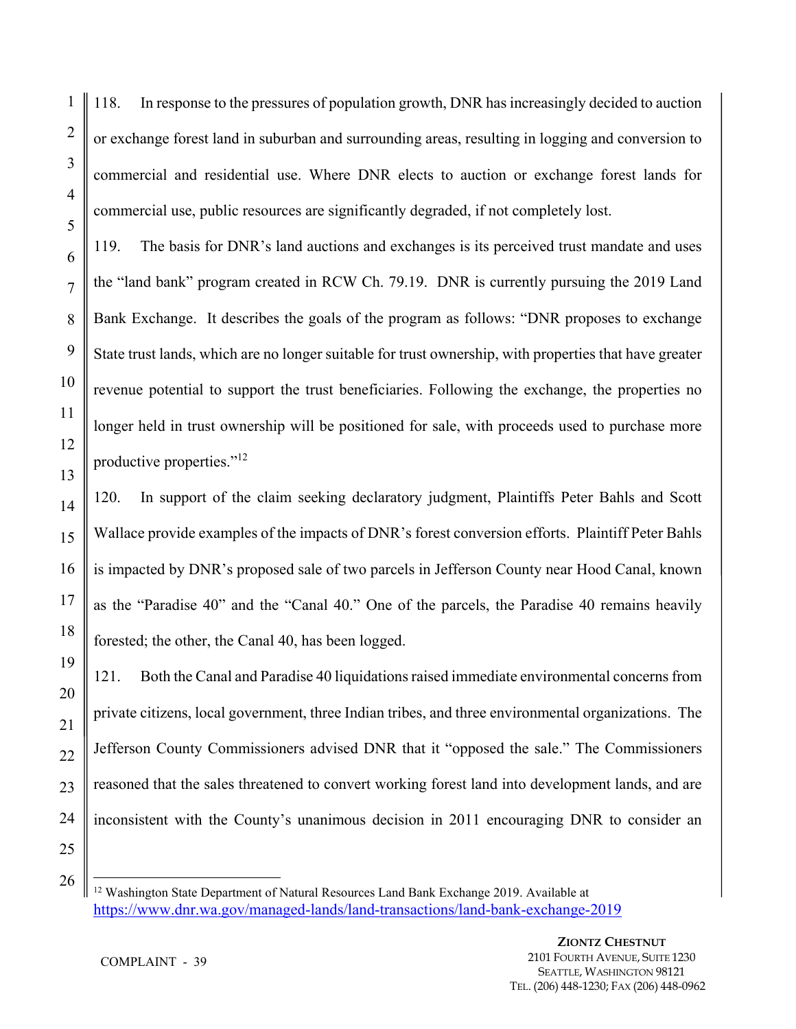118. In response to the pressures of population growth, DNR has increasingly decided to auction or exchange forest land in suburban and surrounding areas, resulting in logging and conversion to commercial and residential use. Where DNR elects to auction or exchange forest lands for commercial use, public resources are significantly degraded, if not completely lost.

119. The basis for DNR's land auctions and exchanges is its perceived trust mandate and uses the "land bank" program created in RCW Ch. 79.19. DNR is currently pursuing the 2019 Land Bank Exchange. It describes the goals of the program as follows: "DNR proposes to exchange State trust lands, which are no longer suitable for trust ownership, with properties that have greater revenue potential to support the trust beneficiaries. Following the exchange, the properties no longer held in trust ownership will be positioned for sale, with proceeds used to purchase more productive properties."[12]

120. In support of the claim seeking declaratory judgment, Plaintiffs Peter Bahls and Scott Wallace provide examples of the impacts of DNR's forest conversion efforts. Plaintiff Peter Bahls is impacted by DNR's proposed sale of two parcels in Jefferson County near Hood Canal, known as the "Paradise 40" and the "Canal 40." One of the parcels, the Paradise 40 remains heavily forested; the other, the Canal 40, has been logged.

121. Both the Canal and Paradise 40 liquidations raised immediate environmental concerns from private citizens, local government, three Indian tribes, and three environmental organizations. The Jefferson County Commissioners advised DNR that it "opposed the sale." The Commissioners reasoned that the sales threatened to convert working forest land into development lands, and are inconsistent with the County's unanimous decision in 2011 encouraging DNR to consider an

---

[12] Washington State Department of Natural Resources Land Bank Exchange 2019. Available at https://www.dnr.wa.gov/managed-lands/land-transactions/land-bank-exchange-2019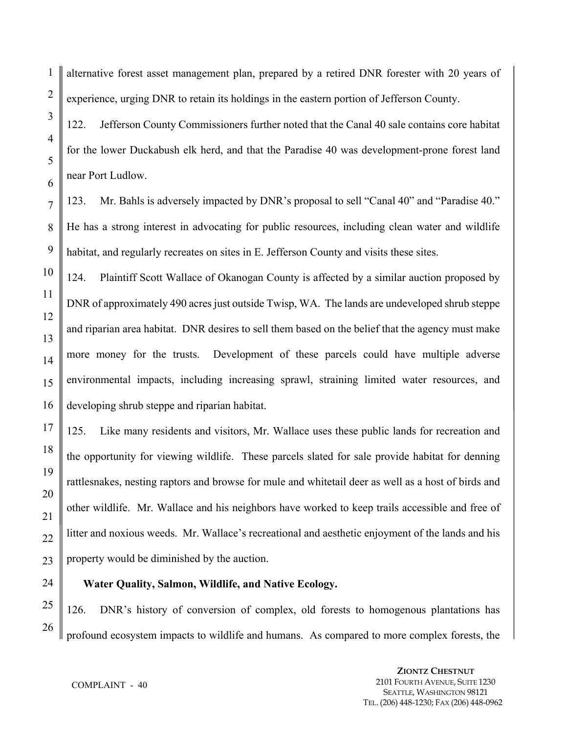alternative forest asset management plan, prepared by a retired DNR forester with 20 years of experience, urging DNR to retain its holdings in the eastern portion of Jefferson County.

122. Jefferson County Commissioners further noted that the Canal 40 sale contains core habitat for the lower Duckabush elk herd, and that the Paradise 40 was development-prone forest land near Port Ludlow.

123. Mr. Bahls is adversely impacted by DNR's proposal to sell "Canal 40" and "Paradise 40." He has a strong interest in advocating for public resources, including clean water and wildlife habitat, and regularly recreates on sites in E. Jefferson County and visits these sites.

124. Plaintiff Scott Wallace of Okanogan County is affected by a similar auction proposed by DNR of approximately 490 acres just outside Twisp, WA. The lands are undeveloped shrub steppe and riparian area habitat. DNR desires to sell them based on the belief that the agency must make more money for the trusts. Development of these parcels could have multiple adverse environmental impacts, including increasing sprawl, straining limited water resources, and developing shrub steppe and riparian habitat.

125. Like many residents and visitors, Mr. Wallace uses these public lands for recreation and the opportunity for viewing wildlife. These parcels slated for sale provide habitat for denning rattlesnakes, nesting raptors and browse for mule and whitetail deer as well as a host of birds and other wildlife. Mr. Wallace and his neighbors have worked to keep trails accessible and free of litter and noxious weeds. Mr. Wallace's recreational and aesthetic enjoyment of the lands and his property would be diminished by the auction.

**Water Quality, Salmon, Wildlife, and Native Ecology.**

126. DNR's history of conversion of complex, old forests to homogenous plantations has profound ecosystem impacts to wildlife and humans. As compared to more complex forests, the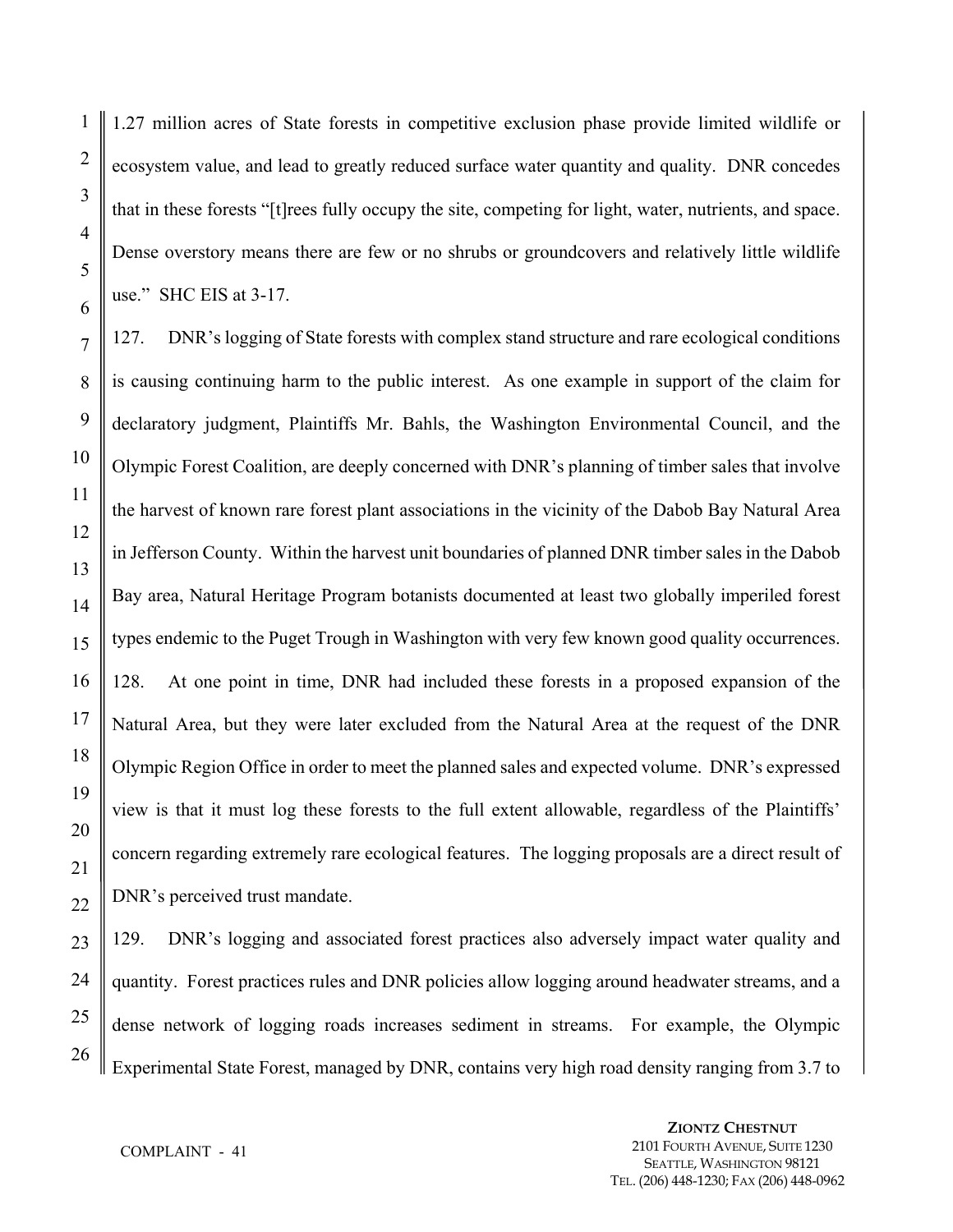1.27 million acres of State forests in competitive exclusion phase provide limited wildlife or ecosystem value, and lead to greatly reduced surface water quantity and quality. DNR concedes that in these forests "[t]rees fully occupy the site, competing for light, water, nutrients, and space. Dense overstory means there are few or no shrubs or groundcovers and relatively little wildlife use." SHC EIS at 3-17.

127. DNR's logging of State forests with complex stand structure and rare ecological conditions is causing continuing harm to the public interest. As one example in support of the claim for declaratory judgment, Plaintiffs Mr. Bahls, the Washington Environmental Council, and the Olympic Forest Coalition, are deeply concerned with DNR's planning of timber sales that involve the harvest of known rare forest plant associations in the vicinity of the Dabob Bay Natural Area in Jefferson County. Within the harvest unit boundaries of planned DNR timber sales in the Dabob Bay area, Natural Heritage Program botanists documented at least two globally imperiled forest types endemic to the Puget Trough in Washington with very few known good quality occurrences.

128. At one point in time, DNR had included these forests in a proposed expansion of the Natural Area, but they were later excluded from the Natural Area at the request of the DNR Olympic Region Office in order to meet the planned sales and expected volume. DNR's expressed view is that it must log these forests to the full extent allowable, regardless of the Plaintiffs' concern regarding extremely rare ecological features. The logging proposals are a direct result of DNR's perceived trust mandate.

129. DNR's logging and associated forest practices also adversely impact water quality and quantity. Forest practices rules and DNR policies allow logging around headwater streams, and a dense network of logging roads increases sediment in streams. For example, the Olympic Experimental State Forest, managed by DNR, contains very high road density ranging from 3.7 to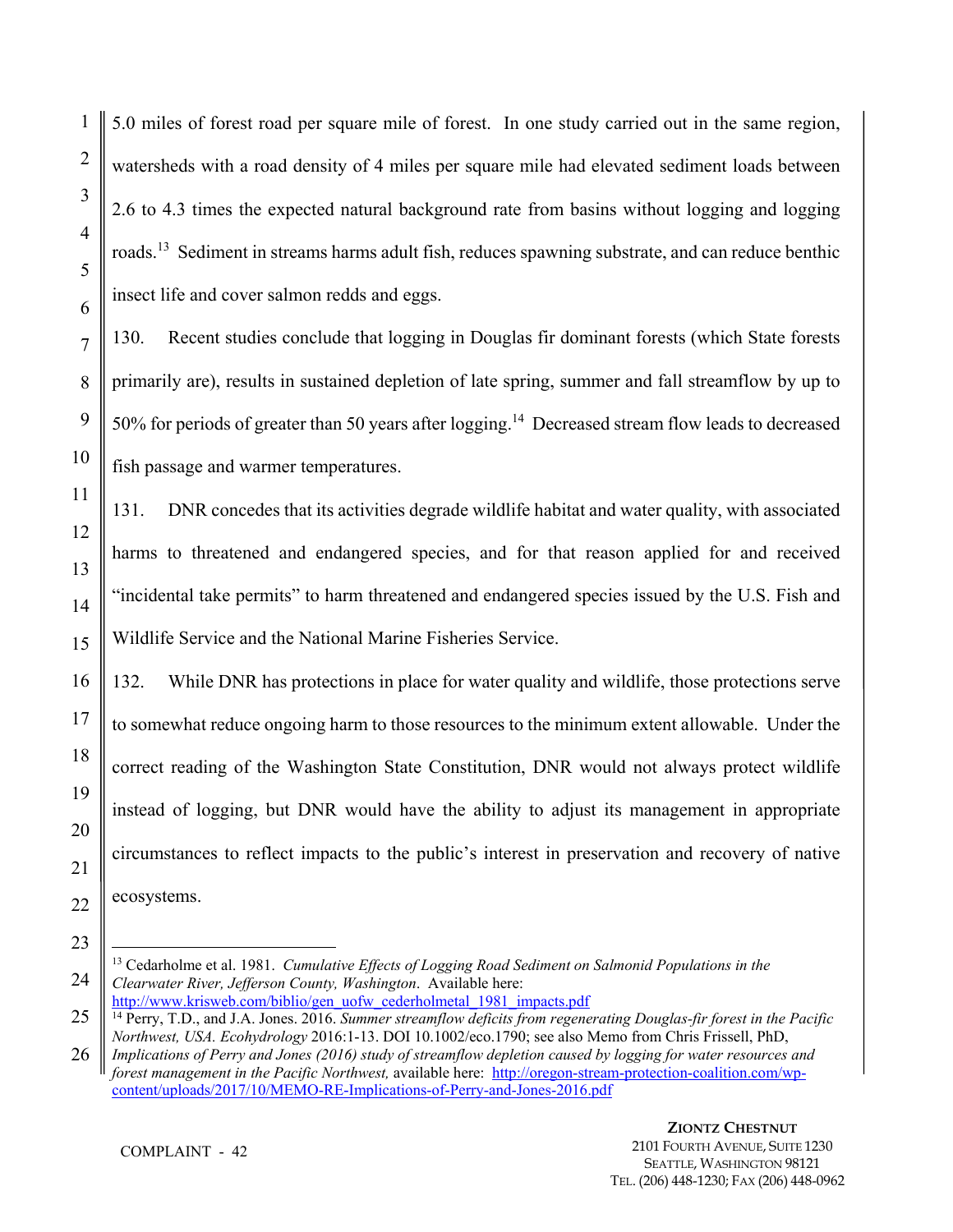5.0 miles of forest road per square mile of forest. In one study carried out in the same region, watersheds with a road density of 4 miles per square mile had elevated sediment loads between 2.6 to 4.3 times the expected natural background rate from basins without logging and logging roads.[13] Sediment in streams harms adult fish, reduces spawning substrate, and can reduce benthic insect life and cover salmon redds and eggs.

130. Recent studies conclude that logging in Douglas fir dominant forests (which State forests primarily are), results in sustained depletion of late spring, summer and fall streamflow by up to 50% for periods of greater than 50 years after logging.[14] Decreased stream flow leads to decreased fish passage and warmer temperatures.

131. DNR concedes that its activities degrade wildlife habitat and water quality, with associated harms to threatened and endangered species, and for that reason applied for and received "incidental take permits" to harm threatened and endangered species issued by the U.S. Fish and Wildlife Service and the National Marine Fisheries Service.

132. While DNR has protections in place for water quality and wildlife, those protections serve to somewhat reduce ongoing harm to those resources to the minimum extent allowable. Under the correct reading of the Washington State Constitution, DNR would not always protect wildlife instead of logging, but DNR would have the ability to adjust its management in appropriate circumstances to reflect impacts to the public's interest in preservation and recovery of native ecosystems.

---

[13] Cedarholme et al. 1981. *Cumulative Effects of Logging Road Sediment on Salmonid Populations in the Clearwater River, Jefferson County, Washington*. Available here: http://www.krisweb.com/biblio/gen_uofw_cederholmetal_1981_impacts.pdf

[14] Perry, T.D., and J.A. Jones. 2016. *Summer streamflow deficits from regenerating Douglas-fir forest in the Pacific Northwest, USA. Ecohydrology* 2016:1-13. DOI 10.1002/eco.1790; see also Memo from Chris Frissell, PhD, *Implications of Perry and Jones (2016) study of streamflow depletion caused by logging for water resources and forest management in the Pacific Northwest,* available here: http://oregon-stream-protection-coalition.com/wp-content/uploads/2017/10/MEMO-RE-Implications-of-Perry-and-Jones-2016.pdf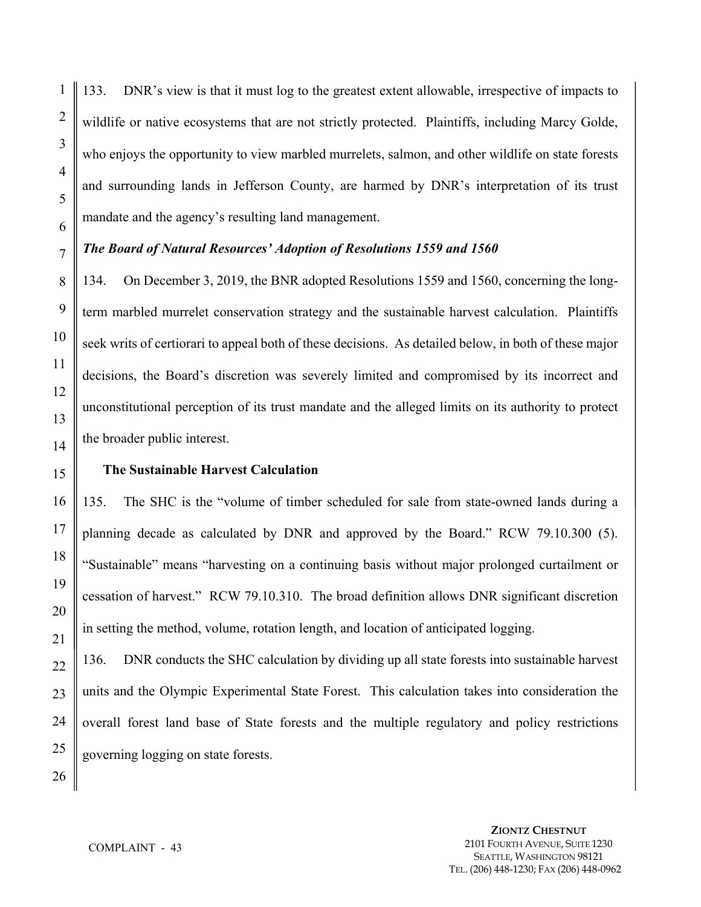133. DNR's view is that it must log to the greatest extent allowable, irrespective of impacts to wildlife or native ecosystems that are not strictly protected. Plaintiffs, including Marcy Golde, who enjoys the opportunity to view marbled murrelets, salmon, and other wildlife on state forests and surrounding lands in Jefferson County, are harmed by DNR's interpretation of its trust mandate and the agency's resulting land management.

***The Board of Natural Resources' Adoption of Resolutions 1559 and 1560***

134. On December 3, 2019, the BNR adopted Resolutions 1559 and 1560, concerning the long-term marbled murrelet conservation strategy and the sustainable harvest calculation. Plaintiffs seek writs of certiorari to appeal both of these decisions. As detailed below, in both of these major decisions, the Board's discretion was severely limited and compromised by its incorrect and unconstitutional perception of its trust mandate and the alleged limits on its authority to protect the broader public interest.

**The Sustainable Harvest Calculation**

135. The SHC is the "volume of timber scheduled for sale from state-owned lands during a planning decade as calculated by DNR and approved by the Board." RCW 79.10.300 (5). "Sustainable" means "harvesting on a continuing basis without major prolonged curtailment or cessation of harvest." RCW 79.10.310. The broad definition allows DNR significant discretion in setting the method, volume, rotation length, and location of anticipated logging.

136. DNR conducts the SHC calculation by dividing up all state forests into sustainable harvest units and the Olympic Experimental State Forest. This calculation takes into consideration the overall forest land base of State forests and the multiple regulatory and policy restrictions governing logging on state forests.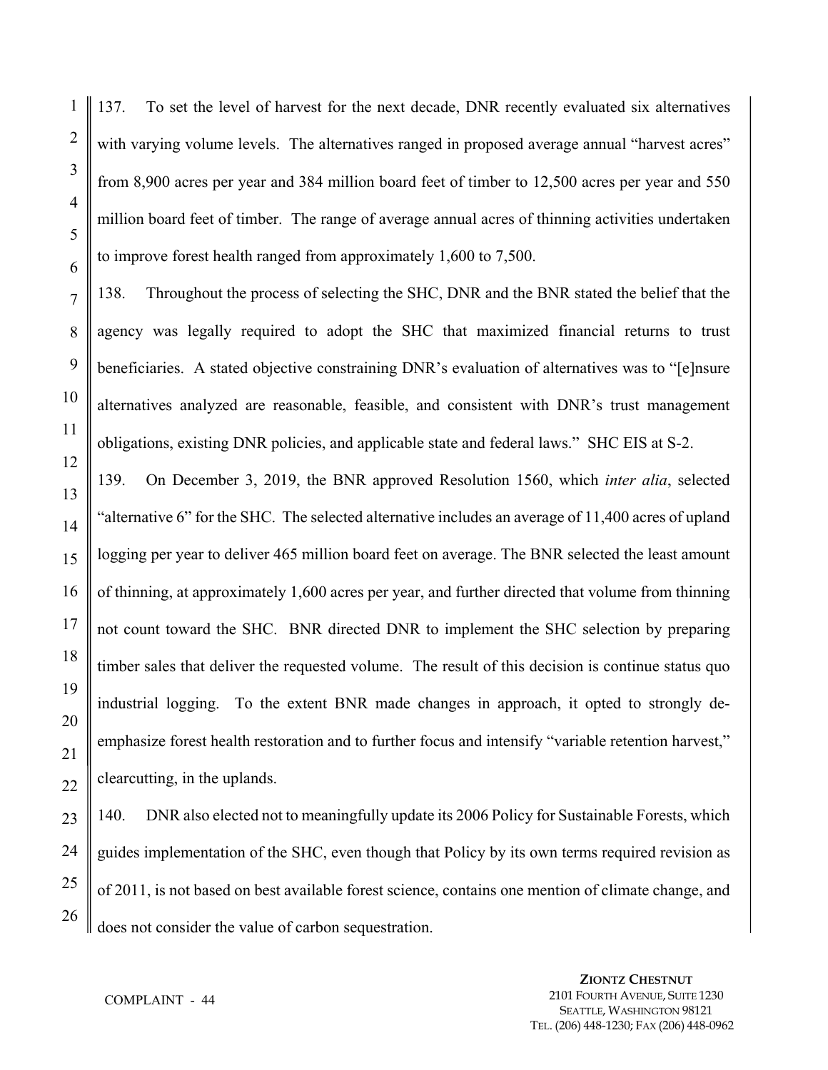137. To set the level of harvest for the next decade, DNR recently evaluated six alternatives with varying volume levels. The alternatives ranged in proposed average annual "harvest acres" from 8,900 acres per year and 384 million board feet of timber to 12,500 acres per year and 550 million board feet of timber. The range of average annual acres of thinning activities undertaken to improve forest health ranged from approximately 1,600 to 7,500.

138. Throughout the process of selecting the SHC, DNR and the BNR stated the belief that the agency was legally required to adopt the SHC that maximized financial returns to trust beneficiaries. A stated objective constraining DNR's evaluation of alternatives was to "[e]nsure alternatives analyzed are reasonable, feasible, and consistent with DNR's trust management obligations, existing DNR policies, and applicable state and federal laws." SHC EIS at S-2.

139. On December 3, 2019, the BNR approved Resolution 1560, which *inter alia*, selected "alternative 6" for the SHC. The selected alternative includes an average of 11,400 acres of upland logging per year to deliver 465 million board feet on average. The BNR selected the least amount of thinning, at approximately 1,600 acres per year, and further directed that volume from thinning not count toward the SHC. BNR directed DNR to implement the SHC selection by preparing timber sales that deliver the requested volume. The result of this decision is continue status quo industrial logging. To the extent BNR made changes in approach, it opted to strongly de-emphasize forest health restoration and to further focus and intensify "variable retention harvest," clearcutting, in the uplands.

140. DNR also elected not to meaningfully update its 2006 Policy for Sustainable Forests, which guides implementation of the SHC, even though that Policy by its own terms required revision as of 2011, is not based on best available forest science, contains one mention of climate change, and does not consider the value of carbon sequestration.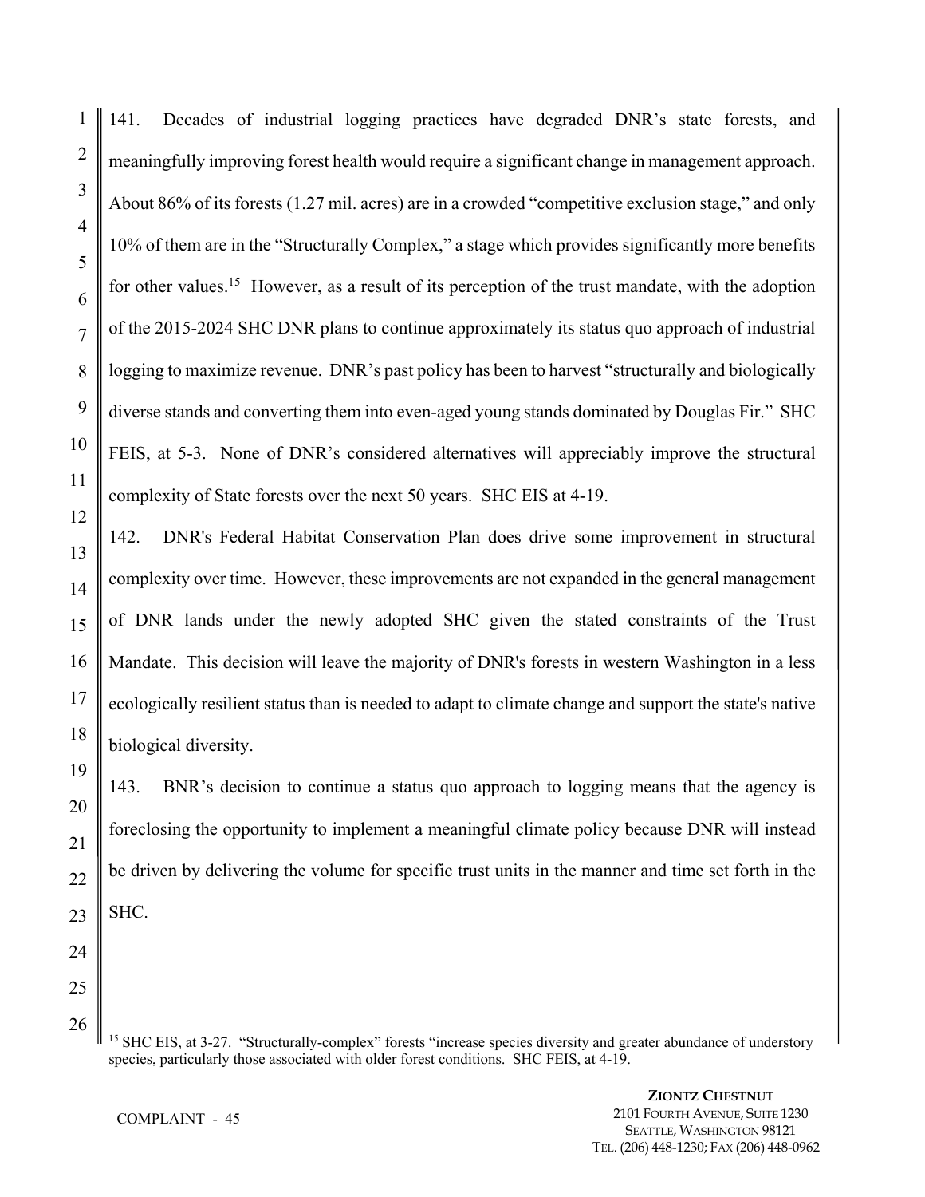141. Decades of industrial logging practices have degraded DNR's state forests, and meaningfully improving forest health would require a significant change in management approach. About 86% of its forests (1.27 mil. acres) are in a crowded "competitive exclusion stage," and only 10% of them are in the "Structurally Complex," a stage which provides significantly more benefits for other values.[15] However, as a result of its perception of the trust mandate, with the adoption of the 2015-2024 SHC DNR plans to continue approximately its status quo approach of industrial logging to maximize revenue. DNR's past policy has been to harvest "structurally and biologically diverse stands and converting them into even-aged young stands dominated by Douglas Fir." SHC FEIS, at 5-3. None of DNR's considered alternatives will appreciably improve the structural complexity of State forests over the next 50 years. SHC EIS at 4-19.

142. DNR's Federal Habitat Conservation Plan does drive some improvement in structural complexity over time. However, these improvements are not expanded in the general management of DNR lands under the newly adopted SHC given the stated constraints of the Trust Mandate. This decision will leave the majority of DNR's forests in western Washington in a less ecologically resilient status than is needed to adapt to climate change and support the state's native biological diversity.

143. BNR's decision to continue a status quo approach to logging means that the agency is foreclosing the opportunity to implement a meaningful climate policy because DNR will instead be driven by delivering the volume for specific trust units in the manner and time set forth in the SHC.

---

[15] SHC EIS, at 3-27. "Structurally-complex" forests "increase species diversity and greater abundance of understory species, particularly those associated with older forest conditions. SHC FEIS, at 4-19.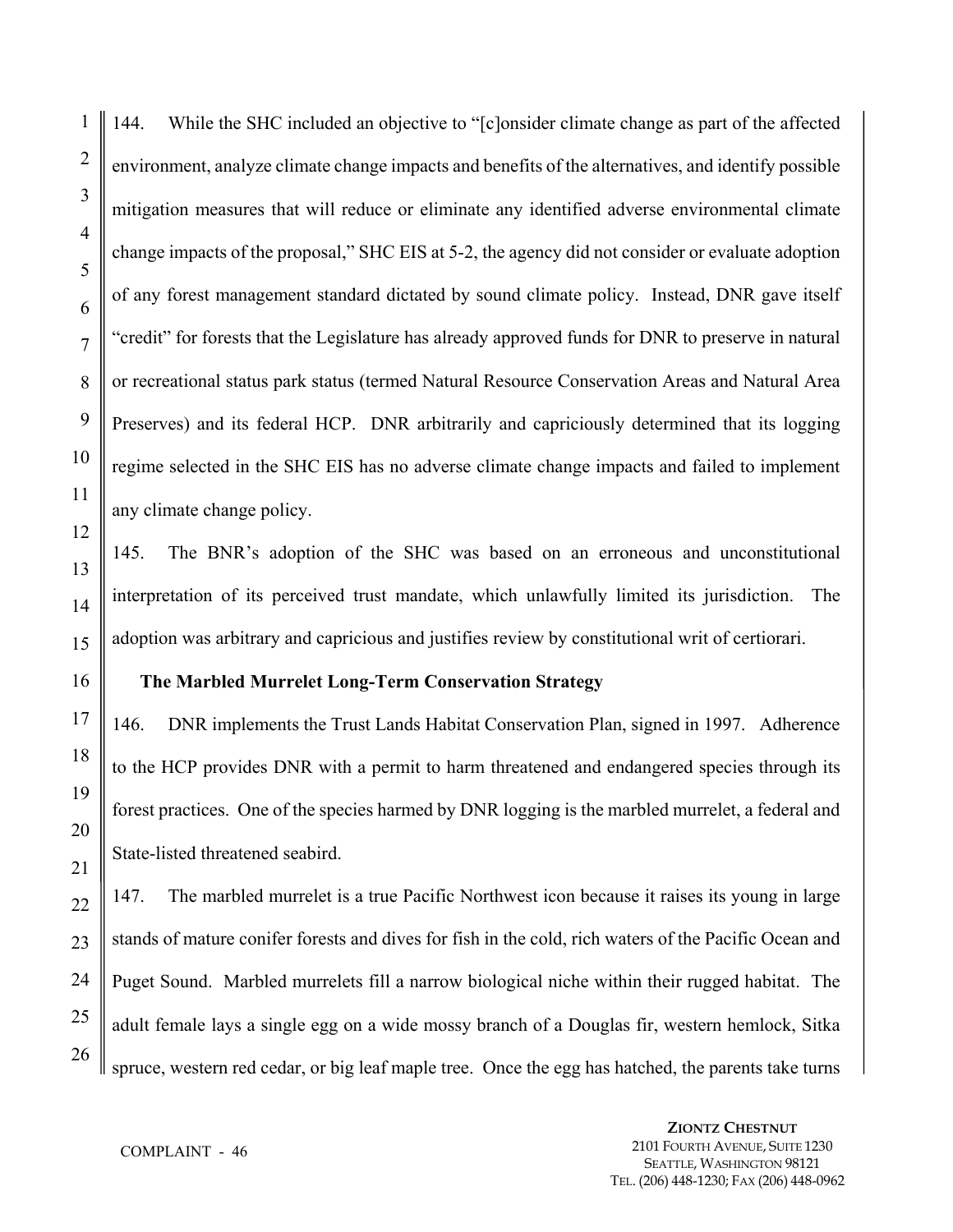144. While the SHC included an objective to "[c]onsider climate change as part of the affected environment, analyze climate change impacts and benefits of the alternatives, and identify possible mitigation measures that will reduce or eliminate any identified adverse environmental climate change impacts of the proposal," SHC EIS at 5-2, the agency did not consider or evaluate adoption of any forest management standard dictated by sound climate policy. Instead, DNR gave itself "credit" for forests that the Legislature has already approved funds for DNR to preserve in natural or recreational status park status (termed Natural Resource Conservation Areas and Natural Area Preserves) and its federal HCP. DNR arbitrarily and capriciously determined that its logging regime selected in the SHC EIS has no adverse climate change impacts and failed to implement any climate change policy.

145. The BNR's adoption of the SHC was based on an erroneous and unconstitutional interpretation of its perceived trust mandate, which unlawfully limited its jurisdiction. The adoption was arbitrary and capricious and justifies review by constitutional writ of certiorari.

**The Marbled Murrelet Long-Term Conservation Strategy**

146. DNR implements the Trust Lands Habitat Conservation Plan, signed in 1997. Adherence to the HCP provides DNR with a permit to harm threatened and endangered species through its forest practices. One of the species harmed by DNR logging is the marbled murrelet, a federal and State-listed threatened seabird.

147. The marbled murrelet is a true Pacific Northwest icon because it raises its young in large stands of mature conifer forests and dives for fish in the cold, rich waters of the Pacific Ocean and Puget Sound. Marbled murrelets fill a narrow biological niche within their rugged habitat. The adult female lays a single egg on a wide mossy branch of a Douglas fir, western hemlock, Sitka spruce, western red cedar, or big leaf maple tree. Once the egg has hatched, the parents take turns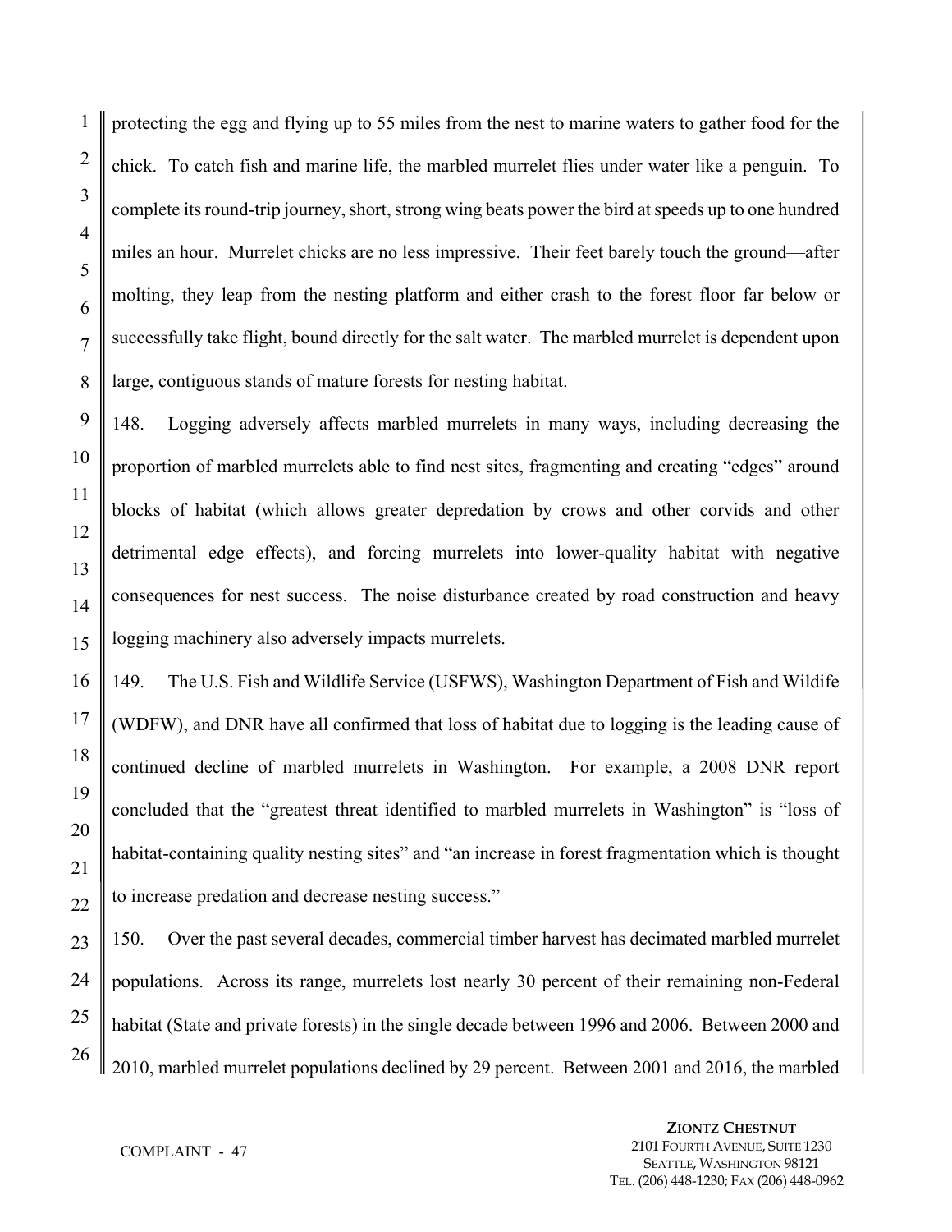protecting the egg and flying up to 55 miles from the nest to marine waters to gather food for the chick. To catch fish and marine life, the marbled murrelet flies under water like a penguin. To complete its round-trip journey, short, strong wing beats power the bird at speeds up to one hundred miles an hour. Murrelet chicks are no less impressive. Their feet barely touch the ground—after molting, they leap from the nesting platform and either crash to the forest floor far below or successfully take flight, bound directly for the salt water. The marbled murrelet is dependent upon large, contiguous stands of mature forests for nesting habitat.

148. Logging adversely affects marbled murrelets in many ways, including decreasing the proportion of marbled murrelets able to find nest sites, fragmenting and creating "edges" around blocks of habitat (which allows greater depredation by crows and other corvids and other detrimental edge effects), and forcing murrelets into lower-quality habitat with negative consequences for nest success. The noise disturbance created by road construction and heavy logging machinery also adversely impacts murrelets.

149. The U.S. Fish and Wildlife Service (USFWS), Washington Department of Fish and Wildlife (WDFW), and DNR have all confirmed that loss of habitat due to logging is the leading cause of continued decline of marbled murrelets in Washington. For example, a 2008 DNR report concluded that the "greatest threat identified to marbled murrelets in Washington" is "loss of habitat-containing quality nesting sites" and "an increase in forest fragmentation which is thought to increase predation and decrease nesting success."

150. Over the past several decades, commercial timber harvest has decimated marbled murrelet populations. Across its range, murrelets lost nearly 30 percent of their remaining non-Federal habitat (State and private forests) in the single decade between 1996 and 2006. Between 2000 and 2010, marbled murrelet populations declined by 29 percent. Between 2001 and 2016, the marbled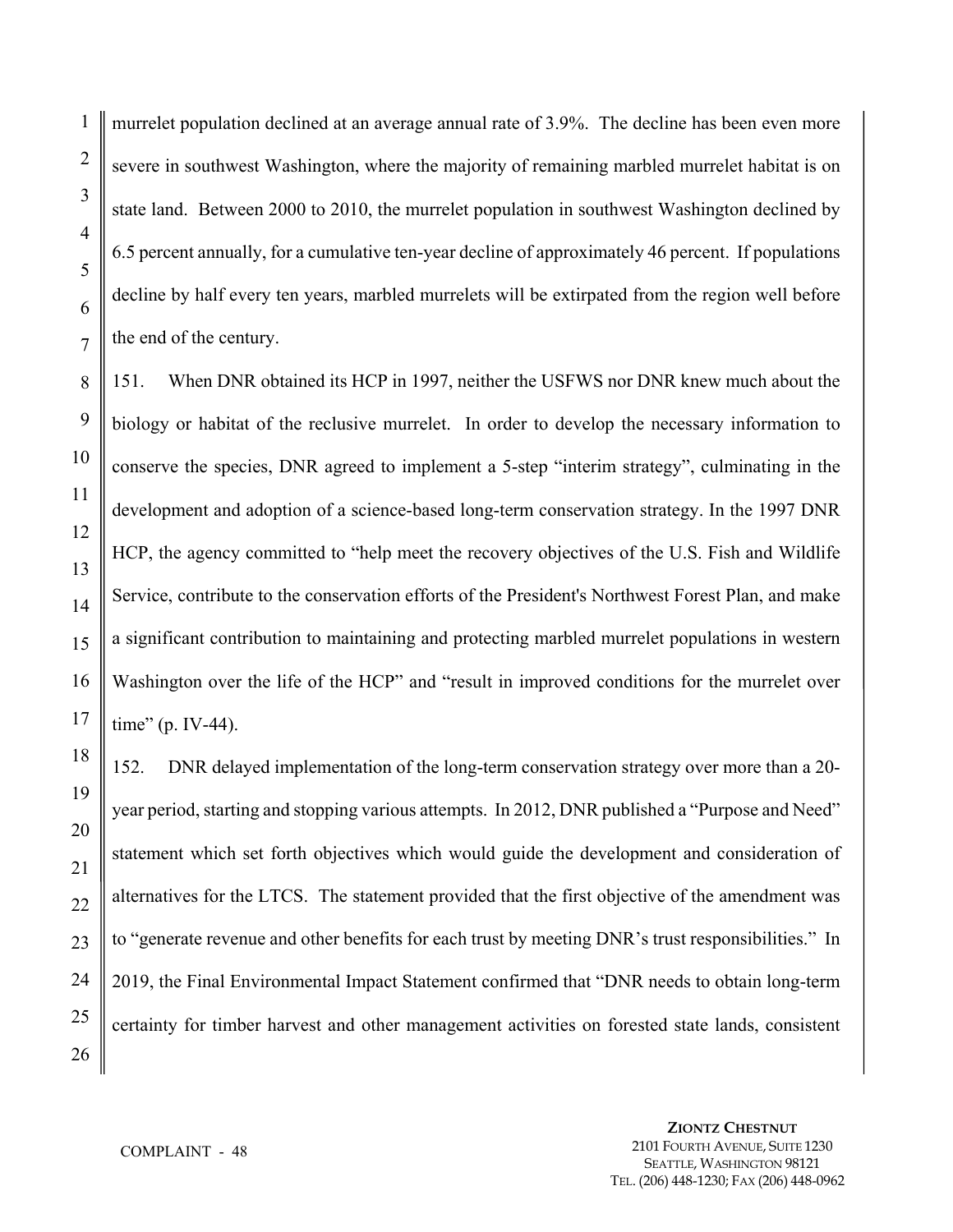murrelet population declined at an average annual rate of 3.9%. The decline has been even more severe in southwest Washington, where the majority of remaining marbled murrelet habitat is on state land. Between 2000 to 2010, the murrelet population in southwest Washington declined by 6.5 percent annually, for a cumulative ten-year decline of approximately 46 percent. If populations decline by half every ten years, marbled murrelets will be extirpated from the region well before the end of the century.

151. When DNR obtained its HCP in 1997, neither the USFWS nor DNR knew much about the biology or habitat of the reclusive murrelet. In order to develop the necessary information to conserve the species, DNR agreed to implement a 5-step "interim strategy", culminating in the development and adoption of a science-based long-term conservation strategy. In the 1997 DNR HCP, the agency committed to "help meet the recovery objectives of the U.S. Fish and Wildlife Service, contribute to the conservation efforts of the President's Northwest Forest Plan, and make a significant contribution to maintaining and protecting marbled murrelet populations in western Washington over the life of the HCP" and "result in improved conditions for the murrelet over time" (p. IV-44).

152. DNR delayed implementation of the long-term conservation strategy over more than a 20-year period, starting and stopping various attempts. In 2012, DNR published a "Purpose and Need" statement which set forth objectives which would guide the development and consideration of alternatives for the LTCS. The statement provided that the first objective of the amendment was to "generate revenue and other benefits for each trust by meeting DNR's trust responsibilities." In 2019, the Final Environmental Impact Statement confirmed that "DNR needs to obtain long-term certainty for timber harvest and other management activities on forested state lands, consistent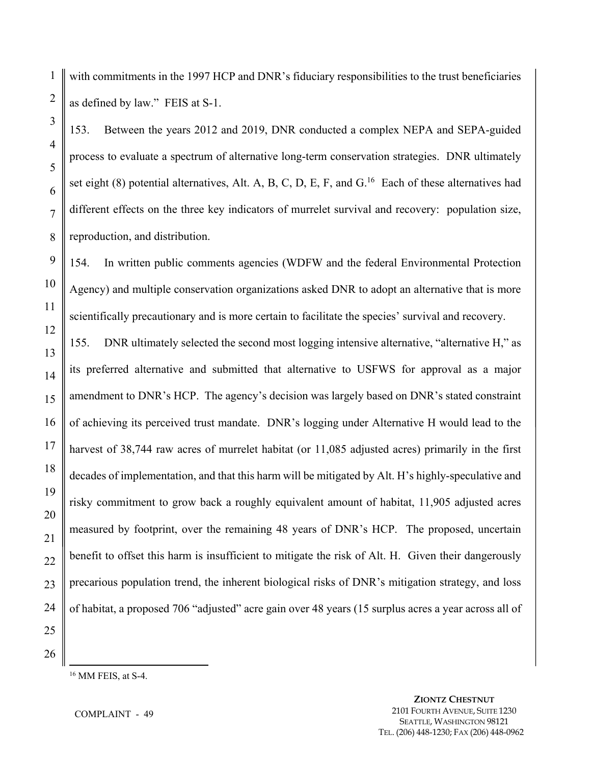with commitments in the 1997 HCP and DNR's fiduciary responsibilities to the trust beneficiaries as defined by law." FEIS at S-1.

153. Between the years 2012 and 2019, DNR conducted a complex NEPA and SEPA-guided process to evaluate a spectrum of alternative long-term conservation strategies. DNR ultimately set eight (8) potential alternatives, Alt. A, B, C, D, E, F, and G.[16] Each of these alternatives had different effects on the three key indicators of murrelet survival and recovery: population size, reproduction, and distribution.

154. In written public comments agencies (WDFW and the federal Environmental Protection Agency) and multiple conservation organizations asked DNR to adopt an alternative that is more scientifically precautionary and is more certain to facilitate the species' survival and recovery.

155. DNR ultimately selected the second most logging intensive alternative, "alternative H," as its preferred alternative and submitted that alternative to USFWS for approval as a major amendment to DNR's HCP. The agency's decision was largely based on DNR's stated constraint of achieving its perceived trust mandate. DNR's logging under Alternative H would lead to the harvest of 38,744 raw acres of murrelet habitat (or 11,085 adjusted acres) primarily in the first decades of implementation, and that this harm will be mitigated by Alt. H's highly-speculative and risky commitment to grow back a roughly equivalent amount of habitat, 11,905 adjusted acres measured by footprint, over the remaining 48 years of DNR's HCP. The proposed, uncertain benefit to offset this harm is insufficient to mitigate the risk of Alt. H. Given their dangerously precarious population trend, the inherent biological risks of DNR's mitigation strategy, and loss of habitat, a proposed 706 "adjusted" acre gain over 48 years (15 surplus acres a year across all of

[16] MM FEIS, at S-4.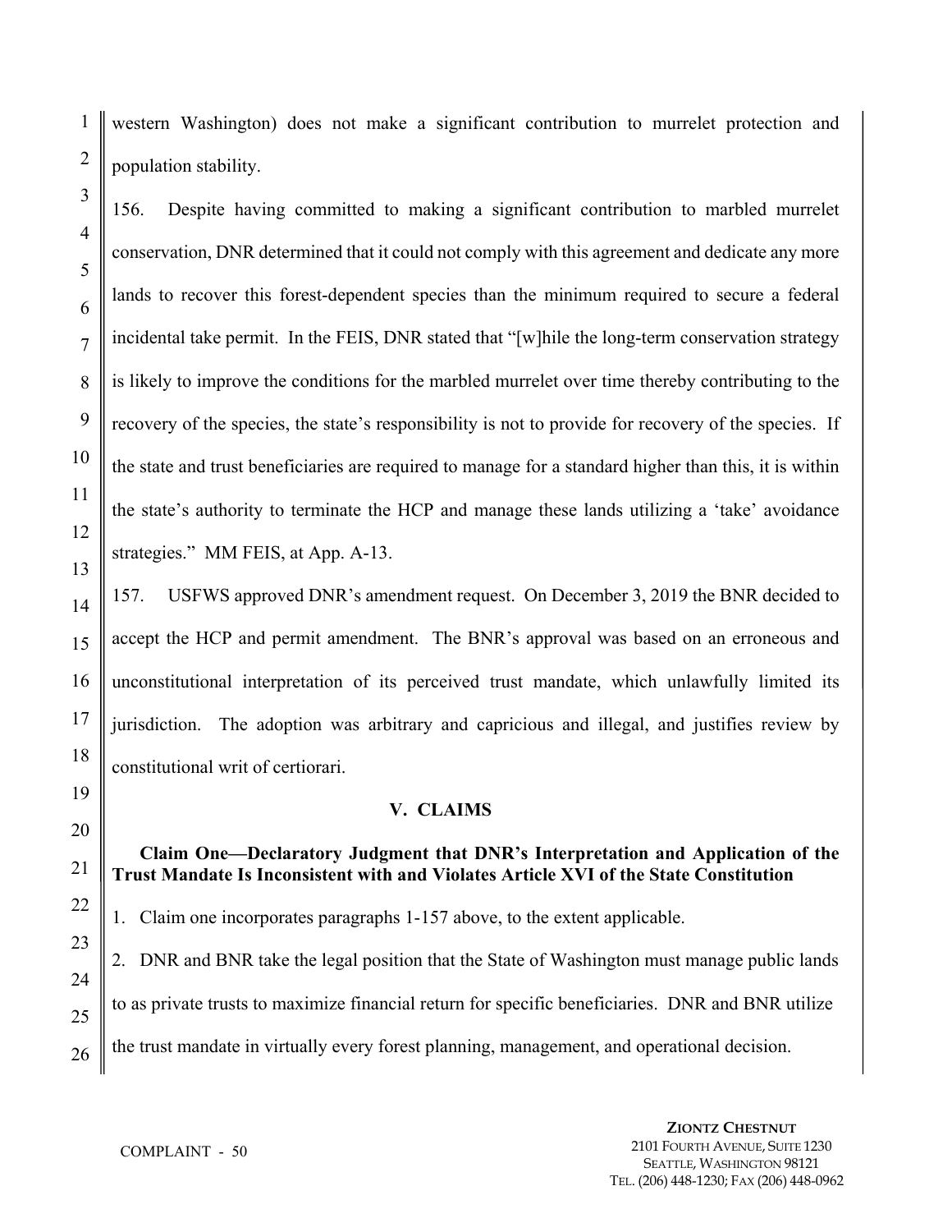western Washington) does not make a significant contribution to murrelet protection and population stability.

156. Despite having committed to making a significant contribution to marbled murrelet conservation, DNR determined that it could not comply with this agreement and dedicate any more lands to recover this forest-dependent species than the minimum required to secure a federal incidental take permit. In the FEIS, DNR stated that "[w]hile the long-term conservation strategy is likely to improve the conditions for the marbled murrelet over time thereby contributing to the recovery of the species, the state's responsibility is not to provide for recovery of the species. If the state and trust beneficiaries are required to manage for a standard higher than this, it is within the state's authority to terminate the HCP and manage these lands utilizing a 'take' avoidance strategies." MM FEIS, at App. A-13.

157. USFWS approved DNR's amendment request. On December 3, 2019 the BNR decided to accept the HCP and permit amendment. The BNR's approval was based on an erroneous and unconstitutional interpretation of its perceived trust mandate, which unlawfully limited its jurisdiction. The adoption was arbitrary and capricious and illegal, and justifies review by constitutional writ of certiorari.

## V. CLAIMS

### Claim One—Declaratory Judgment that DNR's Interpretation and Application of the Trust Mandate Is Inconsistent with and Violates Article XVI of the State Constitution

1. Claim one incorporates paragraphs 1-157 above, to the extent applicable.

2. DNR and BNR take the legal position that the State of Washington must manage public lands to as private trusts to maximize financial return for specific beneficiaries. DNR and BNR utilize the trust mandate in virtually every forest planning, management, and operational decision.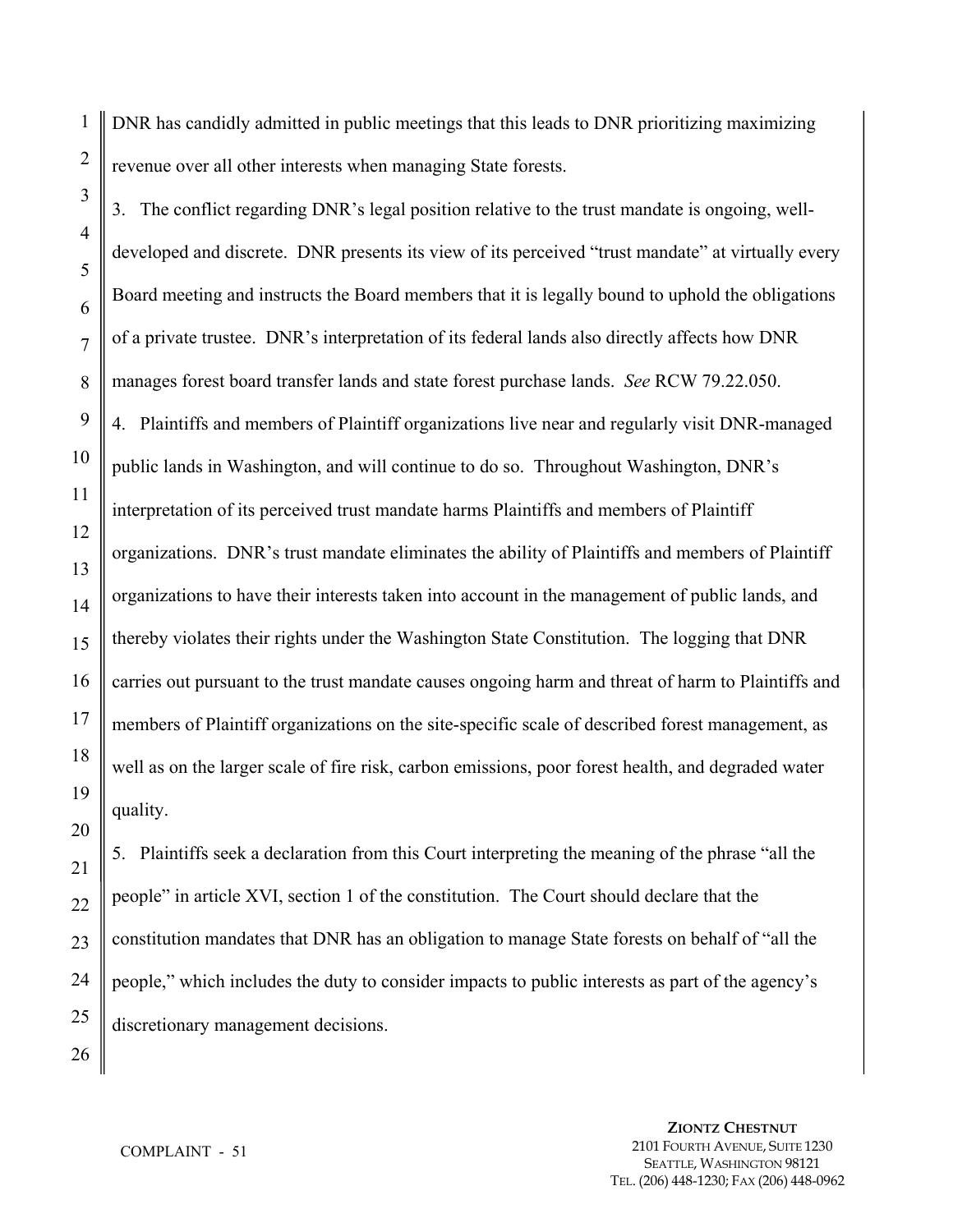DNR has candidly admitted in public meetings that this leads to DNR prioritizing maximizing revenue over all other interests when managing State forests.

3. The conflict regarding DNR's legal position relative to the trust mandate is ongoing, well-developed and discrete. DNR presents its view of its perceived "trust mandate" at virtually every Board meeting and instructs the Board members that it is legally bound to uphold the obligations of a private trustee. DNR's interpretation of its federal lands also directly affects how DNR manages forest board transfer lands and state forest purchase lands. *See* RCW 79.22.050.

4. Plaintiffs and members of Plaintiff organizations live near and regularly visit DNR-managed public lands in Washington, and will continue to do so. Throughout Washington, DNR's interpretation of its perceived trust mandate harms Plaintiffs and members of Plaintiff organizations. DNR's trust mandate eliminates the ability of Plaintiffs and members of Plaintiff organizations to have their interests taken into account in the management of public lands, and thereby violates their rights under the Washington State Constitution. The logging that DNR carries out pursuant to the trust mandate causes ongoing harm and threat of harm to Plaintiffs and members of Plaintiff organizations on the site-specific scale of described forest management, as well as on the larger scale of fire risk, carbon emissions, poor forest health, and degraded water quality.

5. Plaintiffs seek a declaration from this Court interpreting the meaning of the phrase "all the people" in article XVI, section 1 of the constitution. The Court should declare that the constitution mandates that DNR has an obligation to manage State forests on behalf of "all the people," which includes the duty to consider impacts to public interests as part of the agency's discretionary management decisions.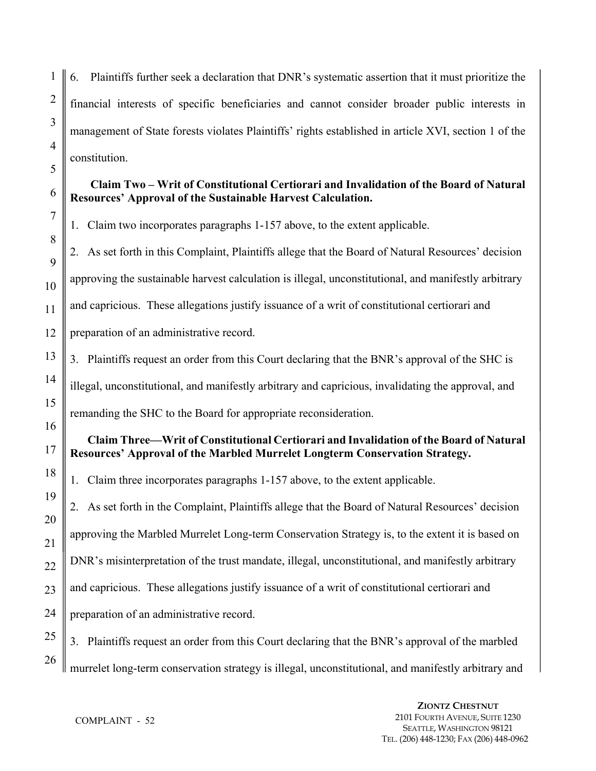6. Plaintiffs further seek a declaration that DNR's systematic assertion that it must prioritize the financial interests of specific beneficiaries and cannot consider broader public interests in management of State forests violates Plaintiffs' rights established in article XVI, section 1 of the constitution.

**Claim Two – Writ of Constitutional Certiorari and Invalidation of the Board of Natural Resources' Approval of the Sustainable Harvest Calculation.**

1. Claim two incorporates paragraphs 1-157 above, to the extent applicable.

2. As set forth in this Complaint, Plaintiffs allege that the Board of Natural Resources' decision approving the sustainable harvest calculation is illegal, unconstitutional, and manifestly arbitrary and capricious. These allegations justify issuance of a writ of constitutional certiorari and preparation of an administrative record.

3. Plaintiffs request an order from this Court declaring that the BNR's approval of the SHC is illegal, unconstitutional, and manifestly arbitrary and capricious, invalidating the approval, and remanding the SHC to the Board for appropriate reconsideration.

**Claim Three—Writ of Constitutional Certiorari and Invalidation of the Board of Natural Resources' Approval of the Marbled Murrelet Longterm Conservation Strategy.**

1. Claim three incorporates paragraphs 1-157 above, to the extent applicable.

2. As set forth in the Complaint, Plaintiffs allege that the Board of Natural Resources' decision approving the Marbled Murrelet Long-term Conservation Strategy is, to the extent it is based on DNR's misinterpretation of the trust mandate, illegal, unconstitutional, and manifestly arbitrary and capricious. These allegations justify issuance of a writ of constitutional certiorari and preparation of an administrative record.

3. Plaintiffs request an order from this Court declaring that the BNR's approval of the marbled murrelet long-term conservation strategy is illegal, unconstitutional, and manifestly arbitrary and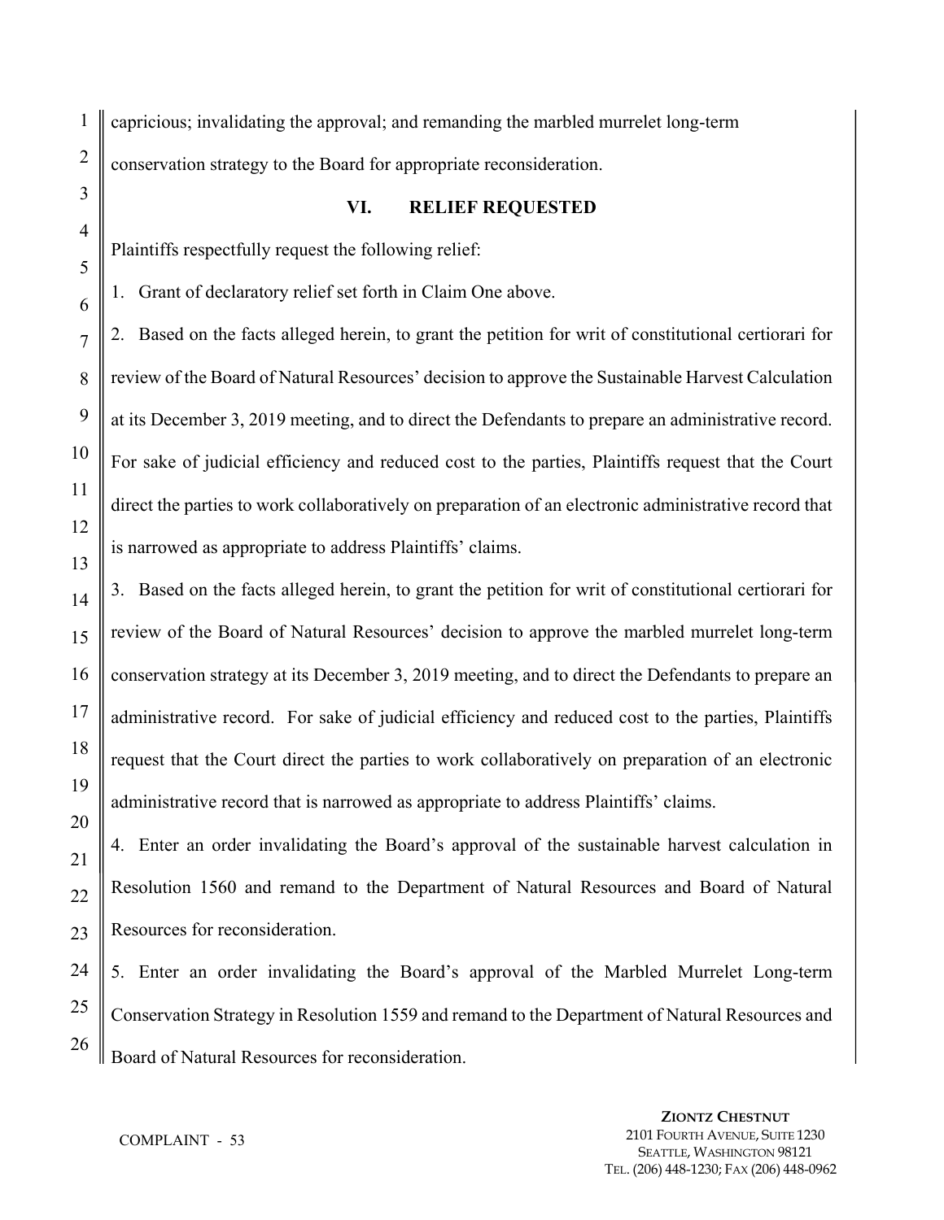capricious; invalidating the approval; and remanding the marbled murrelet long-term conservation strategy to the Board for appropriate reconsideration.

## VI. RELIEF REQUESTED

Plaintiffs respectfully request the following relief:

1. Grant of declaratory relief set forth in Claim One above.

2. Based on the facts alleged herein, to grant the petition for writ of constitutional certiorari for review of the Board of Natural Resources' decision to approve the Sustainable Harvest Calculation at its December 3, 2019 meeting, and to direct the Defendants to prepare an administrative record. For sake of judicial efficiency and reduced cost to the parties, Plaintiffs request that the Court direct the parties to work collaboratively on preparation of an electronic administrative record that is narrowed as appropriate to address Plaintiffs' claims.

3. Based on the facts alleged herein, to grant the petition for writ of constitutional certiorari for review of the Board of Natural Resources' decision to approve the marbled murrelet long-term conservation strategy at its December 3, 2019 meeting, and to direct the Defendants to prepare an administrative record. For sake of judicial efficiency and reduced cost to the parties, Plaintiffs request that the Court direct the parties to work collaboratively on preparation of an electronic administrative record that is narrowed as appropriate to address Plaintiffs' claims.

4. Enter an order invalidating the Board's approval of the sustainable harvest calculation in Resolution 1560 and remand to the Department of Natural Resources and Board of Natural Resources for reconsideration.

5. Enter an order invalidating the Board's approval of the Marbled Murrelet Long-term Conservation Strategy in Resolution 1559 and remand to the Department of Natural Resources and Board of Natural Resources for reconsideration.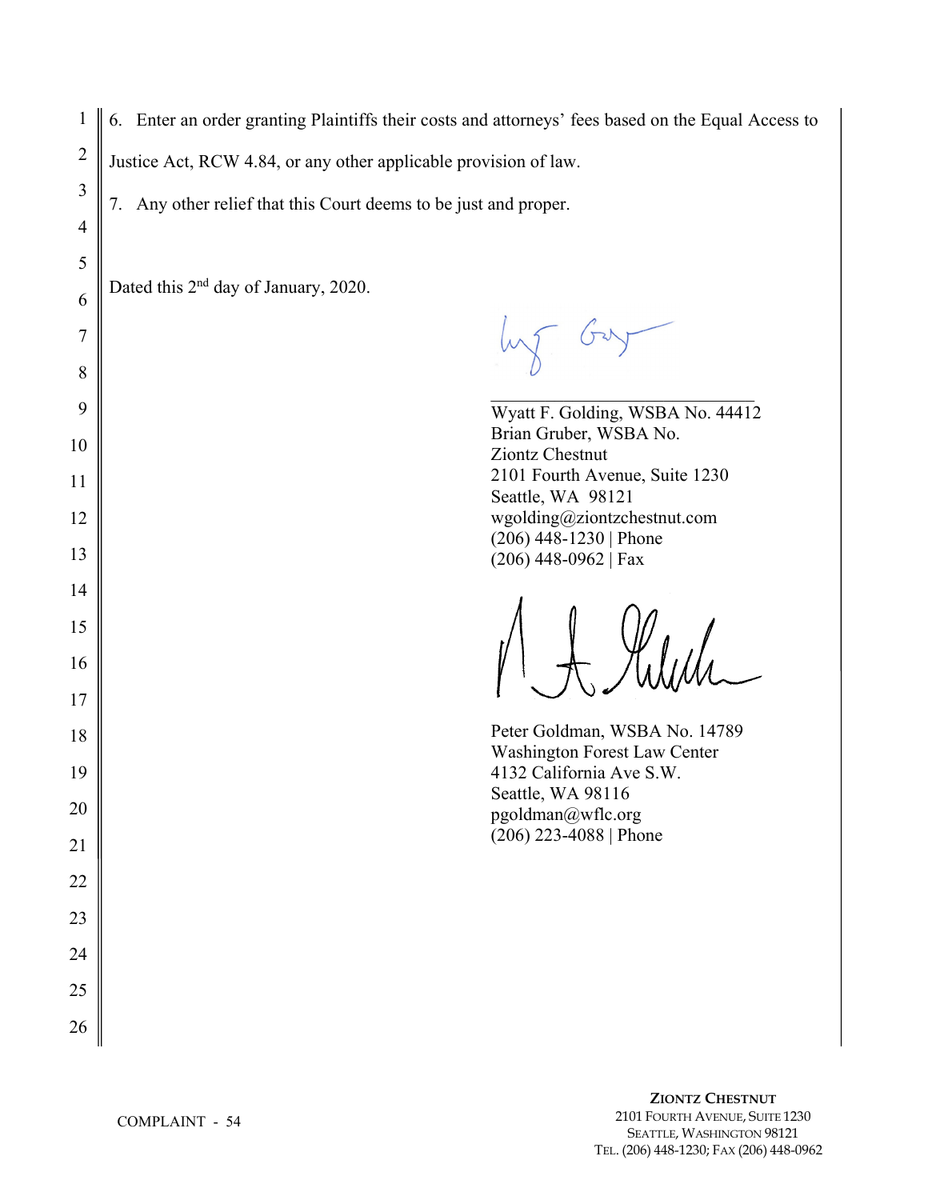6. Enter an order granting Plaintiffs their costs and attorneys' fees based on the Equal Access to Justice Act, RCW 4.84, or any other applicable provision of law.

7. Any other relief that this Court deems to be just and proper.

Dated this 2nd day of January, 2020.

\_\_\_\_\_\_\_\_\_\_\_\_\_\_\_\_\_\_\_\_\_\_\_\_\_\_\_\_\_\_

Wyatt F. Golding, WSBA No. 44412
Brian Gruber, WSBA No.
Ziontz Chestnut
2101 Fourth Avenue, Suite 1230
Seattle, WA 98121
wgolding@ziontzchestnut.com
(206) 448-1230 | Phone
(206) 448-0962 | Fax

Peter Goldman, WSBA No. 14789
Washington Forest Law Center
4132 California Ave S.W.
Seattle, WA 98116
pgoldman@wflc.org
(206) 223-4088 | Phone